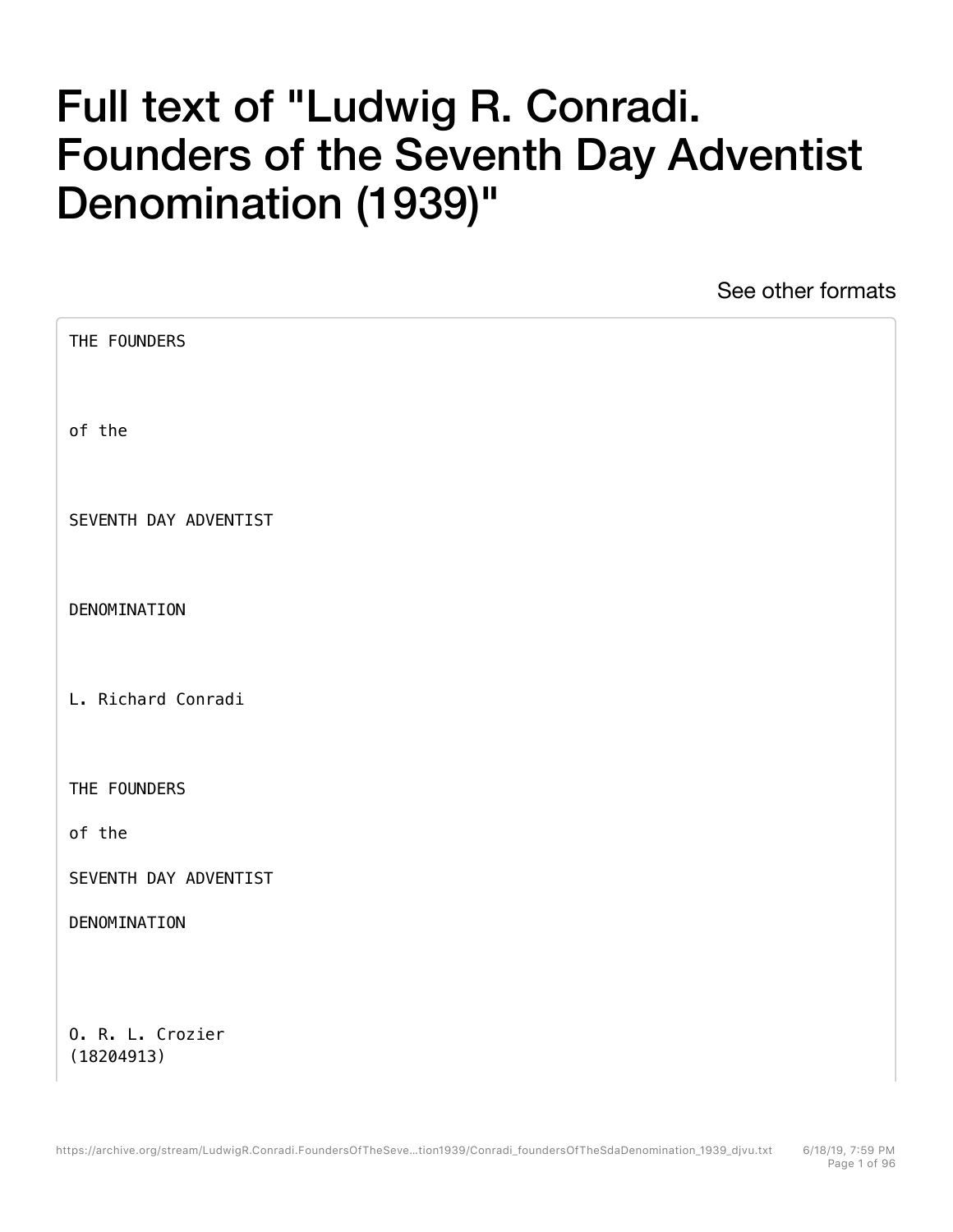# Full text of "Ludwig R. Conradi. Founders of the Seventh Day Adventist Denomination (1939)"

See other formats

THE FOUNDERS

of the

SEVENTH DAY ADVENTIST

DENOMINATION

L. Richard Conradi

THE FOUNDERS

of the

SEVENTH DAY ADVENTIST

DENOMINATION

O. R. L. Crozier
(18204913)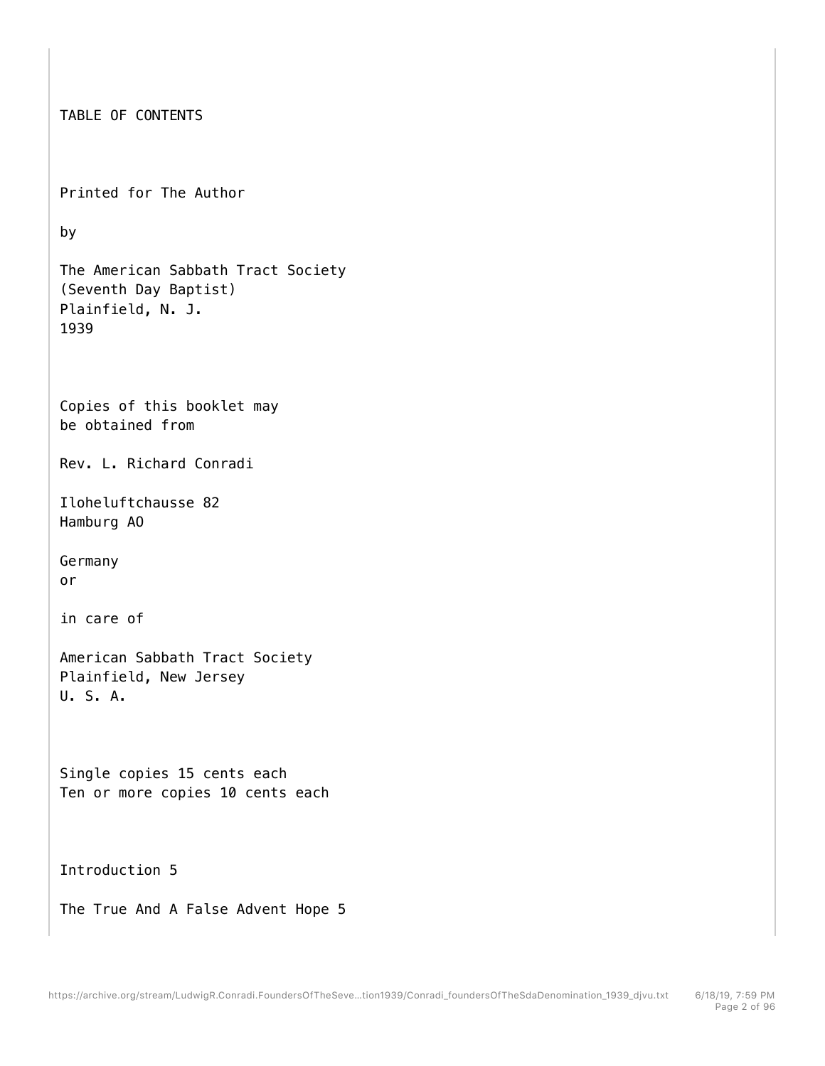TABLE OF CONTENTS

Printed for The Author

by

The American Sabbath Tract Society
(Seventh Day Baptist)
Plainfield, N. J.
1939

Copies of this booklet may
be obtained from

Rev. L. Richard Conradi

Iloheluftchausse 82
Hamburg AO

Germany
or

in care of

American Sabbath Tract Society
Plainfield, New Jersey
U. S. A.

Single copies 15 cents each
Ten or more copies 10 cents each

Introduction 5

The True And A False Advent Hope 5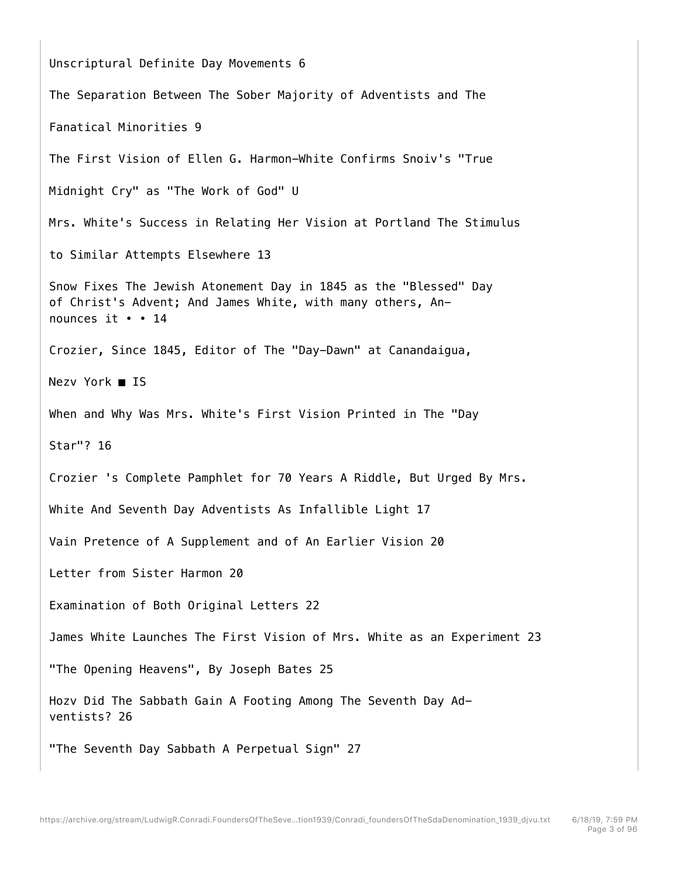Unscriptural Definite Day Movements 6

The Separation Between The Sober Majority of Adventists and The

Fanatical Minorities 9

The First Vision of Ellen G. Harmon-White Confirms Snoiv's "True

Midnight Cry" as "The Work of God" U

Mrs. White's Success in Relating Her Vision at Portland The Stimulus

to Similar Attempts Elsewhere 13

Snow Fixes The Jewish Atonement Day in 1845 as the "Blessed" Day
of Christ's Advent; And James White, with many others, An-
nounces it • • 14

Crozier, Since 1845, Editor of The "Day-Dawn" at Canandaigua,

Nezv York ■ IS

When and Why Was Mrs. White's First Vision Printed in The "Day

Star"? 16

Crozier 's Complete Pamphlet for 70 Years A Riddle, But Urged By Mrs.

White And Seventh Day Adventists As Infallible Light 17

Vain Pretence of A Supplement and of An Earlier Vision 20

Letter from Sister Harmon 20

Examination of Both Original Letters 22

James White Launches The First Vision of Mrs. White as an Experiment 23

"The Opening Heavens", By Joseph Bates 25

Hozv Did The Sabbath Gain A Footing Among The Seventh Day Ad-
ventists? 26

"The Seventh Day Sabbath A Perpetual Sign" 27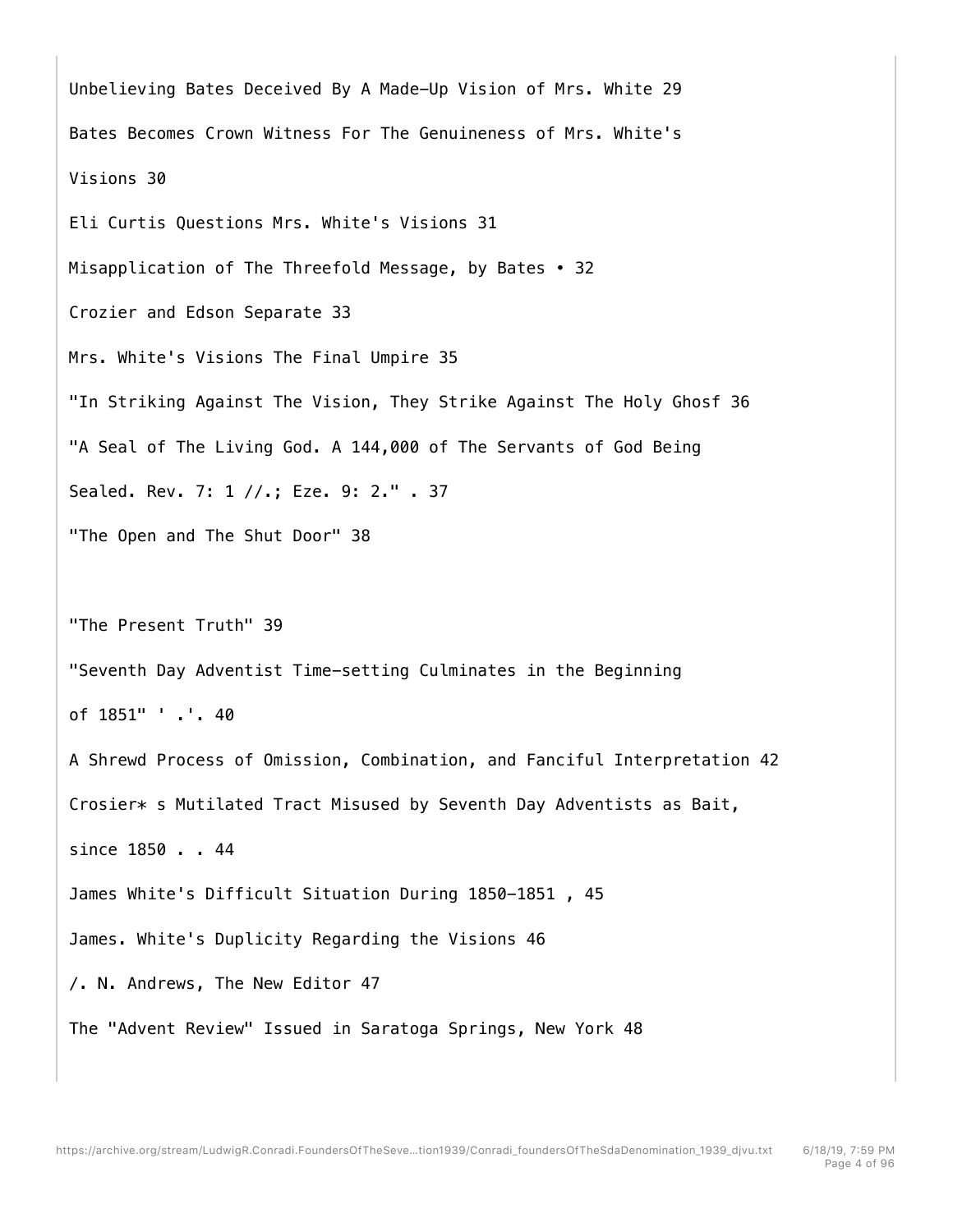Unbelieving Bates Deceived By A Made-Up Vision of Mrs. White 29

Bates Becomes Crown Witness For The Genuineness of Mrs. White's

Visions 30

Eli Curtis Questions Mrs. White's Visions 31

Misapplication of The Threefold Message, by Bates • 32

Crozier and Edson Separate 33

Mrs. White's Visions The Final Umpire 35

"In Striking Against The Vision, They Strike Against The Holy Ghosf 36

"A Seal of The Living God. A 144,000 of The Servants of God Being

Sealed. Rev. 7: 1 //.; Eze. 9: 2." . 37

"The Open and The Shut Door" 38

"The Present Truth" 39

"Seventh Day Adventist Time-setting Culminates in the Beginning

of 1851" ' .'. 40

A Shrewd Process of Omission, Combination, and Fanciful Interpretation 42

Crosier* s Mutilated Tract Misused by Seventh Day Adventists as Bait,

since 1850 . . 44

James White's Difficult Situation During 1850-1851 , 45

James. White's Duplicity Regarding the Visions 46

/. N. Andrews, The New Editor 47

The "Advent Review" Issued in Saratoga Springs, New York 48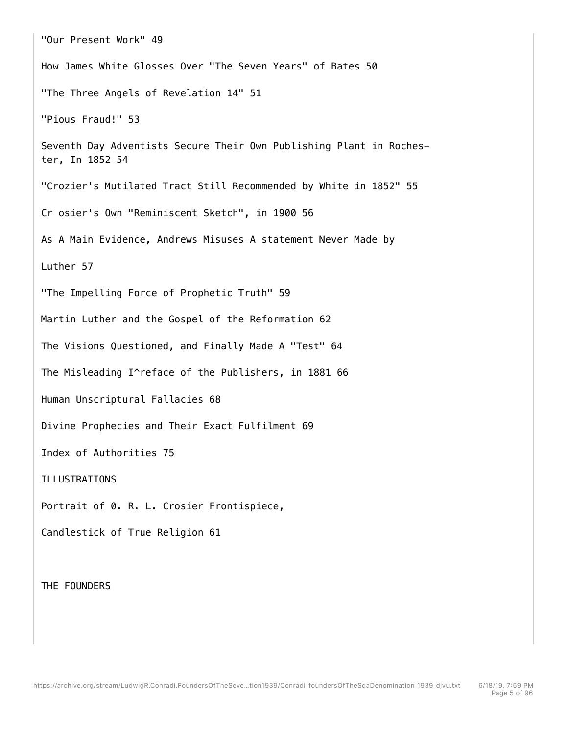"Our Present Work" 49

How James White Glosses Over "The Seven Years" of Bates 50

"The Three Angels of Revelation 14" 51

"Pious Fraud!" 53

Seventh Day Adventists Secure Their Own Publishing Plant in Roches— ter, In 1852 54

"Crozier's Mutilated Tract Still Recommended by White in 1852" 55

Cr osier's Own "Reminiscent Sketch", in 1900 56

As A Main Evidence, Andrews Misuses A statement Never Made by

Luther 57

"The Impelling Force of Prophetic Truth" 59

Martin Luther and the Gospel of the Reformation 62

The Visions Questioned, and Finally Made A "Test" 64

The Misleading I^reface of the Publishers, in 1881 66

Human Unscriptural Fallacies 68

Divine Prophecies and Their Exact Fulfilment 69

Index of Authorities 75

ILLUSTRATIONS

Portrait of 0. R. L. Crosier Frontispiece,

Candlestick of True Religion 61

THE FOUNDERS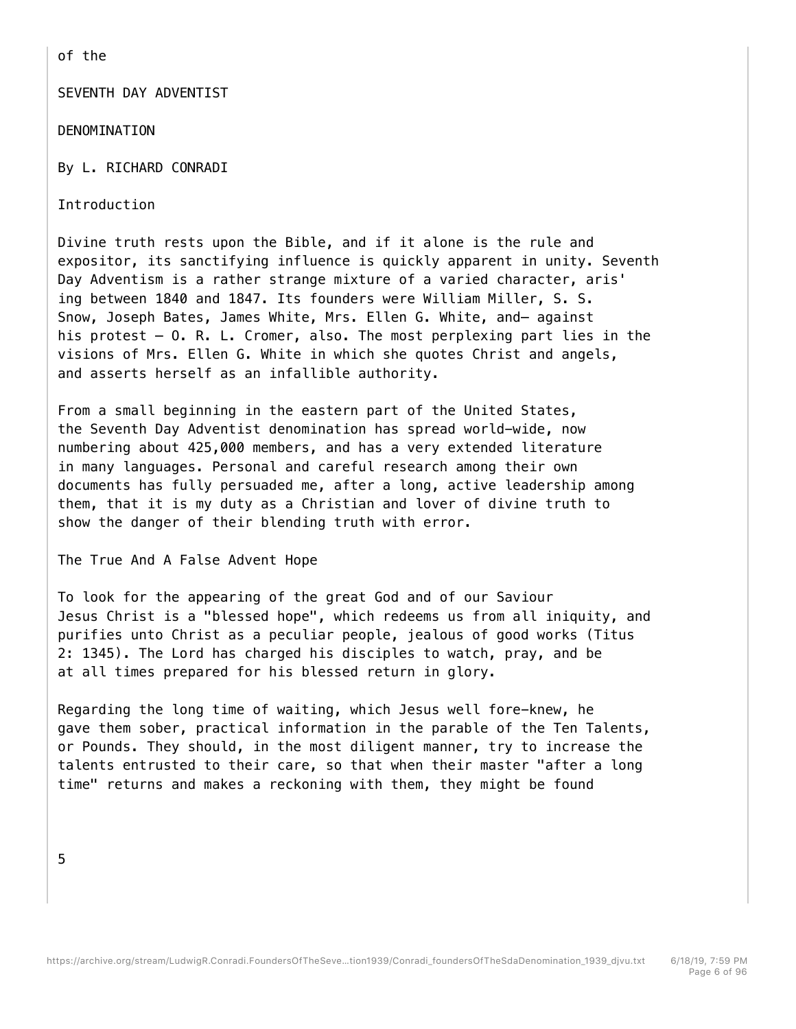of the

SEVENTH DAY ADVENTIST

DENOMINATION

By L. RICHARD CONRADI

## Introduction

Divine truth rests upon the Bible, and if it alone is the rule and expositor, its sanctifying influence is quickly apparent in unity. Seventh Day Adventism is a rather strange mixture of a varied character, aris' ing between 1840 and 1847. Its founders were William Miller, S. S. Snow, Joseph Bates, James White, Mrs. Ellen G. White, and— against his protest — O. R. L. Cromer, also. The most perplexing part lies in the visions of Mrs. Ellen G. White in which she quotes Christ and angels, and asserts herself as an infallible authority.

From a small beginning in the eastern part of the United States, the Seventh Day Adventist denomination has spread world-wide, now numbering about 425,000 members, and has a very extended literature in many languages. Personal and careful research among their own documents has fully persuaded me, after a long, active leadership among them, that it is my duty as a Christian and lover of divine truth to show the danger of their blending truth with error.

## The True And A False Advent Hope

To look for the appearing of the great God and of our Saviour Jesus Christ is a "blessed hope", which redeems us from all iniquity, and purifies unto Christ as a peculiar people, jealous of good works (Titus 2: 1345). The Lord has charged his disciples to watch, pray, and be at all times prepared for his blessed return in glory.

Regarding the long time of waiting, which Jesus well fore-knew, he gave them sober, practical information in the parable of the Ten Talents, or Pounds. They should, in the most diligent manner, try to increase the talents entrusted to their care, so that when their master "after a long time" returns and makes a reckoning with them, they might be found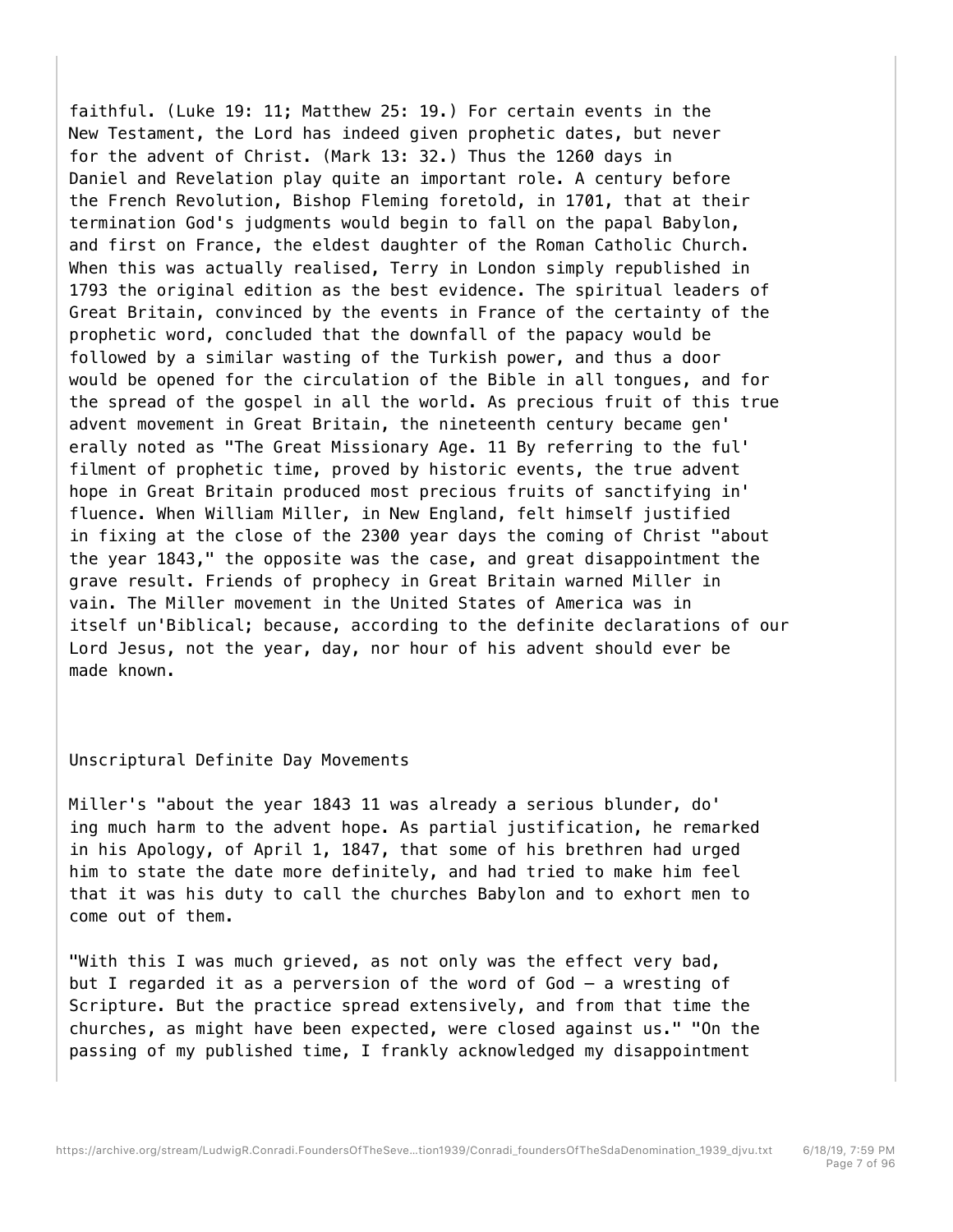faithful. (Luke 19: 11; Matthew 25: 19.) For certain events in the New Testament, the Lord has indeed given prophetic dates, but never for the advent of Christ. (Mark 13: 32.) Thus the 1260 days in Daniel and Revelation play quite an important role. A century before the French Revolution, Bishop Fleming foretold, in 1701, that at their termination God's judgments would begin to fall on the papal Babylon, and first on France, the eldest daughter of the Roman Catholic Church. When this was actually realised, Terry in London simply republished in 1793 the original edition as the best evidence. The spiritual leaders of Great Britain, convinced by the events in France of the certainty of the prophetic word, concluded that the downfall of the papacy would be followed by a similar wasting of the Turkish power, and thus a door would be opened for the circulation of the Bible in all tongues, and for the spread of the gospel in all the world. As precious fruit of this true advent movement in Great Britain, the nineteenth century became gen' erally noted as "The Great Missionary Age. 11 By referring to the ful' filment of prophetic time, proved by historic events, the true advent hope in Great Britain produced most precious fruits of sanctifying in' fluence. When William Miller, in New England, felt himself justified in fixing at the close of the 2300 year days the coming of Christ "about the year 1843," the opposite was the case, and great disappointment the grave result. Friends of prophecy in Great Britain warned Miller in vain. The Miller movement in the United States of America was in itself un'Biblical; because, according to the definite declarations of our Lord Jesus, not the year, day, nor hour of his advent should ever be made known.

## Unscriptural Definite Day Movements

Miller's "about the year 1843 11 was already a serious blunder, do' ing much harm to the advent hope. As partial justification, he remarked in his Apology, of April 1, 1847, that some of his brethren had urged him to state the date more definitely, and had tried to make him feel that it was his duty to call the churches Babylon and to exhort men to come out of them.

"With this I was much grieved, as not only was the effect very bad, but I regarded it as a perversion of the word of God — a wresting of Scripture. But the practice spread extensively, and from that time the churches, as might have been expected, were closed against us." "On the passing of my published time, I frankly acknowledged my disappointment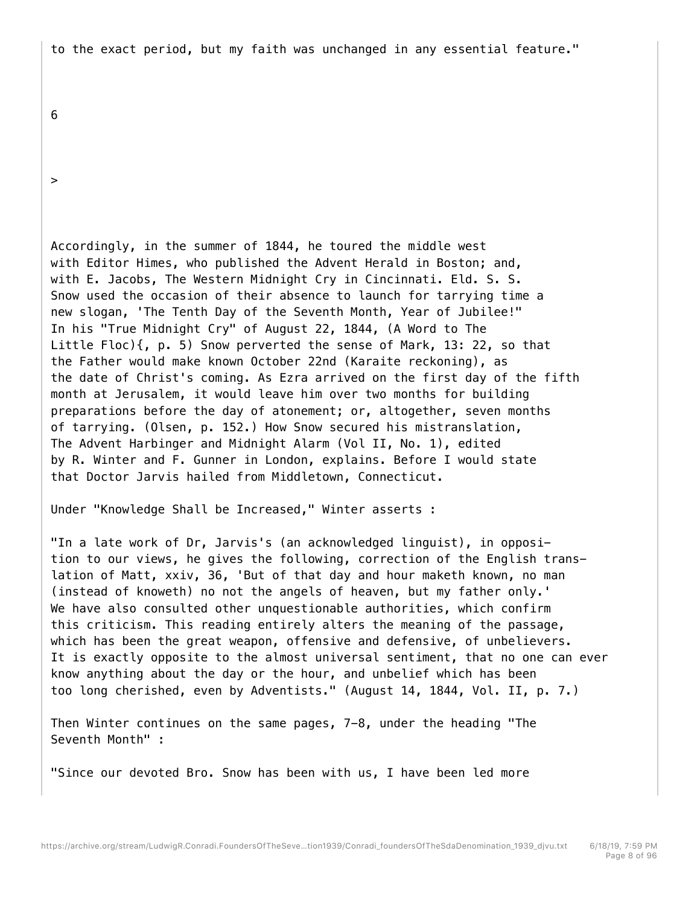to the exact period, but my faith was unchanged in any essential feature."

>

Accordingly, in the summer of 1844, he toured the middle west with Editor Himes, who published the Advent Herald in Boston; and, with E. Jacobs, The Western Midnight Cry in Cincinnati. Eld. S. S. Snow used the occasion of their absence to launch for tarrying time a new slogan, 'The Tenth Day of the Seventh Month, Year of Jubilee!" In his "True Midnight Cry" of August 22, 1844, (A Word to The Little Floc){, p. 5) Snow perverted the sense of Mark, 13: 22, so that the Father would make known October 22nd (Karaite reckoning), as the date of Christ's coming. As Ezra arrived on the first day of the fifth month at Jerusalem, it would leave him over two months for building preparations before the day of atonement; or, altogether, seven months of tarrying. (Olsen, p. 152.) How Snow secured his mistranslation, The Advent Harbinger and Midnight Alarm (Vol II, No. 1), edited by R. Winter and F. Gunner in London, explains. Before I would state that Doctor Jarvis hailed from Middletown, Connecticut.

Under "Knowledge Shall be Increased," Winter asserts :

"In a late work of Dr, Jarvis's (an acknowledged linguist), in opposition to our views, he gives the following, correction of the English translation of Matt, xxiv, 36, 'But of that day and hour maketh known, no man (instead of knoweth) no not the angels of heaven, but my father only.' We have also consulted other unquestionable authorities, which confirm this criticism. This reading entirely alters the meaning of the passage, which has been the great weapon, offensive and defensive, of unbelievers. It is exactly opposite to the almost universal sentiment, that no one can ever know anything about the day or the hour, and unbelief which has been too long cherished, even by Adventists." (August 14, 1844, Vol. II, p. 7.)

Then Winter continues on the same pages, 7-8, under the heading "The Seventh Month" :

"Since our devoted Bro. Snow has been with us, I have been led more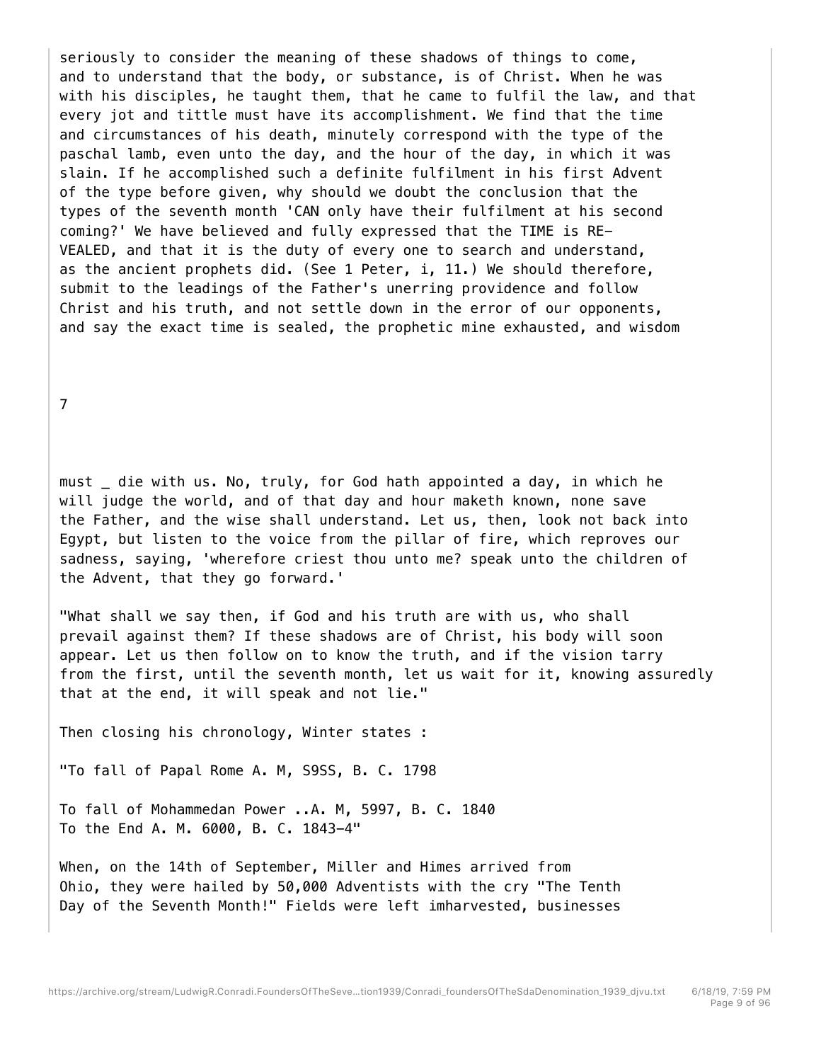seriously to consider the meaning of these shadows of things to come, and to understand that the body, or substance, is of Christ. When he was with his disciples, he taught them, that he came to fulfil the law, and that every jot and tittle must have its accomplishment. We find that the time and circumstances of his death, minutely correspond with the type of the paschal lamb, even unto the day, and the hour of the day, in which it was slain. If he accomplished such a definite fulfilment in his first Advent of the type before given, why should we doubt the conclusion that the types of the seventh month 'CAN only have their fulfilment at his second coming?' We have believed and fully expressed that the TIME is RE-VEALED, and that it is the duty of every one to search and understand, as the ancient prophets did. (See 1 Peter, i, 11.) We should therefore, submit to the leadings of the Father's unerring providence and follow Christ and his truth, and not settle down in the error of our opponents, and say the exact time is sealed, the prophetic mine exhausted, and wisdom

must _ die with us. No, truly, for God hath appointed a day, in which he will judge the world, and of that day and hour maketh known, none save the Father, and the wise shall understand. Let us, then, look not back into Egypt, but listen to the voice from the pillar of fire, which reproves our sadness, saying, 'wherefore criest thou unto me? speak unto the children of the Advent, that they go forward.'

"What shall we say then, if God and his truth are with us, who shall prevail against them? If these shadows are of Christ, his body will soon appear. Let us then follow on to know the truth, and if the vision tarry from the first, until the seventh month, let us wait for it, knowing assuredly that at the end, it will speak and not lie."

Then closing his chronology, Winter states :

"To fall of Papal Rome A. M, S9SS, B. C. 1798

To fall of Mohammedan Power ..A. M, 5997, B. C. 1840
To the End A. M. 6000, B. C. 1843-4"

When, on the 14th of September, Miller and Himes arrived from Ohio, they were hailed by 50,000 Adventists with the cry "The Tenth Day of the Seventh Month!" Fields were left imharvested, businesses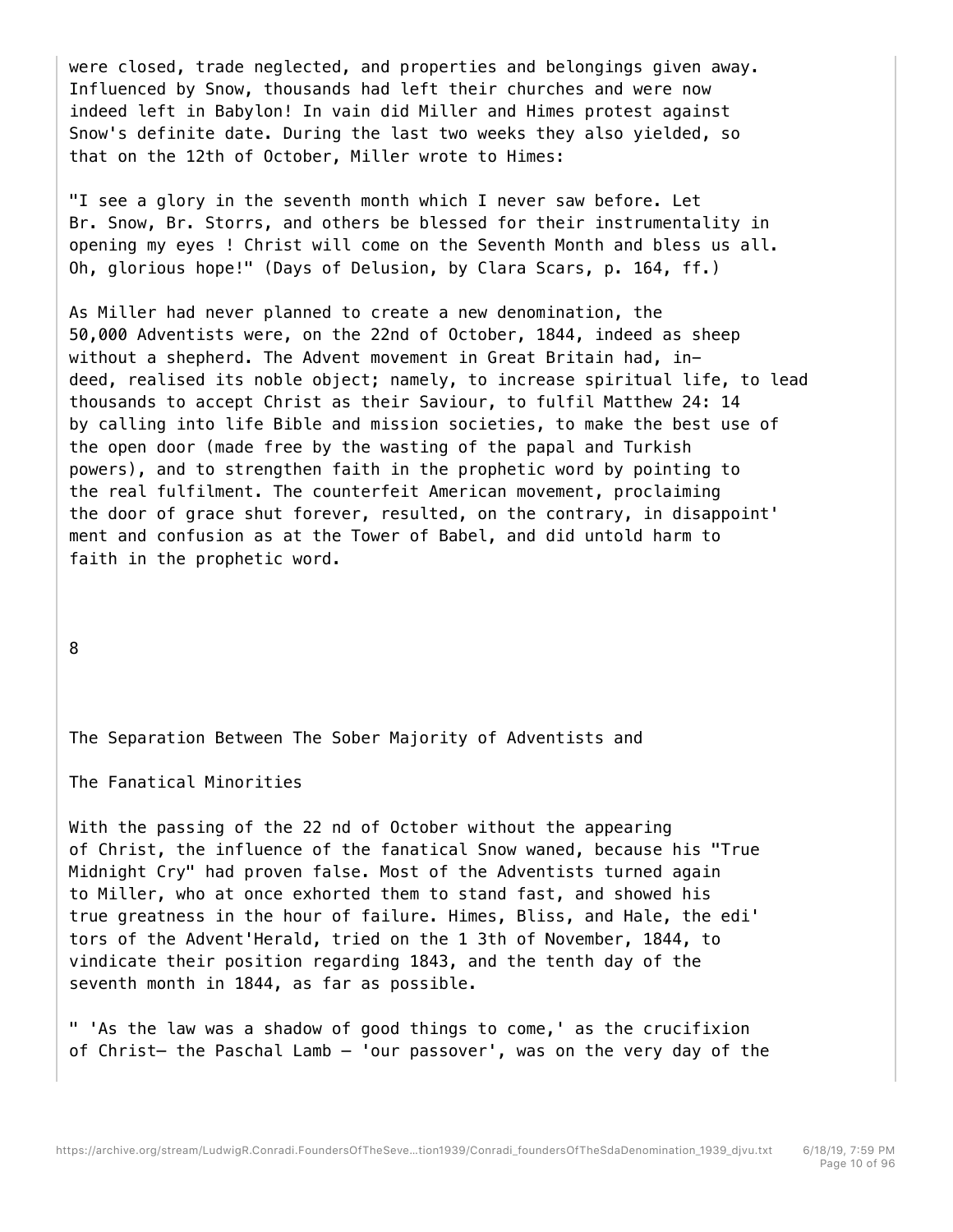were closed, trade neglected, and properties and belongings given away. Influenced by Snow, thousands had left their churches and were now indeed left in Babylon! In vain did Miller and Himes protest against Snow's definite date. During the last two weeks they also yielded, so that on the 12th of October, Miller wrote to Himes:

"I see a glory in the seventh month which I never saw before. Let Br. Snow, Br. Storrs, and others be blessed for their instrumentality in opening my eyes ! Christ will come on the Seventh Month and bless us all. Oh, glorious hope!" (Days of Delusion, by Clara Scars, p. 164, ff.)

As Miller had never planned to create a new denomination, the 50,000 Adventists were, on the 22nd of October, 1844, indeed as sheep without a shepherd. The Advent movement in Great Britain had, indeed, realised its noble object; namely, to increase spiritual life, to lead thousands to accept Christ as their Saviour, to fulfil Matthew 24: 14 by calling into life Bible and mission societies, to make the best use of the open door (made free by the wasting of the papal and Turkish powers), and to strengthen faith in the prophetic word by pointing to the real fulfilment. The counterfeit American movement, proclaiming the door of grace shut forever, resulted, on the contrary, in disappoint' ment and confusion as at the Tower of Babel, and did untold harm to faith in the prophetic word.

## 8

## The Separation Between The Sober Majority of Adventists and The Fanatical Minorities

With the passing of the 22 nd of October without the appearing of Christ, the influence of the fanatical Snow waned, because his "True Midnight Cry" had proven false. Most of the Adventists turned again to Miller, who at once exhorted them to stand fast, and showed his true greatness in the hour of failure. Himes, Bliss, and Hale, the edi' tors of the Advent'Herald, tried on the 1 3th of November, 1844, to vindicate their position regarding 1843, and the tenth day of the seventh month in 1844, as far as possible.

" 'As the law was a shadow of good things to come,' as the crucifixion of Christ— the Paschal Lamb — 'our passover', was on the very day of the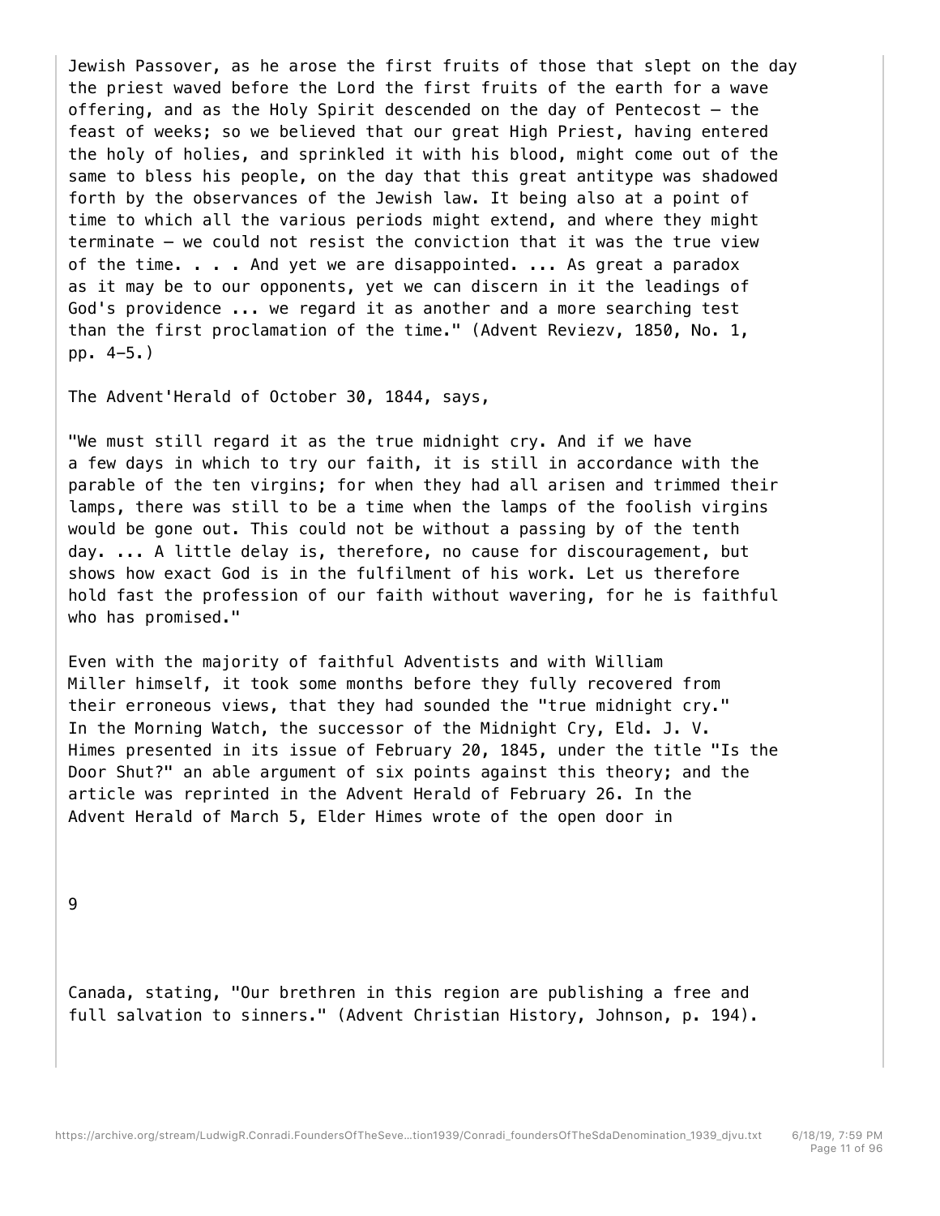Jewish Passover, as he arose the first fruits of those that slept on the day the priest waved before the Lord the first fruits of the earth for a wave offering, and as the Holy Spirit descended on the day of Pentecost — the feast of weeks; so we believed that our great High Priest, having entered the holy of holies, and sprinkled it with his blood, might come out of the same to bless his people, on the day that this great antitype was shadowed forth by the observances of the Jewish law. It being also at a point of time to which all the various periods might extend, and where they might terminate — we could not resist the conviction that it was the true view of the time. . . . And yet we are disappointed. ... As great a paradox as it may be to our opponents, yet we can discern in it the leadings of God's providence ... we regard it as another and a more searching test than the first proclamation of the time." (Advent Reviezv, 1850, No. 1, pp. 4—5.)

The Advent'Herald of October 30, 1844, says,

"We must still regard it as the true midnight cry. And if we have a few days in which to try our faith, it is still in accordance with the parable of the ten virgins; for when they had all arisen and trimmed their lamps, there was still to be a time when the lamps of the foolish virgins would be gone out. This could not be without a passing by of the tenth day. ... A little delay is, therefore, no cause for discouragement, but shows how exact God is in the fulfilment of his work. Let us therefore hold fast the profession of our faith without wavering, for he is faithful who has promised."

Even with the majority of faithful Adventists and with William Miller himself, it took some months before they fully recovered from their erroneous views, that they had sounded the "true midnight cry." In the Morning Watch, the successor of the Midnight Cry, Eld. J. V. Himes presented in its issue of February 20, 1845, under the title "Is the Door Shut?" an able argument of six points against this theory; and the article was reprinted in the Advent Herald of February 26. In the Advent Herald of March 5, Elder Himes wrote of the open door in Canada, stating, "Our brethren in this region are publishing a free and full salvation to sinners." (Advent Christian History, Johnson, p. 194).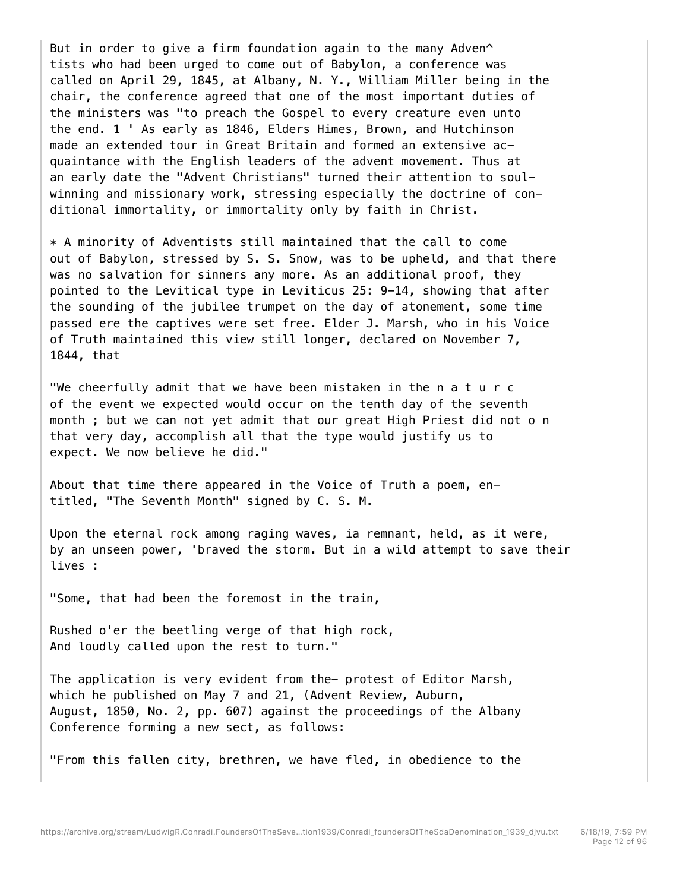But in order to give a firm foundation again to the many Adven^ tists who had been urged to come out of Babylon, a conference was called on April 29, 1845, at Albany, N. Y., William Miller being in the chair, the conference agreed that one of the most important duties of the ministers was "to preach the Gospel to every creature even unto the end. 1 ' As early as 1846, Elders Himes, Brown, and Hutchinson made an extended tour in Great Britain and formed an extensive ac- quaintance with the English leaders of the advent movement. Thus at an early date the "Advent Christians" turned their attention to soul- winning and missionary work, stressing especially the doctrine of con- ditional immortality, or immortality only by faith in Christ.

* A minority of Adventists still maintained that the call to come out of Babylon, stressed by S. S. Snow, was to be upheld, and that there was no salvation for sinners any more. As an additional proof, they pointed to the Levitical type in Leviticus 25: 9-14, showing that after the sounding of the jubilee trumpet on the day of atonement, some time passed ere the captives were set free. Elder J. Marsh, who in his Voice of Truth maintained this view still longer, declared on November 7, 1844, that

"We cheerfully admit that we have been mistaken in the n a t u r c of the event we expected would occur on the tenth day of the seventh month ; but we can not yet admit that our great High Priest did not o n that very day, accomplish all that the type would justify us to expect. We now believe he did."

About that time there appeared in the Voice of Truth a poem, en- titled, "The Seventh Month" signed by C. S. M.

Upon the eternal rock among raging waves, ia remnant, held, as it were, by an unseen power, 'braved the storm. But in a wild attempt to save their lives :

"Some, that had been the foremost in the train,

Rushed o'er the beetling verge of that high rock,
And loudly called upon the rest to turn."

The application is very evident from the- protest of Editor Marsh, which he published on May 7 and 21, (Advent Review, Auburn, August, 1850, No. 2, pp. 607) against the proceedings of the Albany Conference forming a new sect, as follows:

"From this fallen city, brethren, we have fled, in obedience to the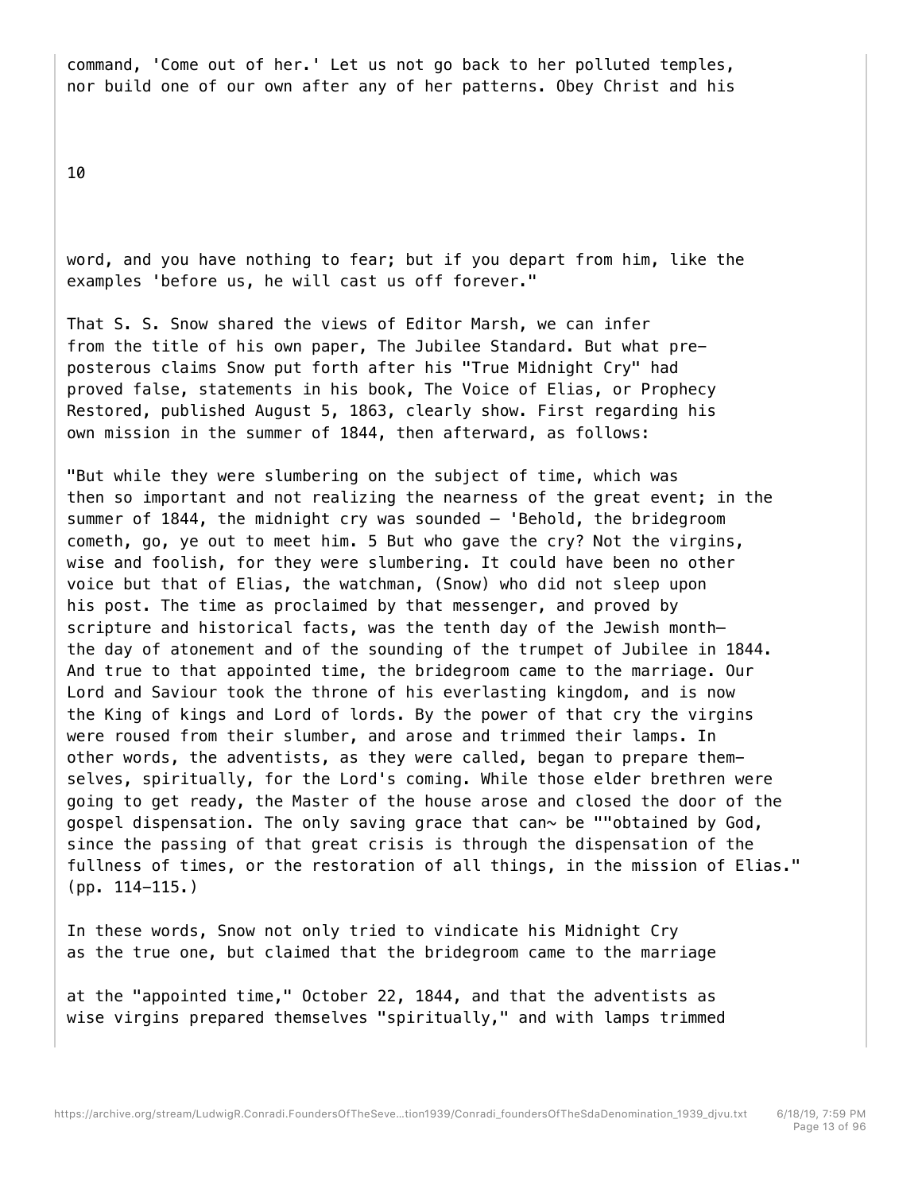command, 'Come out of her.' Let us not go back to her polluted temples, nor build one of our own after any of her patterns. Obey Christ and his

word, and you have nothing to fear; but if you depart from him, like the examples 'before us, he will cast us off forever."

That S. S. Snow shared the views of Editor Marsh, we can infer from the title of his own paper, The Jubilee Standard. But what preposterous claims Snow put forth after his "True Midnight Cry" had proved false, statements in his book, The Voice of Elias, or Prophecy Restored, published August 5, 1863, clearly show. First regarding his own mission in the summer of 1844, then afterward, as follows:

"But while they were slumbering on the subject of time, which was then so important and not realizing the nearness of the great event; in the summer of 1844, the midnight cry was sounded — 'Behold, the bridegroom cometh, go, ye out to meet him. 5 But who gave the cry? Not the virgins, wise and foolish, for they were slumbering. It could have been no other voice but that of Elias, the watchman, (Snow) who did not sleep upon his post. The time as proclaimed by that messenger, and proved by scripture and historical facts, was the tenth day of the Jewish month— the day of atonement and of the sounding of the trumpet of Jubilee in 1844. And true to that appointed time, the bridegroom came to the marriage. Our Lord and Saviour took the throne of his everlasting kingdom, and is now the King of kings and Lord of lords. By the power of that cry the virgins were roused from their slumber, and arose and trimmed their lamps. In other words, the adventists, as they were called, began to prepare themselves, spiritually, for the Lord's coming. While those elder brethren were going to get ready, the Master of the house arose and closed the door of the gospel dispensation. The only saving grace that can~ be ""obtained by God, since the passing of that great crisis is through the dispensation of the fullness of times, or the restoration of all things, in the mission of Elias." (pp. 114-115.)

In these words, Snow not only tried to vindicate his Midnight Cry as the true one, but claimed that the bridegroom came to the marriage at the "appointed time," October 22, 1844, and that the adventists as wise virgins prepared themselves "spiritually," and with lamps trimmed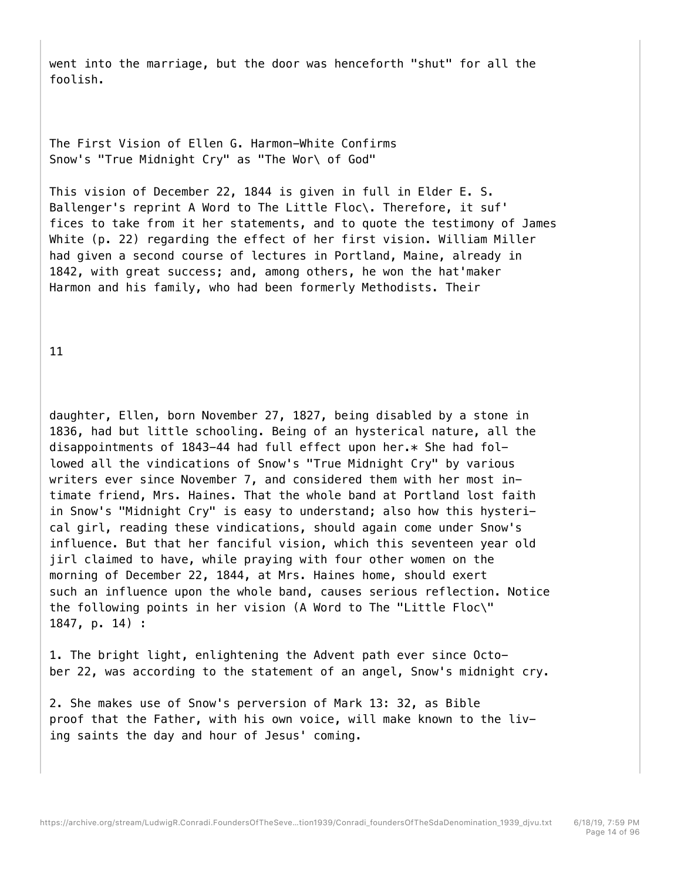went into the marriage, but the door was henceforth "shut" for all the foolish.

## The First Vision of Ellen G. Harmon-White Confirms Snow's "True Midnight Cry" as "The Wor\ of God"

This vision of December 22, 1844 is given in full in Elder E. S. Ballenger's reprint A Word to The Little Floc\. Therefore, it suf' fices to take from it her statements, and to quote the testimony of James White (p. 22) regarding the effect of her first vision. William Miller had given a second course of lectures in Portland, Maine, already in 1842, with great success; and, among others, he won the hat'maker Harmon and his family, who had been formerly Methodists. Their

daughter, Ellen, born November 27, 1827, being disabled by a stone in 1836, had but little schooling. Being of an hysterical nature, all the disappointments of 1843-44 had full effect upon her.* She had followed all the vindications of Snow's "True Midnight Cry" by various writers ever since November 7, and considered them with her most intimate friend, Mrs. Haines. That the whole band at Portland lost faith in Snow's "Midnight Cry" is easy to understand; also how this hysterical girl, reading these vindications, should again come under Snow's influence. But that her fanciful vision, which this seventeen year old jirl claimed to have, while praying with four other women on the morning of December 22, 1844, at Mrs. Haines home, should exert such an influence upon the whole band, causes serious reflection. Notice the following points in her vision (A Word to The "Little Floc\" 1847, p. 14) :

1. The bright light, enlightening the Advent path ever since October 22, was according to the statement of an angel, Snow's midnight cry.

2. She makes use of Snow's perversion of Mark 13: 32, as Bible proof that the Father, with his own voice, will make known to the living saints the day and hour of Jesus' coming.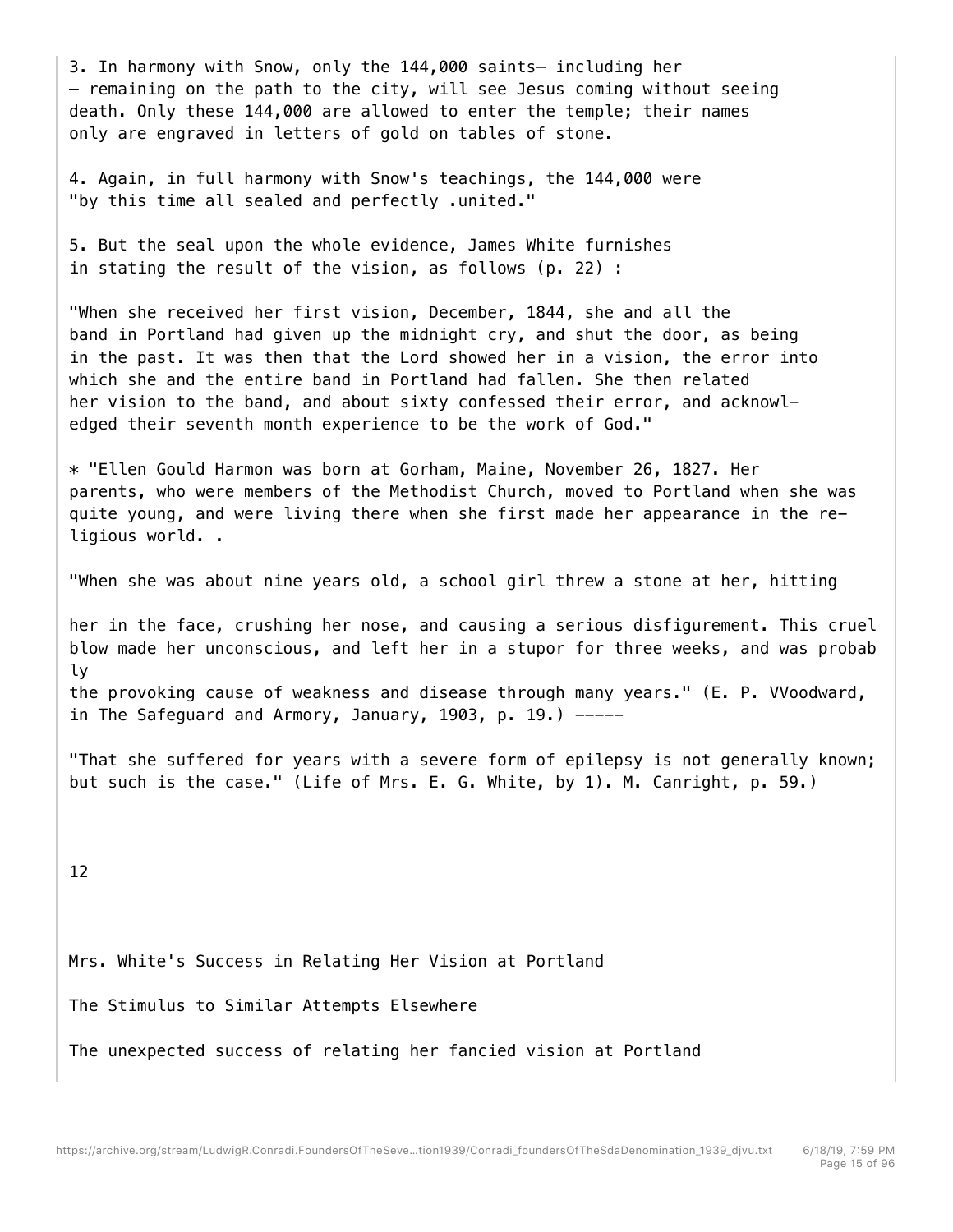3. In harmony with Snow, only the 144,000 saints– including her – remaining on the path to the city, will see Jesus coming without seeing death. Only these 144,000 are allowed to enter the temple; their names only are engraved in letters of gold on tables of stone.

4. Again, in full harmony with Snow's teachings, the 144,000 were "by this time all sealed and perfectly .united."

5. But the seal upon the whole evidence, James White furnishes in stating the result of the vision, as follows (p. 22) :

"When she received her first vision, December, 1844, she and all the band in Portland had given up the midnight cry, and shut the door, as being in the past. It was then that the Lord showed her in a vision, the error into which she and the entire band in Portland had fallen. She then related her vision to the band, and about sixty confessed their error, and acknowledged their seventh month experience to be the work of God."

* "Ellen Gould Harmon was born at Gorham, Maine, November 26, 1827. Her parents, who were members of the Methodist Church, moved to Portland when she was quite young, and were living there when she first made her appearance in the religious world. .

"When she was about nine years old, a school girl threw a stone at her, hitting her in the face, crushing her nose, and causing a serious disfigurement. This cruel blow made her unconscious, and left her in a stupor for three weeks, and was probably the provoking cause of weakness and disease through many years." (E. P. VVoodward, in The Safeguard and Armory, January, 1903, p. 19.) -----

"That she suffered for years with a severe form of epilepsy is not generally known; but such is the case." (Life of Mrs. E. G. White, by 1). M. Canright, p. 59.)

## Mrs. White's Success in Relating Her Vision at Portland

### The Stimulus to Similar Attempts Elsewhere

The unexpected success of relating her fancied vision at Portland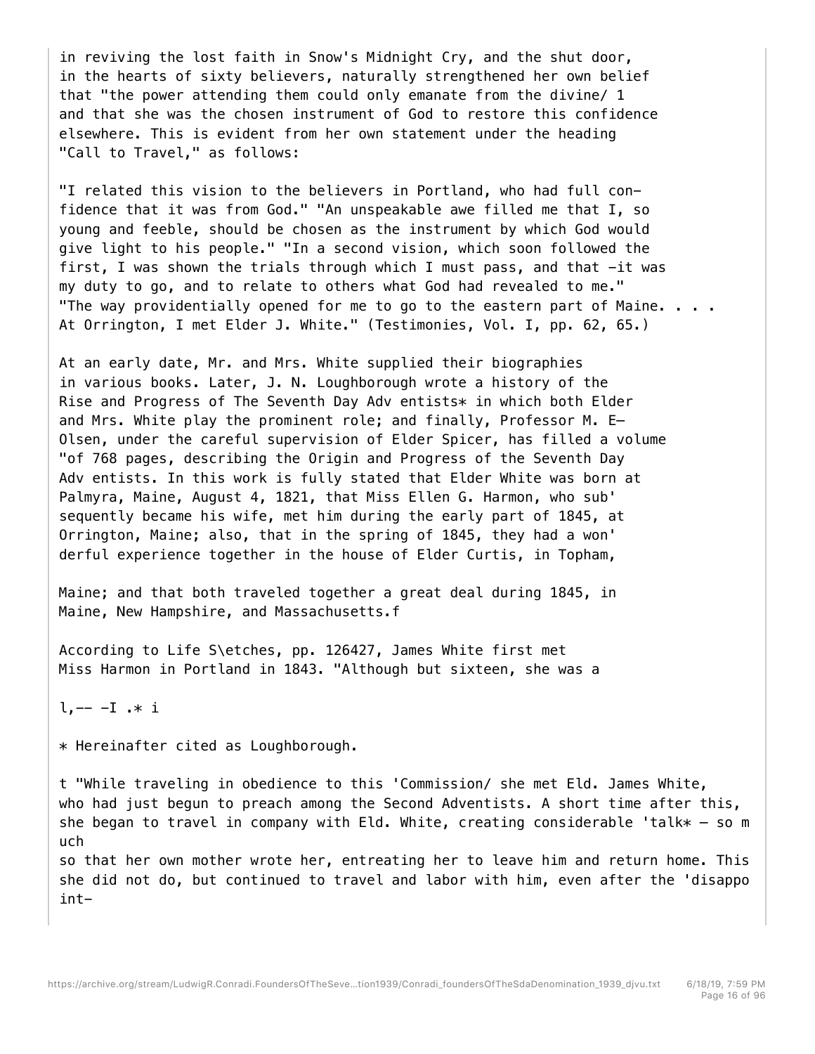in reviving the lost faith in Snow's Midnight Cry, and the shut door, in the hearts of sixty believers, naturally strengthened her own belief that "the power attending them could only emanate from the divine/ 1 and that she was the chosen instrument of God to restore this confidence elsewhere. This is evident from her own statement under the heading "Call to Travel," as follows:

"I related this vision to the believers in Portland, who had full confidence that it was from God." "An unspeakable awe filled me that I, so young and feeble, should be chosen as the instrument by which God would give light to his people." "In a second vision, which soon followed the first, I was shown the trials through which I must pass, and that -it was my duty to go, and to relate to others what God had revealed to me." "The way providentially opened for me to go to the eastern part of Maine. . . . At Orrington, I met Elder J. White." (Testimonies, Vol. I, pp. 62, 65.)

At an early date, Mr. and Mrs. White supplied their biographies in various books. Later, J. N. Loughborough wrote a history of the Rise and Progress of The Seventh Day Adv entists* in which both Elder and Mrs. White play the prominent role; and finally, Professor M. E- Olsen, under the careful supervision of Elder Spicer, has filled a volume "of 768 pages, describing the Origin and Progress of the Seventh Day Adv entists. In this work is fully stated that Elder White was born at Palmyra, Maine, August 4, 1821, that Miss Ellen G. Harmon, who sub' sequently became his wife, met him during the early part of 1845, at Orrington, Maine; also, that in the spring of 1845, they had a won' derful experience together in the house of Elder Curtis, in Topham, Maine; and that both traveled together a great deal during 1845, in Maine, New Hampshire, and Massachusetts.f

According to Life S\etches, pp. 126427, James White first met Miss Harmon in Portland in 1843. "Although but sixteen, she was a

l,-- -I .* i

* Hereinafter cited as Loughborough.

t "While traveling in obedience to this 'Commission/ she met Eld. James White, who had just begun to preach among the Second Adventists. A short time after this, she began to travel in company with Eld. White, creating considerable 'talk* — so much so that her own mother wrote her, entreating her to leave him and return home. This she did not do, but continued to travel and labor with him, even after the 'disappoint-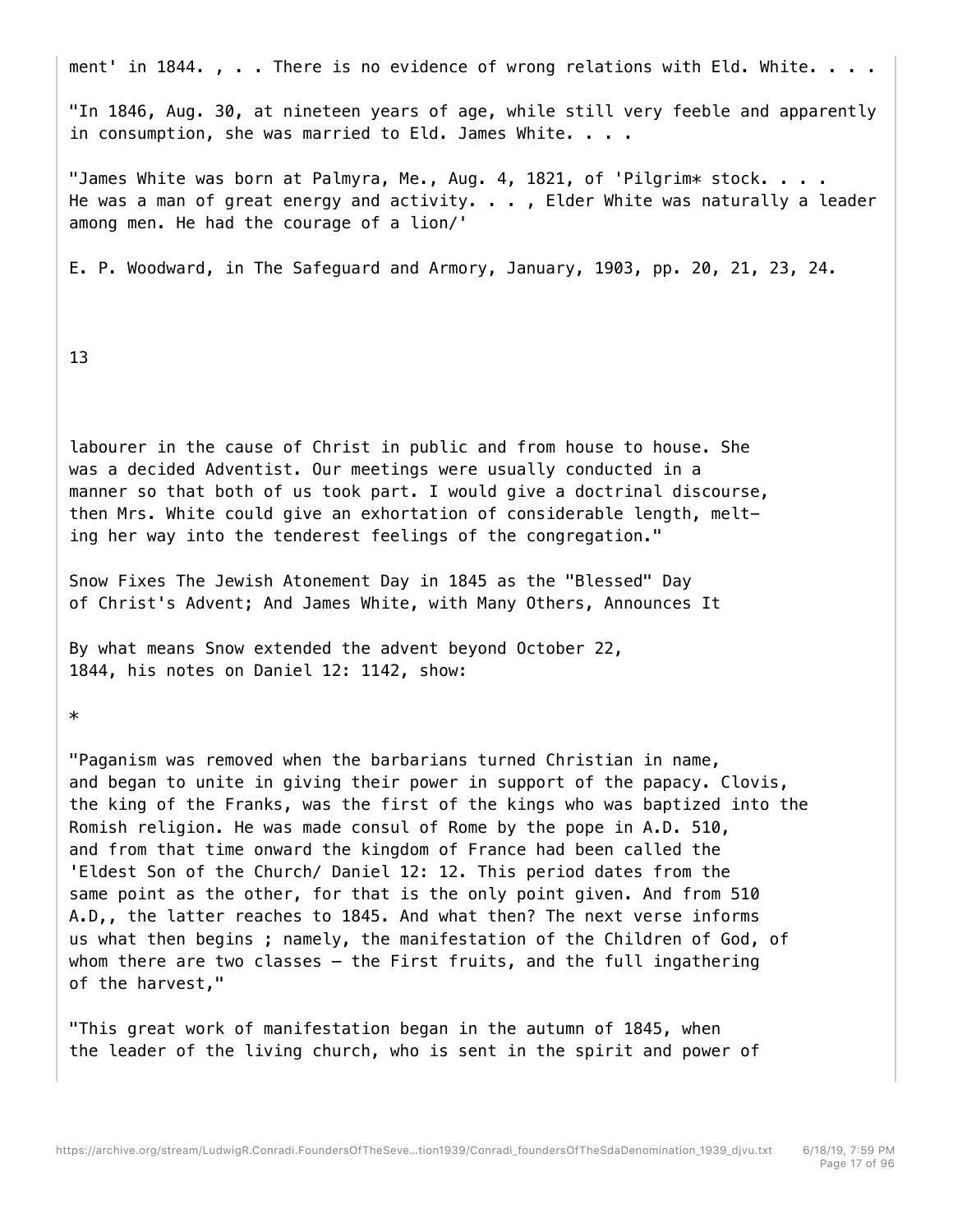ment' in 1844. , . . There is no evidence of wrong relations with Eld. White. . . .

"In 1846, Aug. 30, at nineteen years of age, while still very feeble and apparently in consumption, she was married to Eld. James White. . . .

"James White was born at Palmyra, Me., Aug. 4, 1821, of 'Pilgrim* stock. . . . He was a man of great energy and activity. . . , Elder White was naturally a leader among men. He had the courage of a lion/'

E. P. Woodward, in The Safeguard and Armory, January, 1903, pp. 20, 21, 23, 24.

13

labourer in the cause of Christ in public and from house to house. She was a decided Adventist. Our meetings were usually conducted in a manner so that both of us took part. I would give a doctrinal discourse, then Mrs. White could give an exhortation of considerable length, melt- ing her way into the tenderest feelings of the congregation."

Snow Fixes The Jewish Atonement Day in 1845 as the "Blessed" Day of Christ's Advent; And James White, with Many Others, Announces It

By what means Snow extended the advent beyond October 22, 1844, his notes on Daniel 12: 1142, show:

*

"Paganism was removed when the barbarians turned Christian in name, and began to unite in giving their power in support of the papacy. Clovis, the king of the Franks, was the first of the kings who was baptized into the Romish religion. He was made consul of Rome by the pope in A.D. 510, and from that time onward the kingdom of France had been called the 'Eldest Son of the Church/ Daniel 12: 12. This period dates from the same point as the other, for that is the only point given. And from 510 A.D,, the latter reaches to 1845. And what then? The next verse informs us what then begins ; namely, the manifestation of the Children of God, of whom there are two classes — the First fruits, and the full ingathering of the harvest,"

"This great work of manifestation began in the autumn of 1845, when the leader of the living church, who is sent in the spirit and power of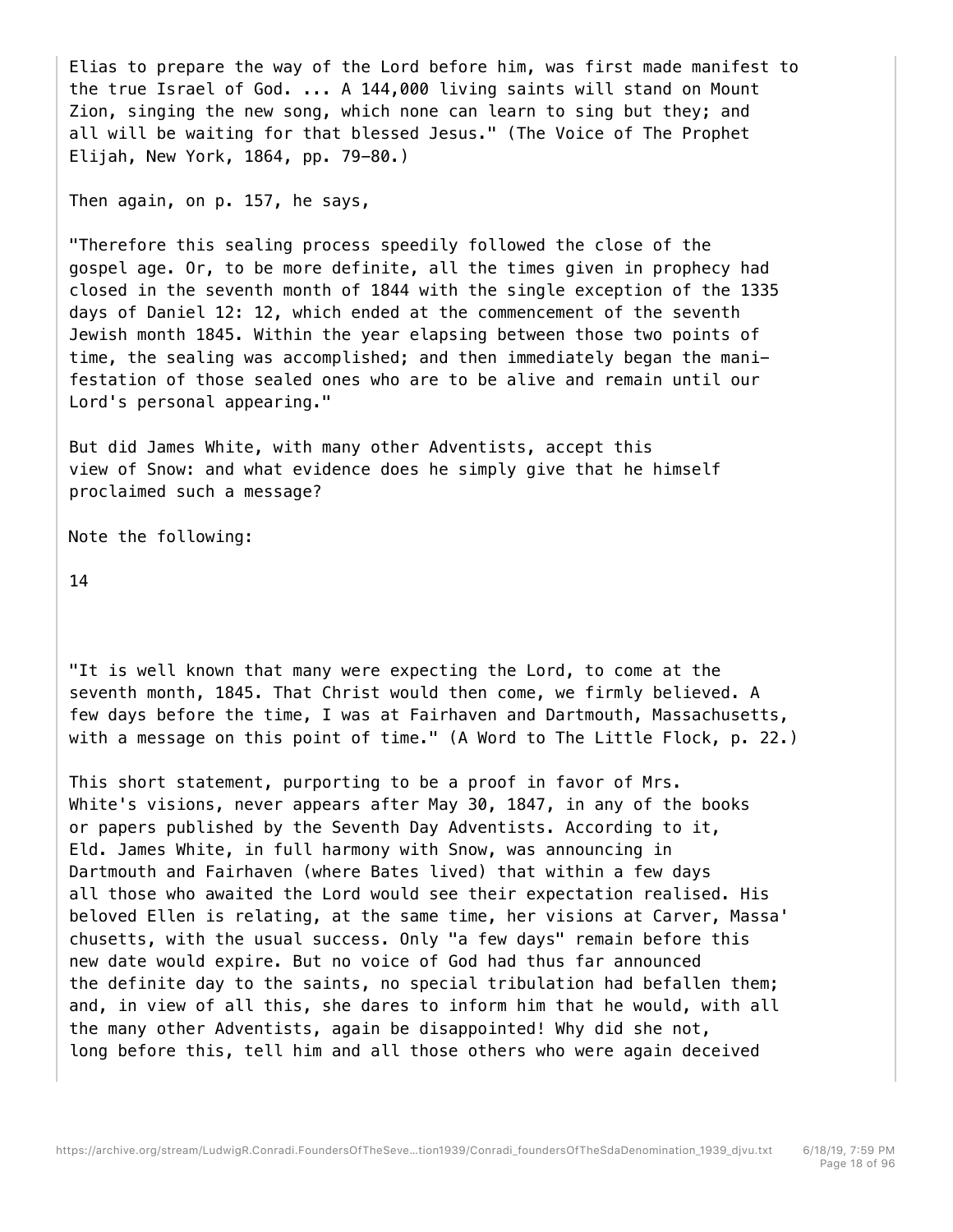Elias to prepare the way of the Lord before him, was first made manifest to the true Israel of God. ... A 144,000 living saints will stand on Mount Zion, singing the new song, which none can learn to sing but they; and all will be waiting for that blessed Jesus." (The Voice of The Prophet Elijah, New York, 1864, pp. 79-80.)

Then again, on p. 157, he says,

"Therefore this sealing process speedily followed the close of the gospel age. Or, to be more definite, all the times given in prophecy had closed in the seventh month of 1844 with the single exception of the 1335 days of Daniel 12: 12, which ended at the commencement of the seventh Jewish month 1845. Within the year elapsing between those two points of time, the sealing was accomplished; and then immediately began the manifestation of those sealed ones who are to be alive and remain until our Lord's personal appearing."

But did James White, with many other Adventists, accept this view of Snow: and what evidence does he simply give that he himself proclaimed such a message?

Note the following:

"It is well known that many were expecting the Lord, to come at the seventh month, 1845. That Christ would then come, we firmly believed. A few days before the time, I was at Fairhaven and Dartmouth, Massachusetts, with a message on this point of time." (A Word to The Little Flock, p. 22.)

This short statement, purporting to be a proof in favor of Mrs. White's visions, never appears after May 30, 1847, in any of the books or papers published by the Seventh Day Adventists. According to it, Eld. James White, in full harmony with Snow, was announcing in Dartmouth and Fairhaven (where Bates lived) that within a few days all those who awaited the Lord would see their expectation realised. His beloved Ellen is relating, at the same time, her visions at Carver, Massachusetts, with the usual success. Only "a few days" remain before this new date would expire. But no voice of God had thus far announced the definite day to the saints, no special tribulation had befallen them; and, in view of all this, she dares to inform him that he would, with all the many other Adventists, again be disappointed! Why did she not, long before this, tell him and all those others who were again deceived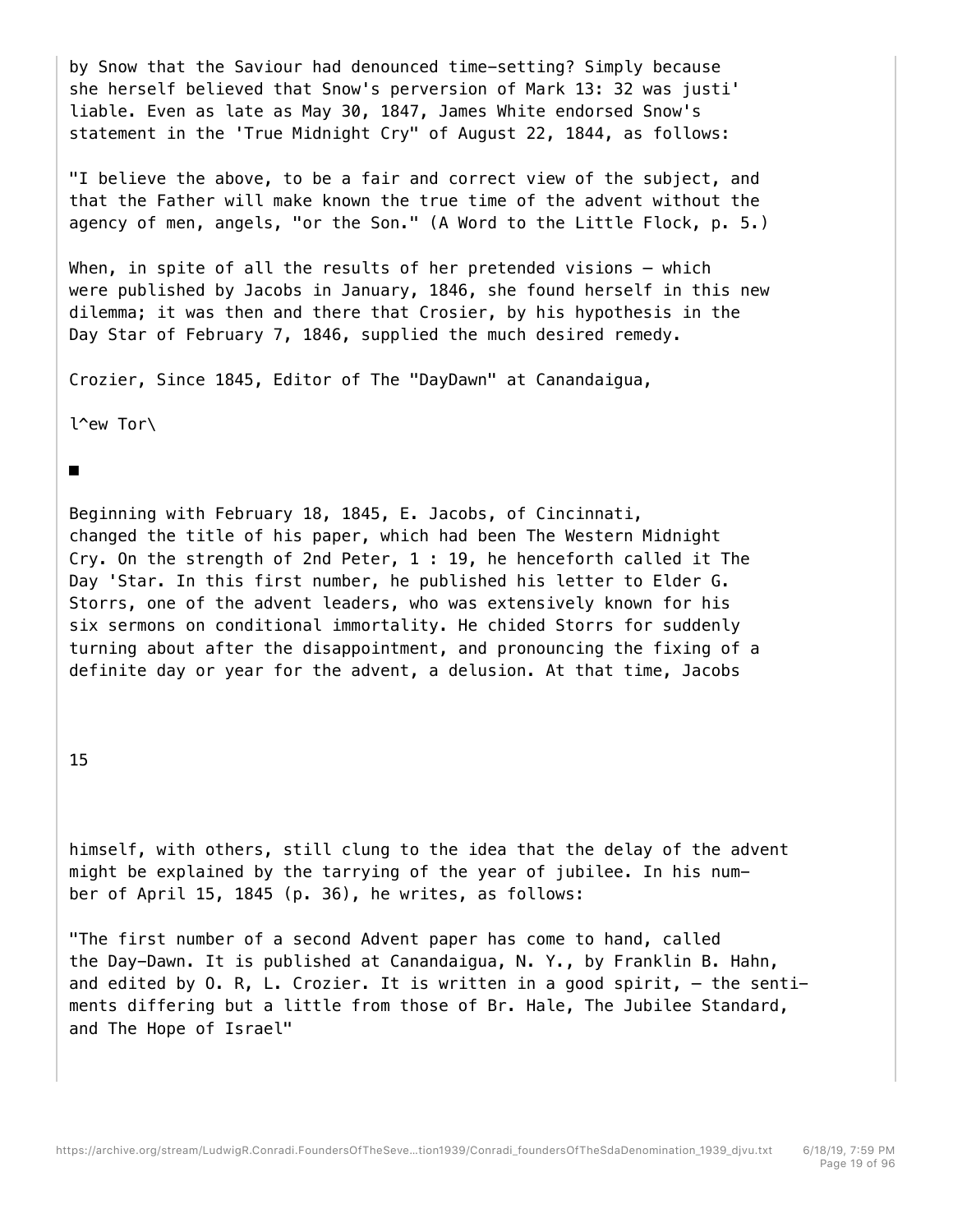by Snow that the Saviour had denounced time-setting? Simply because she herself believed that Snow's perversion of Mark 13: 32 was justi' liable. Even as late as May 30, 1847, James White endorsed Snow's statement in the 'True Midnight Cry" of August 22, 1844, as follows:

"I believe the above, to be a fair and correct view of the subject, and that the Father will make known the true time of the advent without the agency of men, angels, "or the Son." (A Word to the Little Flock, p. 5.)

When, in spite of all the results of her pretended visions — which were published by Jacobs in January, 1846, she found herself in this new dilemma; it was then and there that Crosier, by his hypothesis in the Day Star of February 7, 1846, supplied the much desired remedy.

Crozier, Since 1845, Editor of The "DayDawn" at Canandaigua,

l^ew Tor\

■

Beginning with February 18, 1845, E. Jacobs, of Cincinnati, changed the title of his paper, which had been The Western Midnight Cry. On the strength of 2nd Peter, 1 : 19, he henceforth called it The Day 'Star. In this first number, he published his letter to Elder G. Storrs, one of the advent leaders, who was extensively known for his six sermons on conditional immortality. He chided Storrs for suddenly turning about after the disappointment, and pronouncing the fixing of a definite day or year for the advent, a delusion. At that time, Jacobs himself, with others, still clung to the idea that the delay of the advent might be explained by the tarrying of the year of jubilee. In his number of April 15, 1845 (p. 36), he writes, as follows:

"The first number of a second Advent paper has come to hand, called the Day-Dawn. It is published at Canandaigua, N. Y., by Franklin B. Hahn, and edited by O. R, L. Crozier. It is written in a good spirit, — the sentiments differing but a little from those of Br. Hale, The Jubilee Standard, and The Hope of Israel"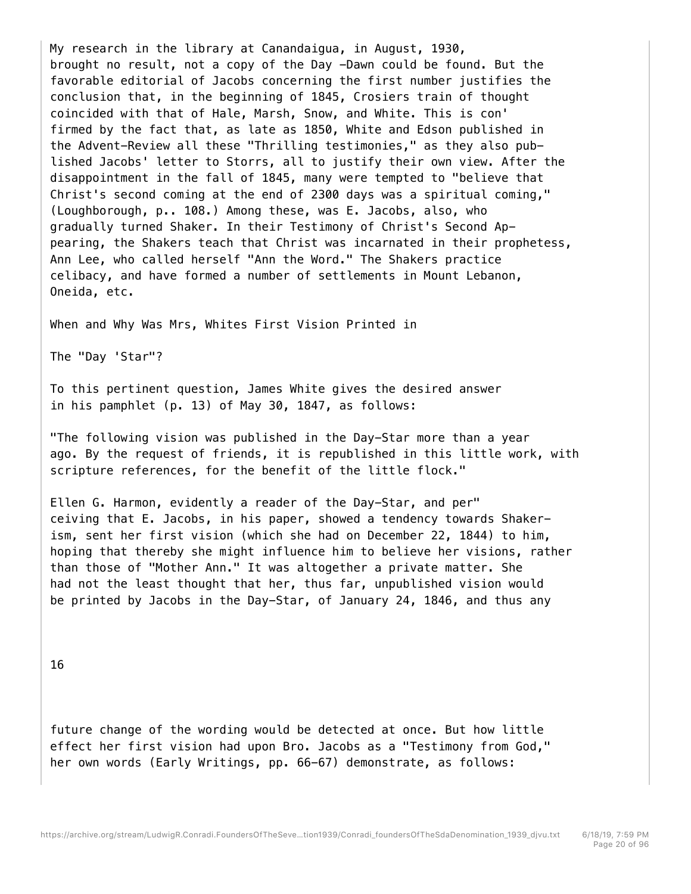My research in the library at Canandaigua, in August, 1930, brought no result, not a copy of the Day -Dawn could be found. But the favorable editorial of Jacobs concerning the first number justifies the conclusion that, in the beginning of 1845, Crosiers train of thought coincided with that of Hale, Marsh, Snow, and White. This is con' firmed by the fact that, as late as 1850, White and Edson published in the Advent-Review all these "Thrilling testimonies," as they also pub- lished Jacobs' letter to Storrs, all to justify their own view. After the disappointment in the fall of 1845, many were tempted to "believe that Christ's second coming at the end of 2300 days was a spiritual coming," (Loughborough, p.. 108.) Among these, was E. Jacobs, also, who gradually turned Shaker. In their Testimony of Christ's Second Ap- pearing, the Shakers teach that Christ was incarnated in their prophetess, Ann Lee, who called herself "Ann the Word." The Shakers practice celibacy, and have formed a number of settlements in Mount Lebanon, Oneida, etc.

When and Why Was Mrs, Whites First Vision Printed in

The "Day 'Star"?

To this pertinent question, James White gives the desired answer in his pamphlet (p. 13) of May 30, 1847, as follows:

"The following vision was published in the Day-Star more than a year ago. By the request of friends, it is republished in this little work, with scripture references, for the benefit of the little flock."

Ellen G. Harmon, evidently a reader of the Day-Star, and per" ceiving that E. Jacobs, in his paper, showed a tendency towards Shaker- ism, sent her first vision (which she had on December 22, 1844) to him, hoping that thereby she might influence him to believe her visions, rather than those of "Mother Ann." It was altogether a private matter. She had not the least thought that her, thus far, unpublished vision would be printed by Jacobs in the Day-Star, of January 24, 1846, and thus any

future change of the wording would be detected at once. But how little effect her first vision had upon Bro. Jacobs as a "Testimony from God," her own words (Early Writings, pp. 66-67) demonstrate, as follows: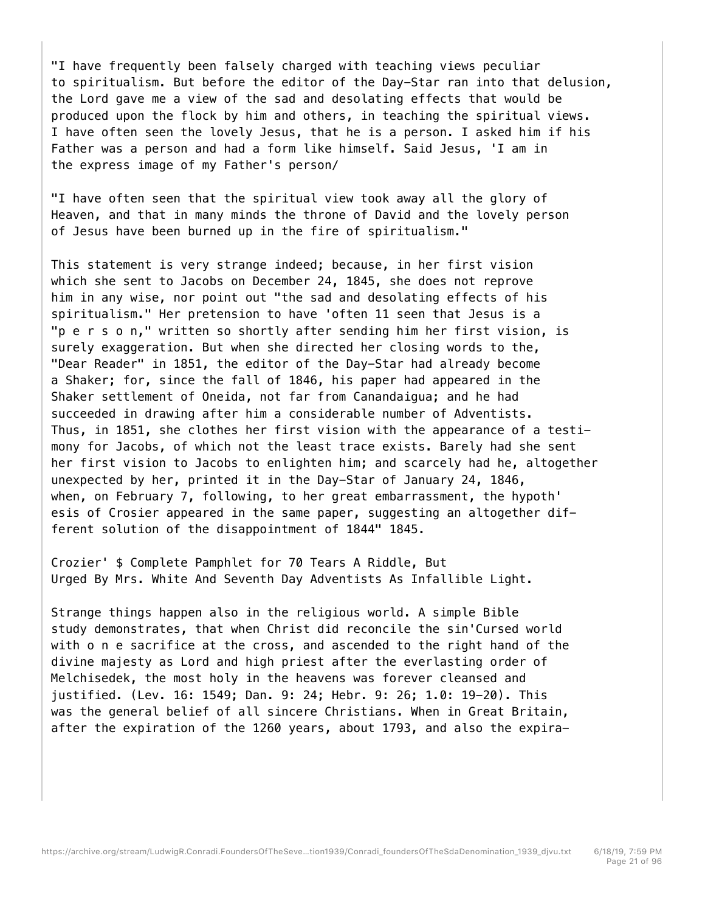"I have frequently been falsely charged with teaching views peculiar to spiritualism. But before the editor of the Day-Star ran into that delusion, the Lord gave me a view of the sad and desolating effects that would be produced upon the flock by him and others, in teaching the spiritual views. I have often seen the lovely Jesus, that he is a person. I asked him if his Father was a person and had a form like himself. Said Jesus, 'I am in the express image of my Father's person/

"I have often seen that the spiritual view took away all the glory of Heaven, and that in many minds the throne of David and the lovely person of Jesus have been burned up in the fire of spiritualism."

This statement is very strange indeed; because, in her first vision which she sent to Jacobs on December 24, 1845, she does not reprove him in any wise, nor point out "the sad and desolating effects of his spiritualism." Her pretension to have 'often 11 seen that Jesus is a "p e r s o n," written so shortly after sending him her first vision, is surely exaggeration. But when she directed her closing words to the, "Dear Reader" in 1851, the editor of the Day-Star had already become a Shaker; for, since the fall of 1846, his paper had appeared in the Shaker settlement of Oneida, not far from Canandaigua; and he had succeeded in drawing after him a considerable number of Adventists. Thus, in 1851, she clothes her first vision with the appearance of a testimony for Jacobs, of which not the least trace exists. Barely had she sent her first vision to Jacobs to enlighten him; and scarcely had he, altogether unexpected by her, printed it in the Day-Star of January 24, 1846, when, on February 7, following, to her great embarrassment, the hypoth' esis of Crosier appeared in the same paper, suggesting an altogether different solution of the disappointment of 1844" 1845.

Crozier' $ Complete Pamphlet for 70 Tears A Riddle, But Urged By Mrs. White And Seventh Day Adventists As Infallible Light.

Strange things happen also in the religious world. A simple Bible study demonstrates, that when Christ did reconcile the sin'Cursed world with o n e sacrifice at the cross, and ascended to the right hand of the divine majesty as Lord and high priest after the everlasting order of Melchisedek, the most holy in the heavens was forever cleansed and justified. (Lev. 16: 1549; Dan. 9: 24; Hebr. 9: 26; 1.0: 19-20). This was the general belief of all sincere Christians. When in Great Britain, after the expiration of the 1260 years, about 1793, and also the expira-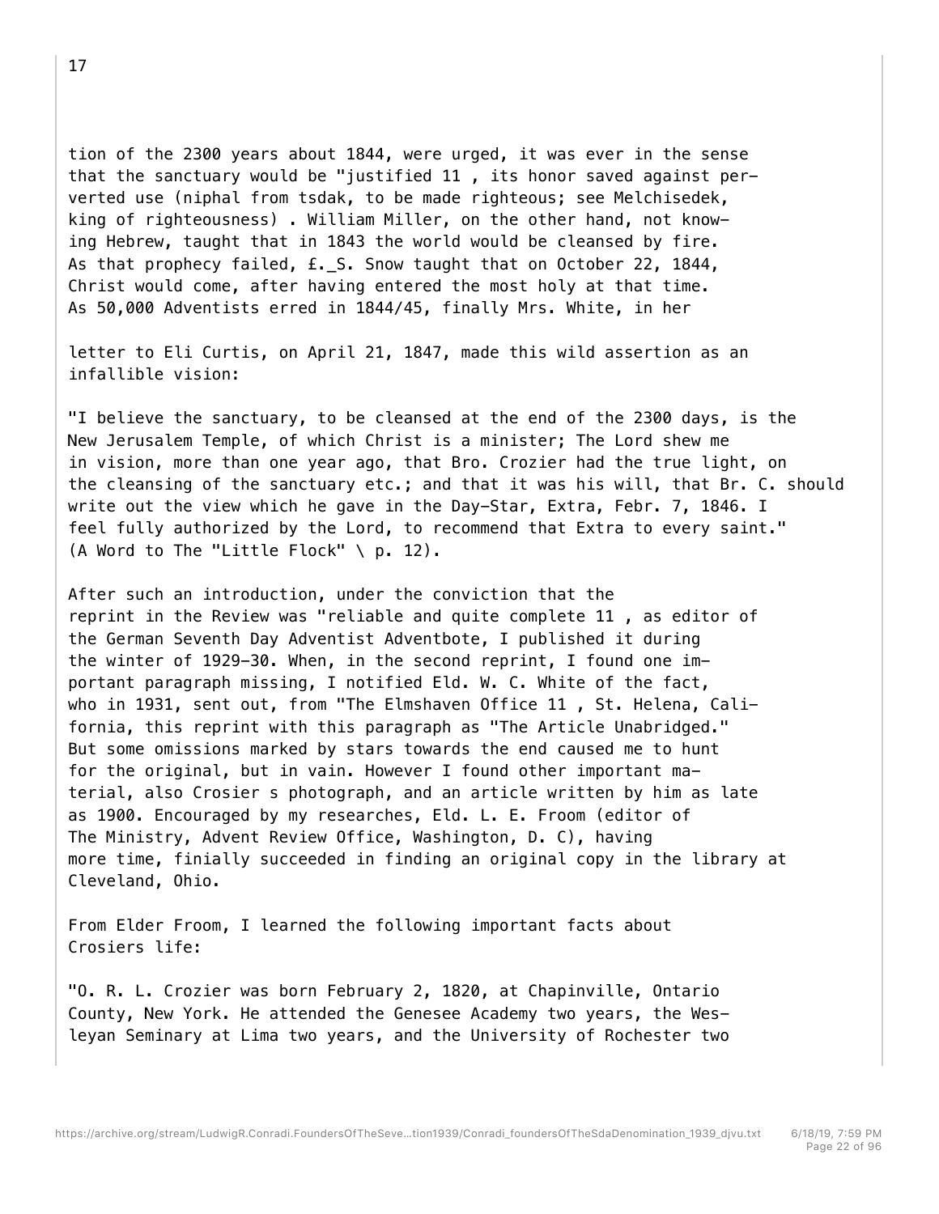tion of the 2300 years about 1844, were urged, it was ever in the sense that the sanctuary would be "justified 11 , its honor saved against perverted use (niphal from tsdak, to be made righteous; see Melchisedek, king of righteousness) . William Miller, on the other hand, not knowing Hebrew, taught that in 1843 the world would be cleansed by fire. As that prophecy failed, £._S. Snow taught that on October 22, 1844, Christ would come, after having entered the most holy at that time. As 50,000 Adventists erred in 1844/45, finally Mrs. White, in her

letter to Eli Curtis, on April 21, 1847, made this wild assertion as an infallible vision:

"I believe the sanctuary, to be cleansed at the end of the 2300 days, is the New Jerusalem Temple, of which Christ is a minister; The Lord shew me in vision, more than one year ago, that Bro. Crozier had the true light, on the cleansing of the sanctuary etc.; and that it was his will, that Br. C. should write out the view which he gave in the Day-Star, Extra, Febr. 7, 1846. I feel fully authorized by the Lord, to recommend that Extra to every saint." (A Word to The "Little Flock" \ p. 12).

After such an introduction, under the conviction that the reprint in the Review was "reliable and quite complete 11 , as editor of the German Seventh Day Adventist Adventbote, I published it during the winter of 1929-30. When, in the second reprint, I found one important paragraph missing, I notified Eld. W. C. White of the fact, who in 1931, sent out, from "The Elmshaven Office 11 , St. Helena, California, this reprint with this paragraph as "The Article Unabridged." But some omissions marked by stars towards the end caused me to hunt for the original, but in vain. However I found other important material, also Crosier s photograph, and an article written by him as late as 1900. Encouraged by my researches, Eld. L. E. Froom (editor of The Ministry, Advent Review Office, Washington, D. C), having more time, finially succeeded in finding an original copy in the library at Cleveland, Ohio.

From Elder Froom, I learned the following important facts about Crosiers life:

"O. R. L. Crozier was born February 2, 1820, at Chapinville, Ontario County, New York. He attended the Genesee Academy two years, the Wesleyan Seminary at Lima two years, and the University of Rochester two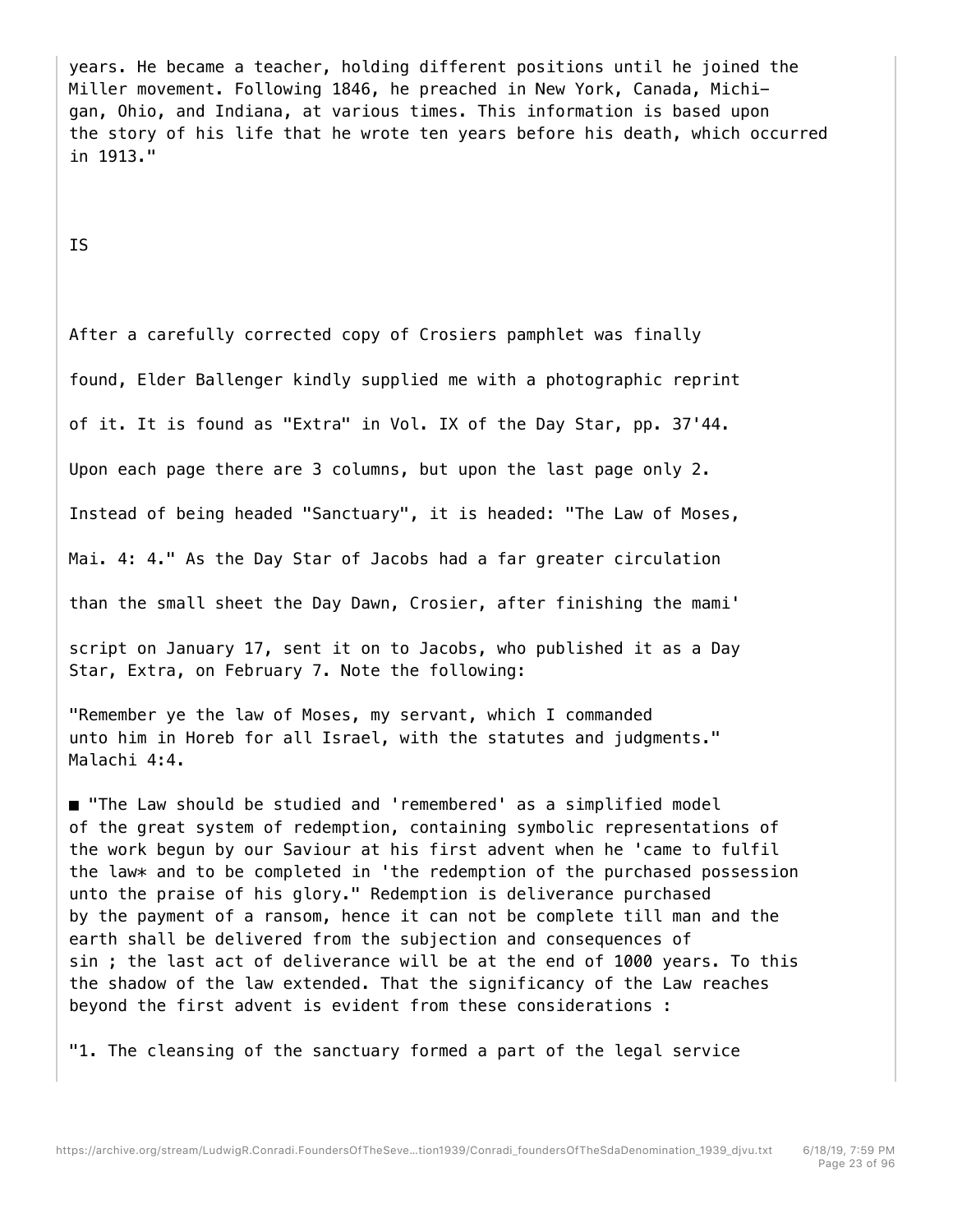years. He became a teacher, holding different positions until he joined the Miller movement. Following 1846, he preached in New York, Canada, Michigan, Ohio, and Indiana, at various times. This information is based upon the story of his life that he wrote ten years before his death, which occurred in 1913."

IS

After a carefully corrected copy of Crosiers pamphlet was finally found, Elder Ballenger kindly supplied me with a photographic reprint of it. It is found as "Extra" in Vol. IX of the Day Star, pp. 37'44. Upon each page there are 3 columns, but upon the last page only 2. Instead of being headed "Sanctuary", it is headed: "The Law of Moses, Mai. 4: 4." As the Day Star of Jacobs had a far greater circulation than the small sheet the Day Dawn, Crosier, after finishing the mami' script on January 17, sent it on to Jacobs, who published it as a Day Star, Extra, on February 7. Note the following:

"Remember ye the law of Moses, my servant, which I commanded unto him in Horeb for all Israel, with the statutes and judgments." Malachi 4:4.

■ "The Law should be studied and 'remembered' as a simplified model of the great system of redemption, containing symbolic representations of the work begun by our Saviour at his first advent when he 'came to fulfil the law* and to be completed in 'the redemption of the purchased possession unto the praise of his glory." Redemption is deliverance purchased by the payment of a ransom, hence it can not be complete till man and the earth shall be delivered from the subjection and consequences of sin ; the last act of deliverance will be at the end of 1000 years. To this the shadow of the law extended. That the significancy of the Law reaches beyond the first advent is evident from these considerations :

"1. The cleansing of the sanctuary formed a part of the legal service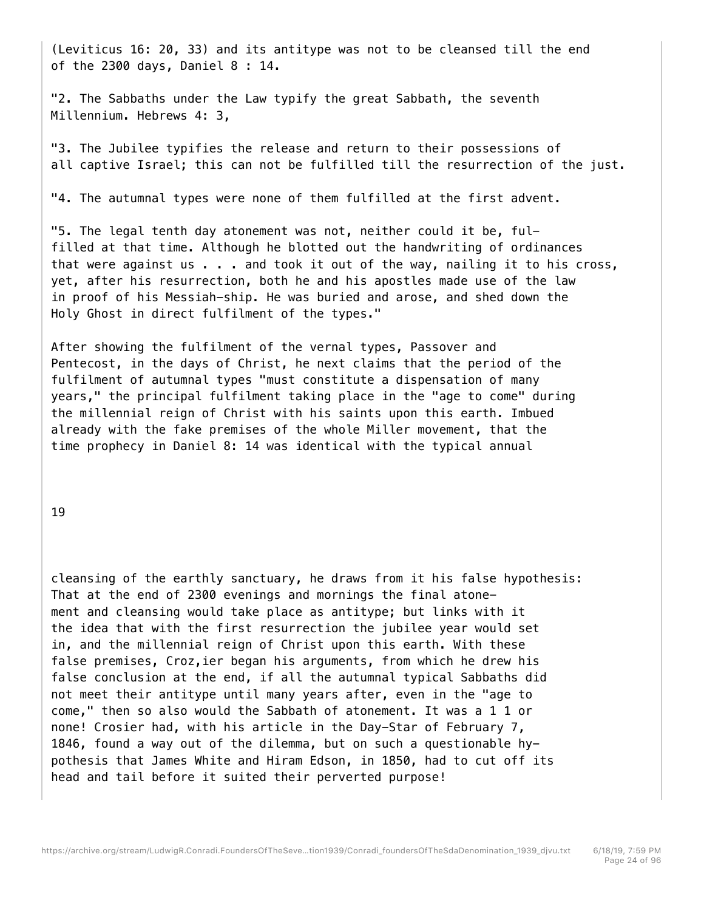(Leviticus 16: 20, 33) and its antitype was not to be cleansed till the end of the 2300 days, Daniel 8 : 14.

"2. The Sabbaths under the Law typify the great Sabbath, the seventh Millennium. Hebrews 4: 3,

"3. The Jubilee typifies the release and return to their possessions of all captive Israel; this can not be fulfilled till the resurrection of the just.

"4. The autumnal types were none of them fulfilled at the first advent.

"5. The legal tenth day atonement was not, neither could it be, fulfilled at that time. Although he blotted out the handwriting of ordinances that were against us . . . and took it out of the way, nailing it to his cross, yet, after his resurrection, both he and his apostles made use of the law in proof of his Messiah-ship. He was buried and arose, and shed down the Holy Ghost in direct fulfilment of the types."

After showing the fulfilment of the vernal types, Passover and Pentecost, in the days of Christ, he next claims that the period of the fulfilment of autumnal types "must constitute a dispensation of many years," the principal fulfilment taking place in the "age to come" during the millennial reign of Christ with his saints upon this earth. Imbued already with the fake premises of the whole Miller movement, that the time prophecy in Daniel 8: 14 was identical with the typical annual cleansing of the earthly sanctuary, he draws from it his false hypothesis: That at the end of 2300 evenings and mornings the final atonement and cleansing would take place as antitype; but links with it the idea that with the first resurrection the jubilee year would set in, and the millennial reign of Christ upon this earth. With these false premises, Croz,ier began his arguments, from which he drew his false conclusion at the end, if all the autumnal typical Sabbaths did not meet their antitype until many years after, even in the "age to come," then so also would the Sabbath of atonement. It was a 1 1 or none! Crosier had, with his article in the Day-Star of February 7, 1846, found a way out of the dilemma, but on such a questionable hypothesis that James White and Hiram Edson, in 1850, had to cut off its head and tail before it suited their perverted purpose!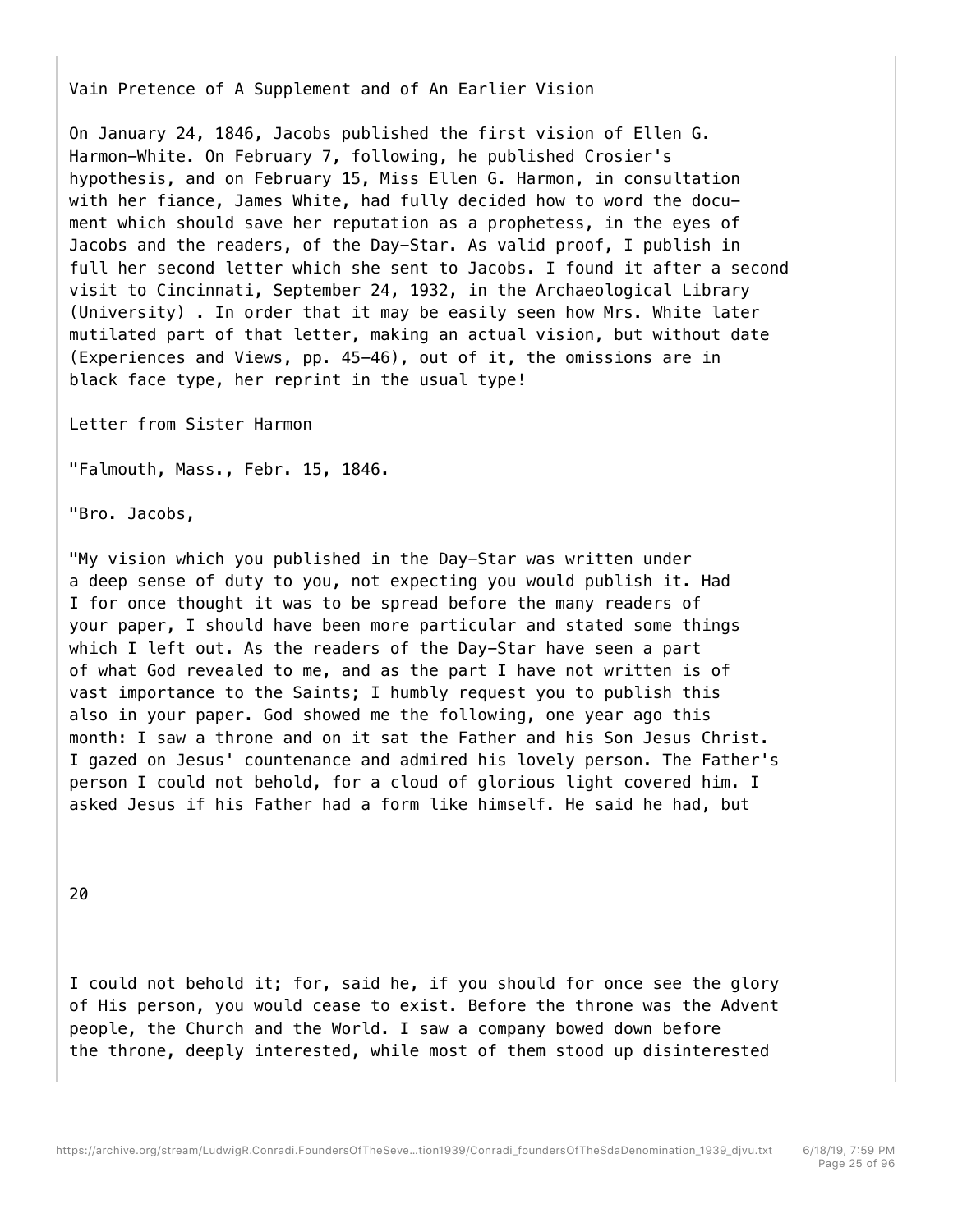## Vain Pretence of A Supplement and of An Earlier Vision

On January 24, 1846, Jacobs published the first vision of Ellen G. Harmon-White. On February 7, following, he published Crosier's hypothesis, and on February 15, Miss Ellen G. Harmon, in consultation with her fiance, James White, had fully decided how to word the document which should save her reputation as a prophetess, in the eyes of Jacobs and the readers, of the Day-Star. As valid proof, I publish in full her second letter which she sent to Jacobs. I found it after a second visit to Cincinnati, September 24, 1932, in the Archaeological Library (University) . In order that it may be easily seen how Mrs. White later mutilated part of that letter, making an actual vision, but without date (Experiences and Views, pp. 45-46), out of it, the omissions are in black face type, her reprint in the usual type!

Letter from Sister Harmon

"Falmouth, Mass., Febr. 15, 1846.

"Bro. Jacobs,

"My vision which you published in the Day-Star was written under a deep sense of duty to you, not expecting you would publish it. Had I for once thought it was to be spread before the many readers of your paper, I should have been more particular and stated some things which I left out. As the readers of the Day-Star have seen a part of what God revealed to me, and as the part I have not written is of vast importance to the Saints; I humbly request you to publish this also in your paper. God showed me the following, one year ago this month: I saw a throne and on it sat the Father and his Son Jesus Christ. I gazed on Jesus' countenance and admired his lovely person. The Father's person I could not behold, for a cloud of glorious light covered him. I asked Jesus if his Father had a form like himself. He said he had, but I could not behold it; for, said he, if you should for once see the glory of His person, you would cease to exist. Before the throne was the Advent people, the Church and the World. I saw a company bowed down before the throne, deeply interested, while most of them stood up disinterested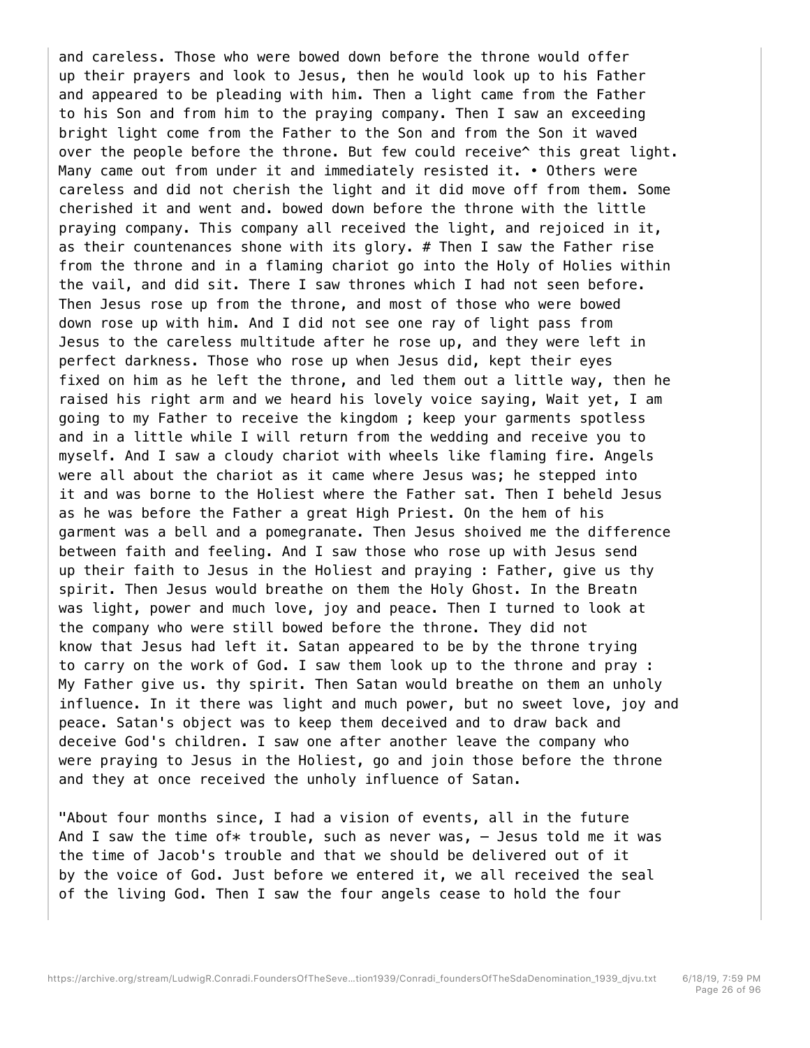and careless. Those who were bowed down before the throne would offer up their prayers and look to Jesus, then he would look up to his Father and appeared to be pleading with him. Then a light came from the Father to his Son and from him to the praying company. Then I saw an exceeding bright light come from the Father to the Son and from the Son it waved over the people before the throne. But few could receive^ this great light. Many came out from under it and immediately resisted it. • Others were careless and did not cherish the light and it did move off from them. Some cherished it and went and. bowed down before the throne with the little praying company. This company all received the light, and rejoiced in it, as their countenances shone with its glory. # Then I saw the Father rise from the throne and in a flaming chariot go into the Holy of Holies within the vail, and did sit. There I saw thrones which I had not seen before. Then Jesus rose up from the throne, and most of those who were bowed down rose up with him. And I did not see one ray of light pass from Jesus to the careless multitude after he rose up, and they were left in perfect darkness. Those who rose up when Jesus did, kept their eyes fixed on him as he left the throne, and led them out a little way, then he raised his right arm and we heard his lovely voice saying, Wait yet, I am going to my Father to receive the kingdom ; keep your garments spotless and in a little while I will return from the wedding and receive you to myself. And I saw a cloudy chariot with wheels like flaming fire. Angels were all about the chariot as it came where Jesus was; he stepped into it and was borne to the Holiest where the Father sat. Then I beheld Jesus as he was before the Father a great High Priest. On the hem of his garment was a bell and a pomegranate. Then Jesus shoived me the difference between faith and feeling. And I saw those who rose up with Jesus send up their faith to Jesus in the Holiest and praying : Father, give us thy spirit. Then Jesus would breathe on them the Holy Ghost. In the Breatn was light, power and much love, joy and peace. Then I turned to look at the company who were still bowed before the throne. They did not know that Jesus had left it. Satan appeared to be by the throne trying to carry on the work of God. I saw them look up to the throne and pray : My Father give us. thy spirit. Then Satan would breathe on them an unholy influence. In it there was light and much power, but no sweet love, joy and peace. Satan's object was to keep them deceived and to draw back and deceive God's children. I saw one after another leave the company who were praying to Jesus in the Holiest, go and join those before the throne and they at once received the unholy influence of Satan.

"About four months since, I had a vision of events, all in the future And I saw the time of* trouble, such as never was, — Jesus told me it was the time of Jacob's trouble and that we should be delivered out of it by the voice of God. Just before we entered it, we all received the seal of the living God. Then I saw the four angels cease to hold the four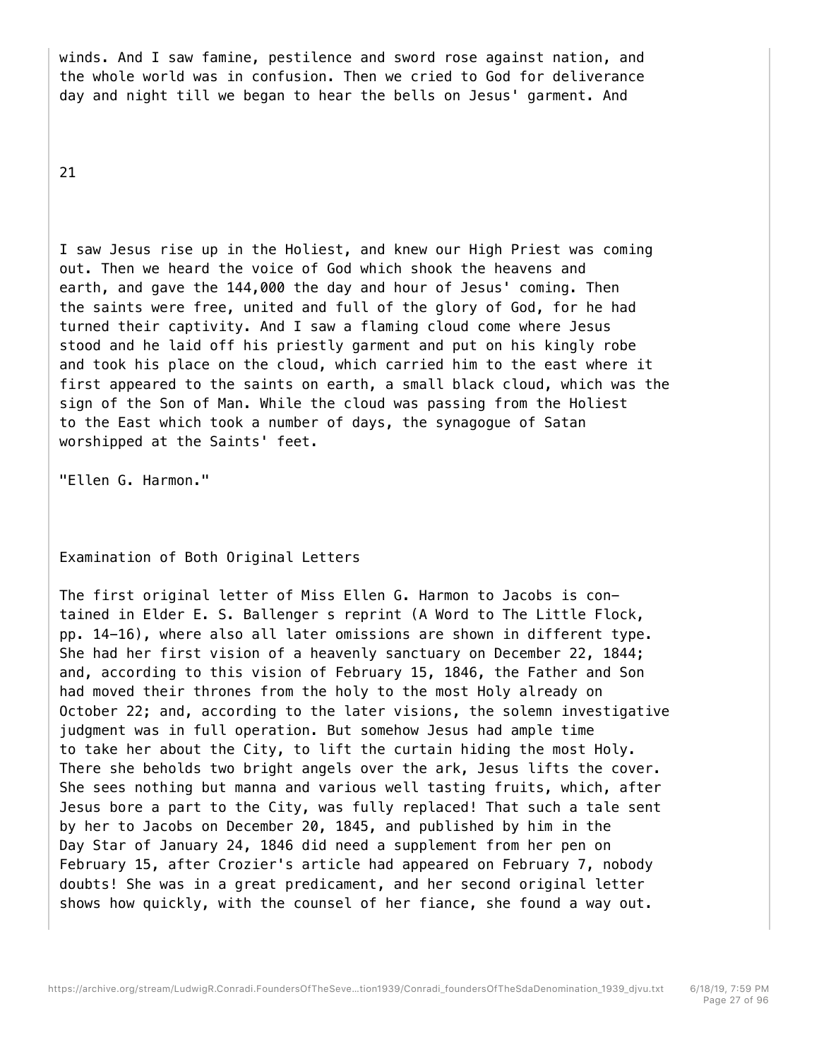winds. And I saw famine, pestilence and sword rose against nation, and the whole world was in confusion. Then we cried to God for deliverance day and night till we began to hear the bells on Jesus' garment. And

I saw Jesus rise up in the Holiest, and knew our High Priest was coming out. Then we heard the voice of God which shook the heavens and earth, and gave the 144,000 the day and hour of Jesus' coming. Then the saints were free, united and full of the glory of God, for he had turned their captivity. And I saw a flaming cloud come where Jesus stood and he laid off his priestly garment and put on his kingly robe and took his place on the cloud, which carried him to the east where it first appeared to the saints on earth, a small black cloud, which was the sign of the Son of Man. While the cloud was passing from the Holiest to the East which took a number of days, the synagogue of Satan worshipped at the Saints' feet.

"Ellen G. Harmon."

## Examination of Both Original Letters

The first original letter of Miss Ellen G. Harmon to Jacobs is contained in Elder E. S. Ballenger s reprint (A Word to The Little Flock, pp. 14–16), where also all later omissions are shown in different type. She had her first vision of a heavenly sanctuary on December 22, 1844; and, according to this vision of February 15, 1846, the Father and Son had moved their thrones from the holy to the most Holy already on October 22; and, according to the later visions, the solemn investigative judgment was in full operation. But somehow Jesus had ample time to take her about the City, to lift the curtain hiding the most Holy. There she beholds two bright angels over the ark, Jesus lifts the cover. She sees nothing but manna and various well tasting fruits, which, after Jesus bore a part to the City, was fully replaced! That such a tale sent by her to Jacobs on December 20, 1845, and published by him in the Day Star of January 24, 1846 did need a supplement from her pen on February 15, after Crozier's article had appeared on February 7, nobody doubts! She was in a great predicament, and her second original letter shows how quickly, with the counsel of her fiance, she found a way out.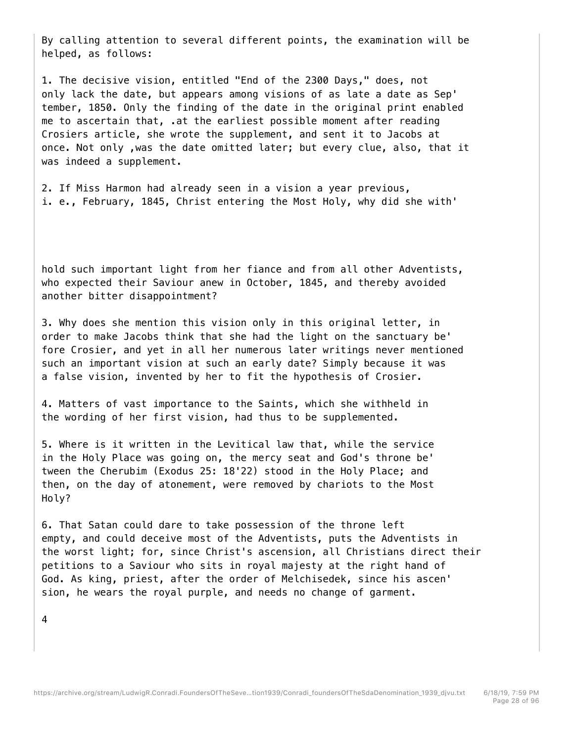By calling attention to several different points, the examination will be helped, as follows:

1. The decisive vision, entitled "End of the 2300 Days," does, not only lack the date, but appears among visions of as late a date as Sep' tember, 1850. Only the finding of the date in the original print enabled me to ascertain that, .at the earliest possible moment after reading Crosiers article, she wrote the supplement, and sent it to Jacobs at once. Not only ,was the date omitted later; but every clue, also, that it was indeed a supplement.

2. If Miss Harmon had already seen in a vision a year previous, i. e., February, 1845, Christ entering the Most Holy, why did she with' hold such important light from her fiance and from all other Adventists, who expected their Saviour anew in October, 1845, and thereby avoided another bitter disappointment?

3. Why does she mention this vision only in this original letter, in order to make Jacobs think that she had the light on the sanctuary be' fore Crosier, and yet in all her numerous later writings never mentioned such an important vision at such an early date? Simply because it was a false vision, invented by her to fit the hypothesis of Crosier.

4. Matters of vast importance to the Saints, which she withheld in the wording of her first vision, had thus to be supplemented.

5. Where is it written in the Levitical law that, while the service in the Holy Place was going on, the mercy seat and God's throne be' tween the Cherubim (Exodus 25: 18'22) stood in the Holy Place; and then, on the day of atonement, were removed by chariots to the Most Holy?

6. That Satan could dare to take possession of the throne left empty, and could deceive most of the Adventists, puts the Adventists in the worst light; for, since Christ's ascension, all Christians direct their petitions to a Saviour who sits in royal majesty at the right hand of God. As king, priest, after the order of Melchisedek, since his ascen' sion, he wears the royal purple, and needs no change of garment.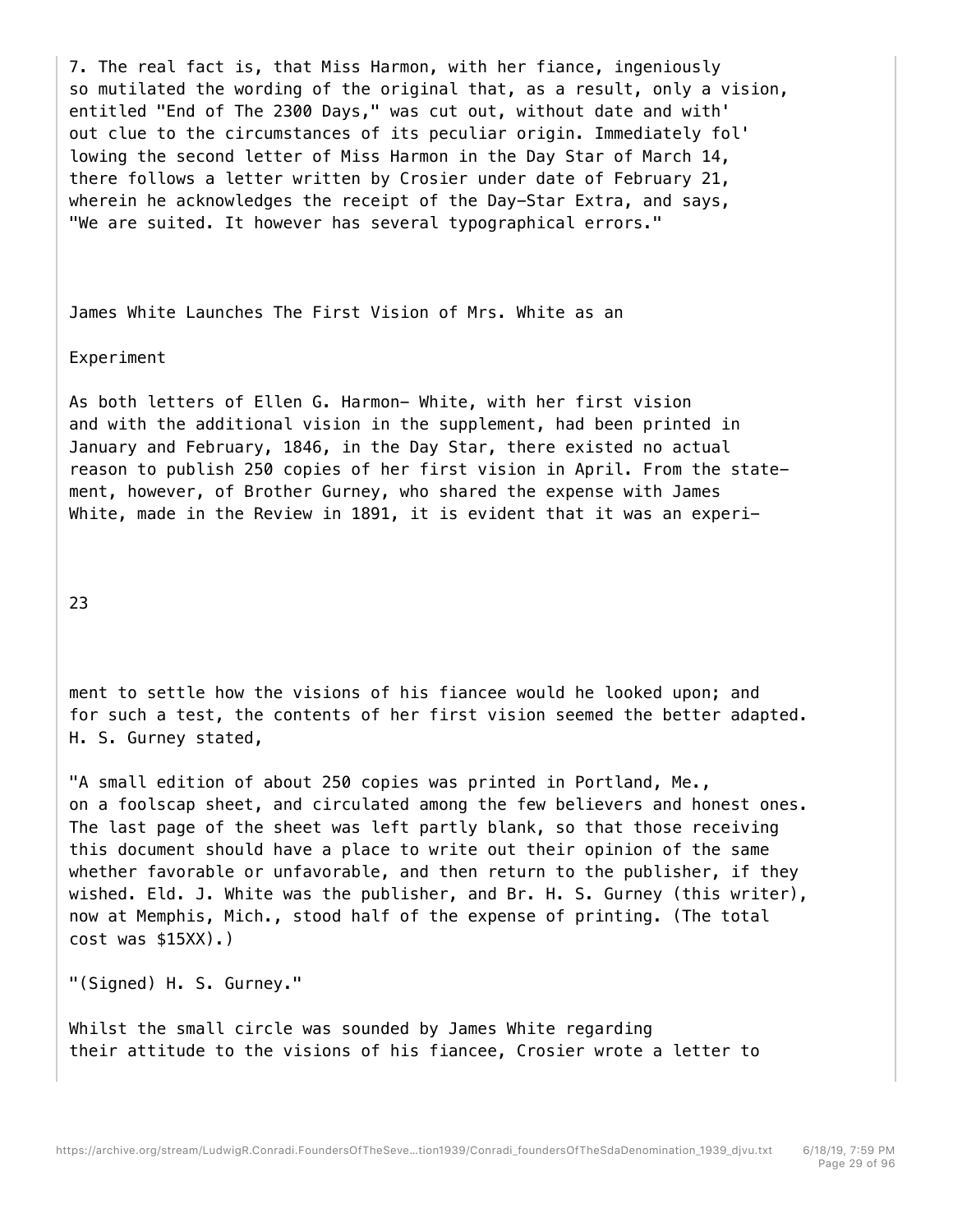7. The real fact is, that Miss Harmon, with her fiance, ingeniously so mutilated the wording of the original that, as a result, only a vision, entitled "End of The 2300 Days," was cut out, without date and with' out clue to the circumstances of its peculiar origin. Immediately fol' lowing the second letter of Miss Harmon in the Day Star of March 14, there follows a letter written by Crosier under date of February 21, wherein he acknowledges the receipt of the Day-Star Extra, and says, "We are suited. It however has several typographical errors."

## James White Launches The First Vision of Mrs. White as an Experiment

As both letters of Ellen G. Harmon- White, with her first vision and with the additional vision in the supplement, had been printed in January and February, 1846, in the Day Star, there existed no actual reason to publish 250 copies of her first vision in April. From the statement, however, of Brother Gurney, who shared the expense with James White, made in the Review in 1891, it is evident that it was an experiment to settle how the visions of his fiancee would he looked upon; and for such a test, the contents of her first vision seemed the better adapted. H. S. Gurney stated,

"A small edition of about 250 copies was printed in Portland, Me., on a foolscap sheet, and circulated among the few believers and honest ones. The last page of the sheet was left partly blank, so that those receiving this document should have a place to write out their opinion of the same whether favorable or unfavorable, and then return to the publisher, if they wished. Eld. J. White was the publisher, and Br. H. S. Gurney (this writer), now at Memphis, Mich., stood half of the expense of printing. (The total cost was $15XX).)

"(Signed) H. S. Gurney."

Whilst the small circle was sounded by James White regarding their attitude to the visions of his fiancee, Crosier wrote a letter to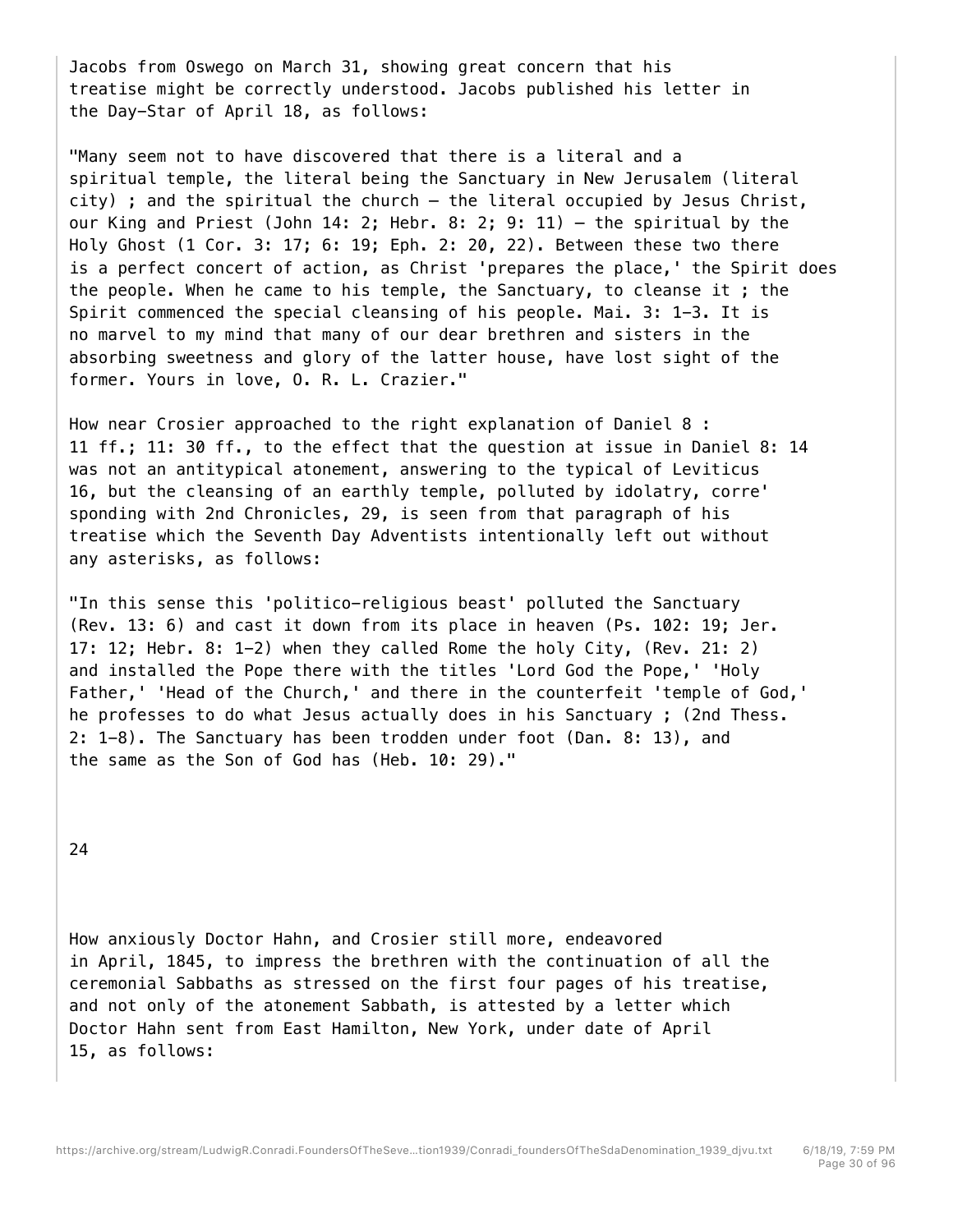Jacobs from Oswego on March 31, showing great concern that his treatise might be correctly understood. Jacobs published his letter in the Day-Star of April 18, as follows:

"Many seem not to have discovered that there is a literal and a spiritual temple, the literal being the Sanctuary in New Jerusalem (literal city) ; and the spiritual the church — the literal occupied by Jesus Christ, our King and Priest (John 14: 2; Hebr. 8: 2; 9: 11) — the spiritual by the Holy Ghost (1 Cor. 3: 17; 6: 19; Eph. 2: 20, 22). Between these two there is a perfect concert of action, as Christ 'prepares the place,' the Spirit does the people. When he came to his temple, the Sanctuary, to cleanse it ; the Spirit commenced the special cleansing of his people. Mai. 3: 1-3. It is no marvel to my mind that many of our dear brethren and sisters in the absorbing sweetness and glory of the latter house, have lost sight of the former. Yours in love, O. R. L. Crazier."

How near Crosier approached to the right explanation of Daniel 8 : 11 ff.; 11: 30 ff., to the effect that the question at issue in Daniel 8: 14 was not an antitypical atonement, answering to the typical of Leviticus 16, but the cleansing of an earthly temple, polluted by idolatry, corre' sponding with 2nd Chronicles, 29, is seen from that paragraph of his treatise which the Seventh Day Adventists intentionally left out without any asterisks, as follows:

"In this sense this 'politico-religious beast' polluted the Sanctuary (Rev. 13: 6) and cast it down from its place in heaven (Ps. 102: 19; Jer. 17: 12; Hebr. 8: 1-2) when they called Rome the holy City, (Rev. 21: 2) and installed the Pope there with the titles 'Lord God the Pope,' 'Holy Father,' 'Head of the Church,' and there in the counterfeit 'temple of God,' he professes to do what Jesus actually does in his Sanctuary ; (2nd Thess. 2: 1-8). The Sanctuary has been trodden under foot (Dan. 8: 13), and the same as the Son of God has (Heb. 10: 29)."

How anxiously Doctor Hahn, and Crosier still more, endeavored in April, 1845, to impress the brethren with the continuation of all the ceremonial Sabbaths as stressed on the first four pages of his treatise, and not only of the atonement Sabbath, is attested by a letter which Doctor Hahn sent from East Hamilton, New York, under date of April 15, as follows: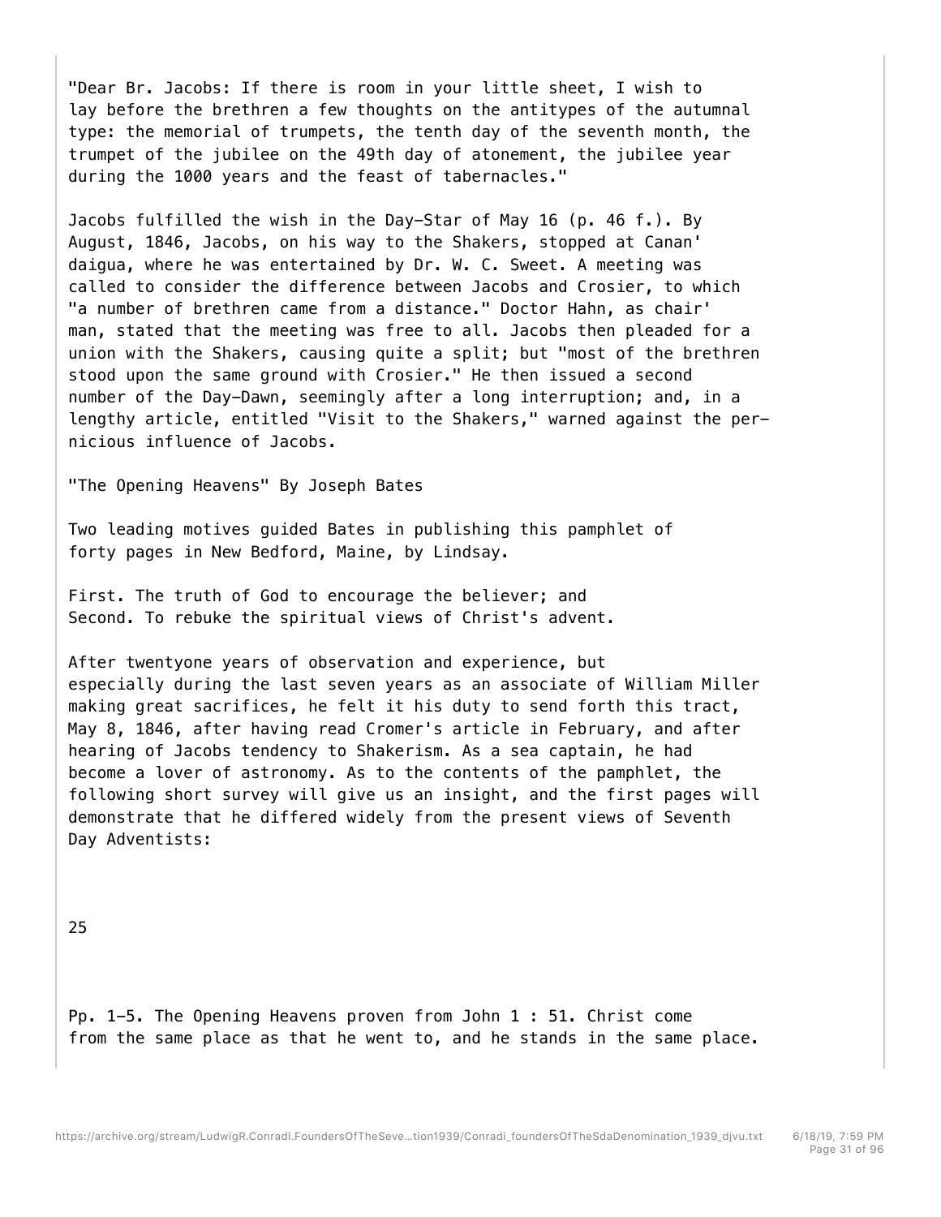"Dear Br. Jacobs: If there is room in your little sheet, I wish to lay before the brethren a few thoughts on the antitypes of the autumnal type: the memorial of trumpets, the tenth day of the seventh month, the trumpet of the jubilee on the 49th day of atonement, the jubilee year during the 1000 years and the feast of tabernacles."

Jacobs fulfilled the wish in the Day-Star of May 16 (p. 46 f.). By August, 1846, Jacobs, on his way to the Shakers, stopped at Canan' daigua, where he was entertained by Dr. W. C. Sweet. A meeting was called to consider the difference between Jacobs and Crosier, to which "a number of brethren came from a distance." Doctor Hahn, as chair' man, stated that the meeting was free to all. Jacobs then pleaded for a union with the Shakers, causing quite a split; but "most of the brethren stood upon the same ground with Crosier." He then issued a second number of the Day-Dawn, seemingly after a long interruption; and, in a lengthy article, entitled "Visit to the Shakers," warned against the pernicious influence of Jacobs.

"The Opening Heavens" By Joseph Bates

Two leading motives guided Bates in publishing this pamphlet of forty pages in New Bedford, Maine, by Lindsay.

First. The truth of God to encourage the believer; and
Second. To rebuke the spiritual views of Christ's advent.

After twentyone years of observation and experience, but especially during the last seven years as an associate of William Miller making great sacrifices, he felt it his duty to send forth this tract, May 8, 1846, after having read Cromer's article in February, and after hearing of Jacobs tendency to Shakerism. As a sea captain, he had become a lover of astronomy. As to the contents of the pamphlet, the following short survey will give us an insight, and the first pages will demonstrate that he differed widely from the present views of Seventh Day Adventists:

Pp. 1-5. The Opening Heavens proven from John 1 : 51. Christ come from the same place as that he went to, and he stands in the same place.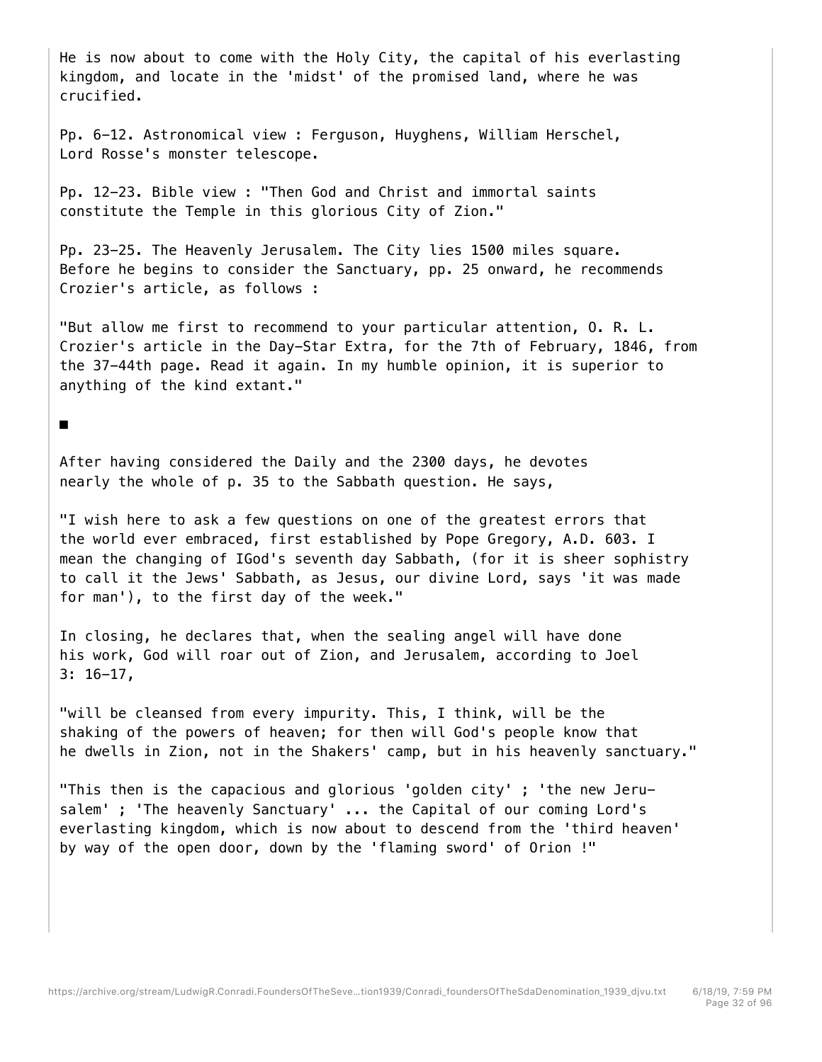He is now about to come with the Holy City, the capital of his everlasting kingdom, and locate in the 'midst' of the promised land, where he was crucified.

Pp. 6-12. Astronomical view : Ferguson, Huyghens, William Herschel, Lord Rosse's monster telescope.

Pp. 12-23. Bible view : "Then God and Christ and immortal saints constitute the Temple in this glorious City of Zion."

Pp. 23-25. The Heavenly Jerusalem. The City lies 1500 miles square. Before he begins to consider the Sanctuary, pp. 25 onward, he recommends Crozier's article, as follows :

"But allow me first to recommend to your particular attention, O. R. L. Crozier's article in the Day-Star Extra, for the 7th of February, 1846, from the 37-44th page. Read it again. In my humble opinion, it is superior to anything of the kind extant."

■

After having considered the Daily and the 2300 days, he devotes nearly the whole of p. 35 to the Sabbath question. He says,

"I wish here to ask a few questions on one of the greatest errors that the world ever embraced, first established by Pope Gregory, A.D. 603. I mean the changing of IGod's seventh day Sabbath, (for it is sheer sophistry to call it the Jews' Sabbath, as Jesus, our divine Lord, says 'it was made for man'), to the first day of the week."

In closing, he declares that, when the sealing angel will have done his work, God will roar out of Zion, and Jerusalem, according to Joel 3: 16-17,

"will be cleansed from every impurity. This, I think, will be the shaking of the powers of heaven; for then will God's people know that he dwells in Zion, not in the Shakers' camp, but in his heavenly sanctuary."

"This then is the capacious and glorious 'golden city' ; 'the new Jerusalem' ; 'The heavenly Sanctuary' ... the Capital of our coming Lord's everlasting kingdom, which is now about to descend from the 'third heaven' by way of the open door, down by the 'flaming sword' of Orion !"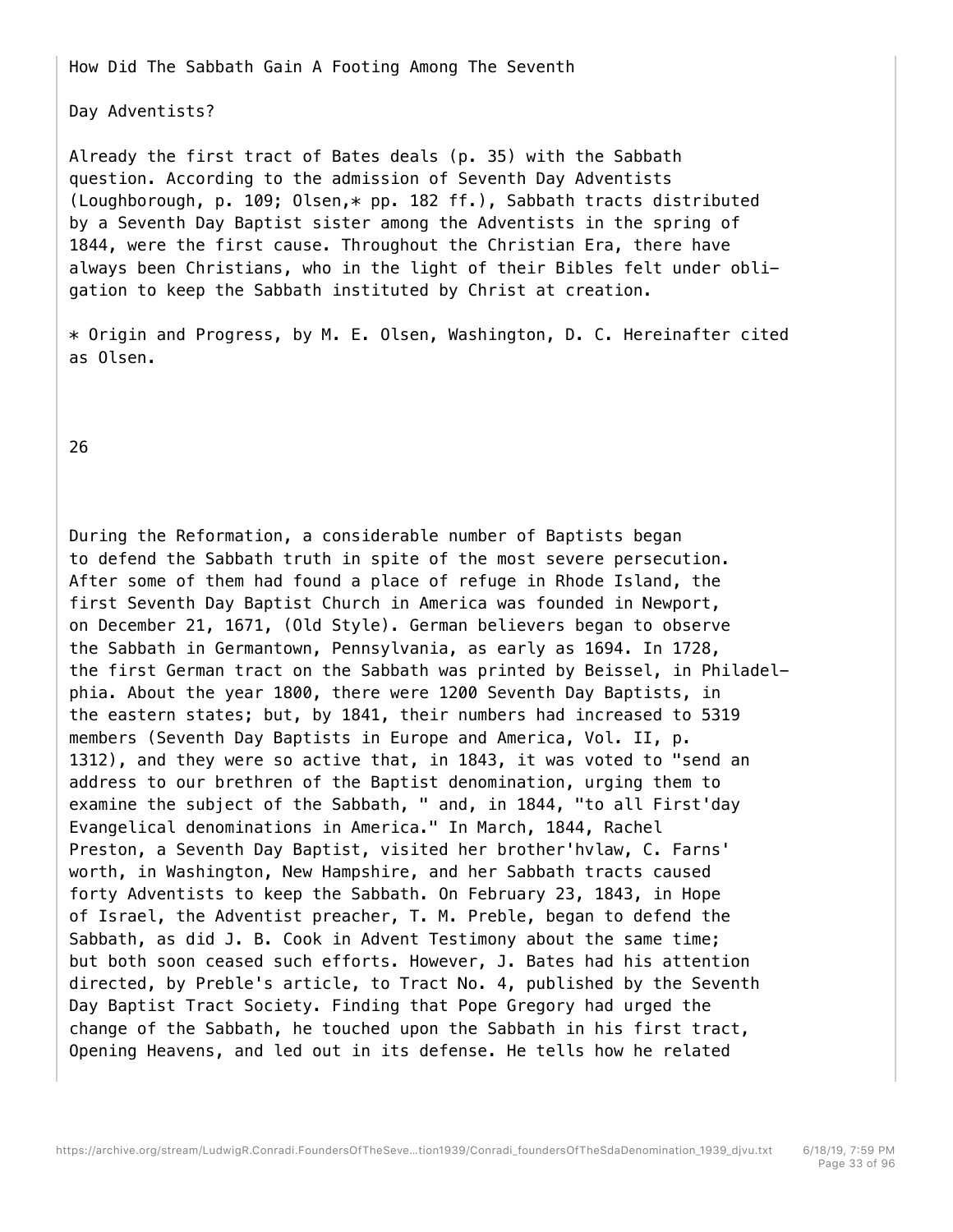How Did The Sabbath Gain A Footing Among The Seventh

Day Adventists?

Already the first tract of Bates deals (p. 35) with the Sabbath question. According to the admission of Seventh Day Adventists (Loughborough, p. 109; Olsen,* pp. 182 ff.), Sabbath tracts distributed by a Seventh Day Baptist sister among the Adventists in the spring of 1844, were the first cause. Throughout the Christian Era, there have always been Christians, who in the light of their Bibles felt under obligation to keep the Sabbath instituted by Christ at creation.

* Origin and Progress, by M. E. Olsen, Washington, D. C. Hereinafter cited as Olsen.

During the Reformation, a considerable number of Baptists began to defend the Sabbath truth in spite of the most severe persecution. After some of them had found a place of refuge in Rhode Island, the first Seventh Day Baptist Church in America was founded in Newport, on December 21, 1671, (Old Style). German believers began to observe the Sabbath in Germantown, Pennsylvania, as early as 1694. In 1728, the first German tract on the Sabbath was printed by Beissel, in Philadelphia. About the year 1800, there were 1200 Seventh Day Baptists, in the eastern states; but, by 1841, their numbers had increased to 5319 members (Seventh Day Baptists in Europe and America, Vol. II, p. 1312), and they were so active that, in 1843, it was voted to "send an address to our brethren of the Baptist denomination, urging them to examine the subject of the Sabbath, " and, in 1844, "to all First'day Evangelical denominations in America." In March, 1844, Rachel Preston, a Seventh Day Baptist, visited her brother'hvlaw, C. Farns' worth, in Washington, New Hampshire, and her Sabbath tracts caused forty Adventists to keep the Sabbath. On February 23, 1843, in Hope of Israel, the Adventist preacher, T. M. Preble, began to defend the Sabbath, as did J. B. Cook in Advent Testimony about the same time; but both soon ceased such efforts. However, J. Bates had his attention directed, by Preble's article, to Tract No. 4, published by the Seventh Day Baptist Tract Society. Finding that Pope Gregory had urged the change of the Sabbath, he touched upon the Sabbath in his first tract, Opening Heavens, and led out in its defense. He tells how he related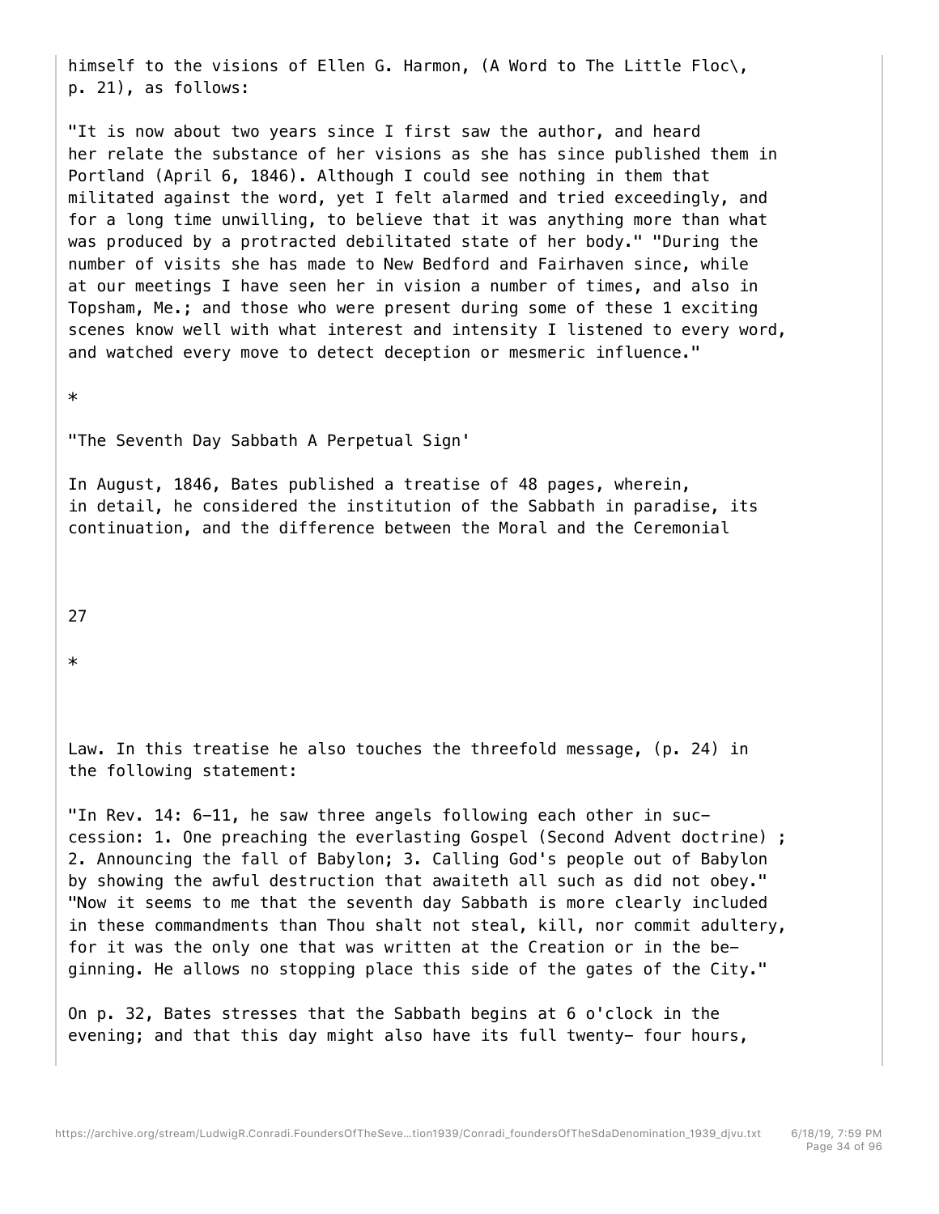himself to the visions of Ellen G. Harmon, (A Word to The Little Floc\, p. 21), as follows:

"It is now about two years since I first saw the author, and heard her relate the substance of her visions as she has since published them in Portland (April 6, 1846). Although I could see nothing in them that militated against the word, yet I felt alarmed and tried exceedingly, and for a long time unwilling, to believe that it was anything more than what was produced by a protracted debilitated state of her body." "During the number of visits she has made to New Bedford and Fairhaven since, while at our meetings I have seen her in vision a number of times, and also in Topsham, Me.; and those who were present during some of these 1 exciting scenes know well with what interest and intensity I listened to every word, and watched every move to detect deception or mesmeric influence."

*

"The Seventh Day Sabbath A Perpetual Sign'

In August, 1846, Bates published a treatise of 48 pages, wherein, in detail, he considered the institution of the Sabbath in paradise, its continuation, and the difference between the Moral and the Ceremonial

*

Law. In this treatise he also touches the threefold message, (p. 24) in the following statement:

"In Rev. 14: 6-11, he saw three angels following each other in succession: 1. One preaching the everlasting Gospel (Second Advent doctrine) ; 2. Announcing the fall of Babylon; 3. Calling God's people out of Babylon by showing the awful destruction that awaiteth all such as did not obey." "Now it seems to me that the seventh day Sabbath is more clearly included in these commandments than Thou shalt not steal, kill, nor commit adultery, for it was the only one that was written at the Creation or in the beginning. He allows no stopping place this side of the gates of the City."

On p. 32, Bates stresses that the Sabbath begins at 6 o'clock in the evening; and that this day might also have its full twenty- four hours,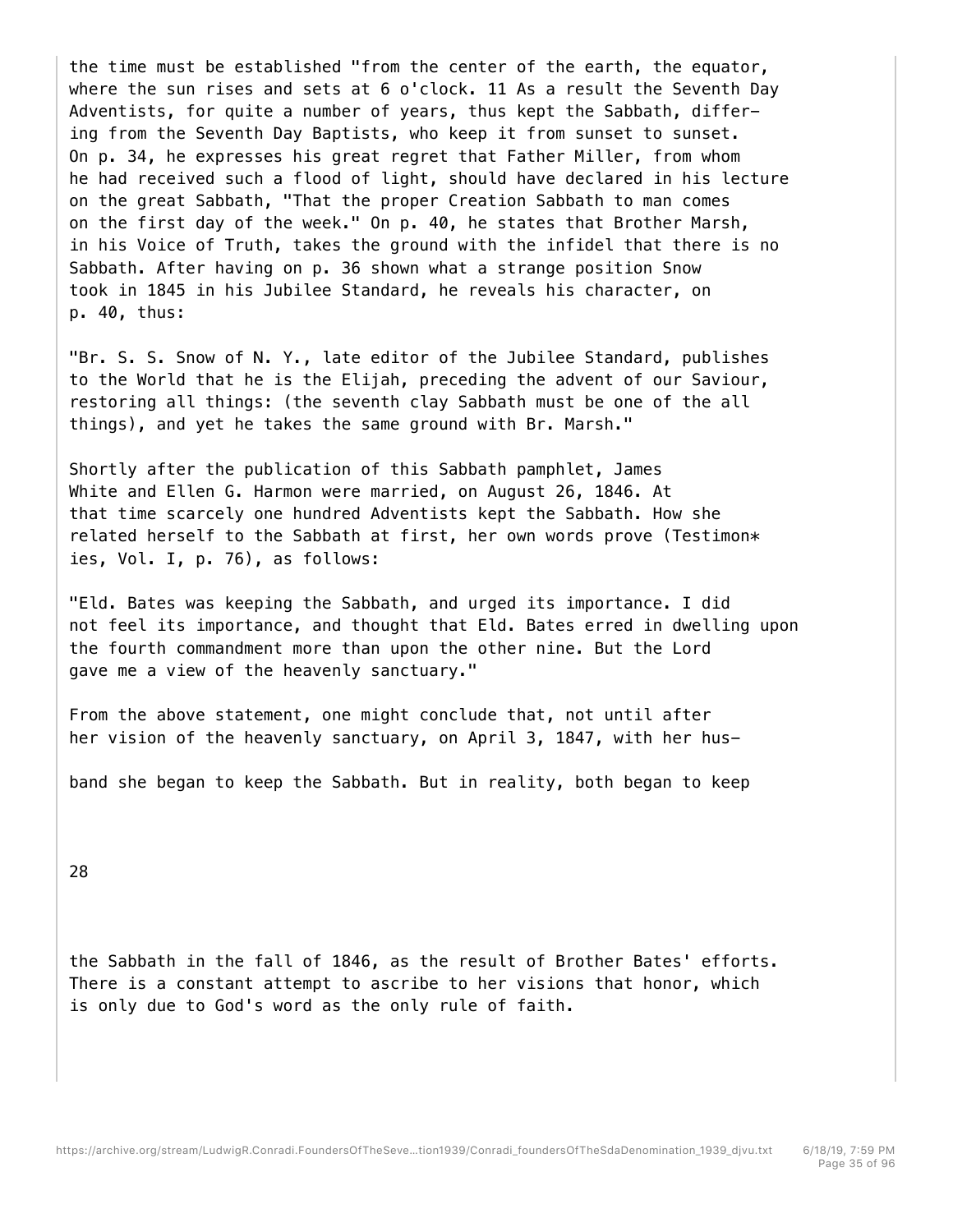the time must be established "from the center of the earth, the equator, where the sun rises and sets at 6 o'clock. 11 As a result the Seventh Day Adventists, for quite a number of years, thus kept the Sabbath, differing from the Seventh Day Baptists, who keep it from sunset to sunset. On p. 34, he expresses his great regret that Father Miller, from whom he had received such a flood of light, should have declared in his lecture on the great Sabbath, "That the proper Creation Sabbath to man comes on the first day of the week." On p. 40, he states that Brother Marsh, in his Voice of Truth, takes the ground with the infidel that there is no Sabbath. After having on p. 36 shown what a strange position Snow took in 1845 in his Jubilee Standard, he reveals his character, on p. 40, thus:

"Br. S. S. Snow of N. Y., late editor of the Jubilee Standard, publishes to the World that he is the Elijah, preceding the advent of our Saviour, restoring all things: (the seventh clay Sabbath must be one of the all things), and yet he takes the same ground with Br. Marsh."

Shortly after the publication of this Sabbath pamphlet, James White and Ellen G. Harmon were married, on August 26, 1846. At that time scarcely one hundred Adventists kept the Sabbath. How she related herself to the Sabbath at first, her own words prove (Testimon* ies, Vol. I, p. 76), as follows:

"Eld. Bates was keeping the Sabbath, and urged its importance. I did not feel its importance, and thought that Eld. Bates erred in dwelling upon the fourth commandment more than upon the other nine. But the Lord gave me a view of the heavenly sanctuary."

From the above statement, one might conclude that, not until after her vision of the heavenly sanctuary, on April 3, 1847, with her husband she began to keep the Sabbath. But in reality, both began to keep the Sabbath in the fall of 1846, as the result of Brother Bates' efforts. There is a constant attempt to ascribe to her visions that honor, which is only due to God's word as the only rule of faith.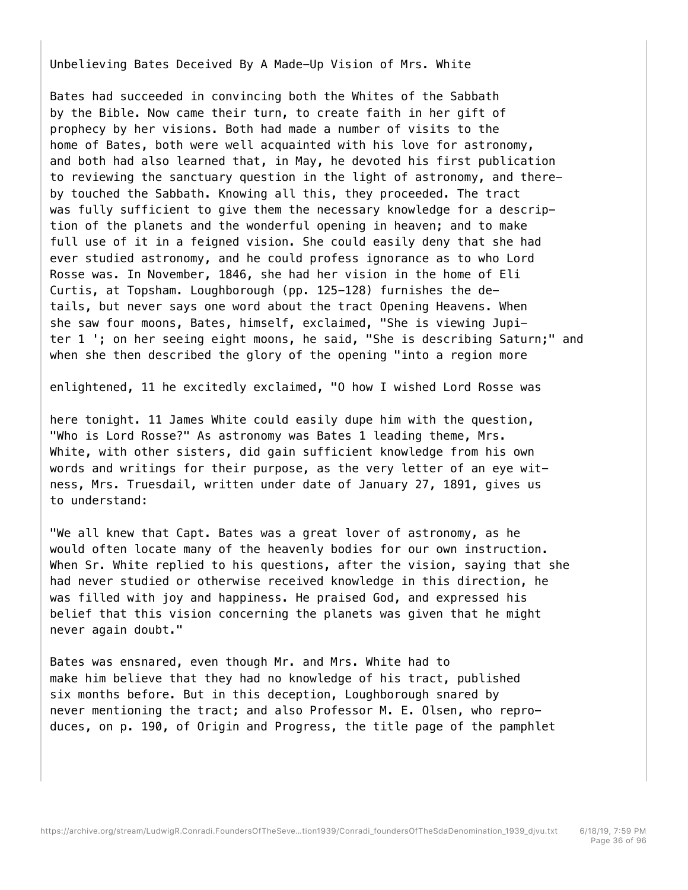Unbelieving Bates Deceived By A Made-Up Vision of Mrs. White

Bates had succeeded in convincing both the Whites of the Sabbath by the Bible. Now came their turn, to create faith in her gift of prophecy by her visions. Both had made a number of visits to the home of Bates, both were well acquainted with his love for astronomy, and both had also learned that, in May, he devoted his first publication to reviewing the sanctuary question in the light of astronomy, and thereby touched the Sabbath. Knowing all this, they proceeded. The tract was fully sufficient to give them the necessary knowledge for a description of the planets and the wonderful opening in heaven; and to make full use of it in a feigned vision. She could easily deny that she had ever studied astronomy, and he could profess ignorance as to who Lord Rosse was. In November, 1846, she had her vision in the home of Eli Curtis, at Topsham. Loughborough (pp. 125-128) furnishes the details, but never says one word about the tract Opening Heavens. When she saw four moons, Bates, himself, exclaimed, "She is viewing Jupiter 1 '; on her seeing eight moons, he said, "She is describing Saturn;" and when she then described the glory of the opening "into a region more enlightened, 11 he excitedly exclaimed, "O how I wished Lord Rosse was here tonight. 11 James White could easily dupe him with the question, "Who is Lord Rosse?" As astronomy was Bates 1 leading theme, Mrs. White, with other sisters, did gain sufficient knowledge from his own words and writings for their purpose, as the very letter of an eye witness, Mrs. Truesdail, written under date of January 27, 1891, gives us to understand:

"We all knew that Capt. Bates was a great lover of astronomy, as he would often locate many of the heavenly bodies for our own instruction. When Sr. White replied to his questions, after the vision, saying that she had never studied or otherwise received knowledge in this direction, he was filled with joy and happiness. He praised God, and expressed his belief that this vision concerning the planets was given that he might never again doubt."

Bates was ensnared, even though Mr. and Mrs. White had to make him believe that they had no knowledge of his tract, published six months before. But in this deception, Loughborough snared by never mentioning the tract; and also Professor M. E. Olsen, who reproduces, on p. 190, of Origin and Progress, the title page of the pamphlet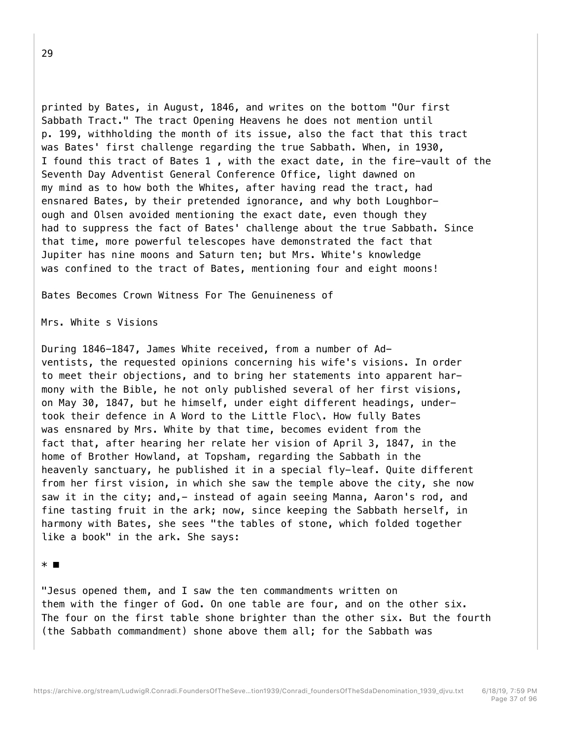printed by Bates, in August, 1846, and writes on the bottom "Our first Sabbath Tract." The tract Opening Heavens he does not mention until p. 199, withholding the month of its issue, also the fact that this tract was Bates' first challenge regarding the true Sabbath. When, in 1930, I found this tract of Bates 1 , with the exact date, in the fire-vault of the Seventh Day Adventist General Conference Office, light dawned on my mind as to how both the Whites, after having read the tract, had ensnared Bates, by their pretended ignorance, and why both Loughbor- ough and Olsen avoided mentioning the exact date, even though they had to suppress the fact of Bates' challenge about the true Sabbath. Since that time, more powerful telescopes have demonstrated the fact that Jupiter has nine moons and Saturn ten; but Mrs. White's knowledge was confined to the tract of Bates, mentioning four and eight moons!

## Bates Becomes Crown Witness For The Genuineness of Mrs. White s Visions

During 1846-1847, James White received, from a number of Ad- ventists, the requested opinions concerning his wife's visions. In order to meet their objections, and to bring her statements into apparent har- mony with the Bible, he not only published several of her first visions, on May 30, 1847, but he himself, under eight different headings, under- took their defence in A Word to the Little Floc\. How fully Bates was ensnared by Mrs. White by that time, becomes evident from the fact that, after hearing her relate her vision of April 3, 1847, in the home of Brother Howland, at Topsham, regarding the Sabbath in the heavenly sanctuary, he published it in a special fly-leaf. Quite different from her first vision, in which she saw the temple above the city, she now saw it in the city; and,- instead of again seeing Manna, Aaron's rod, and fine tasting fruit in the ark; now, since keeping the Sabbath herself, in harmony with Bates, she sees "the tables of stone, which folded together like a book" in the ark. She says:

* ■

"Jesus opened them, and I saw the ten commandments written on them with the finger of God. On one table are four, and on the other six. The four on the first table shone brighter than the other six. But the fourth (the Sabbath commandment) shone above them all; for the Sabbath was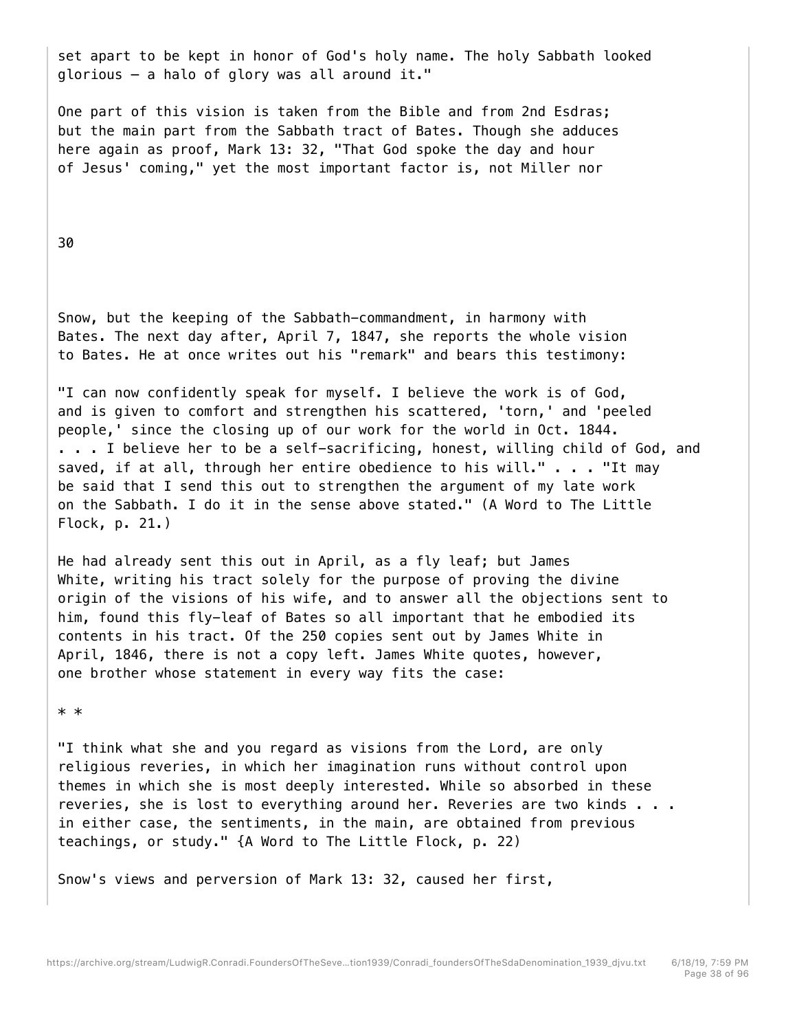set apart to be kept in honor of God's holy name. The holy Sabbath looked glorious — a halo of glory was all around it."

One part of this vision is taken from the Bible and from 2nd Esdras; but the main part from the Sabbath tract of Bates. Though she adduces here again as proof, Mark 13: 32, "That God spoke the day and hour of Jesus' coming," yet the most important factor is, not Miller nor Snow, but the keeping of the Sabbath-commandment, in harmony with Bates. The next day after, April 7, 1847, she reports the whole vision to Bates. He at once writes out his "remark" and bears this testimony:

"I can now confidently speak for myself. I believe the work is of God, and is given to comfort and strengthen his scattered, 'torn,' and 'peeled people,' since the closing up of our work for the world in Oct. 1844. . . . I believe her to be a self-sacrificing, honest, willing child of God, and saved, if at all, through her entire obedience to his will." . . . "It may be said that I send this out to strengthen the argument of my late work on the Sabbath. I do it in the sense above stated." (A Word to The Little Flock, p. 21.)

He had already sent this out in April, as a fly leaf; but James White, writing his tract solely for the purpose of proving the divine origin of the visions of his wife, and to answer all the objections sent to him, found this fly-leaf of Bates so all important that he embodied its contents in his tract. Of the 250 copies sent out by James White in April, 1846, there is not a copy left. James White quotes, however, one brother whose statement in every way fits the case:

* *

"I think what she and you regard as visions from the Lord, are only religious reveries, in which her imagination runs without control upon themes in which she is most deeply interested. While so absorbed in these reveries, she is lost to everything around her. Reveries are two kinds . . . in either case, the sentiments, in the main, are obtained from previous teachings, or study." {A Word to The Little Flock, p. 22)

Snow's views and perversion of Mark 13: 32, caused her first,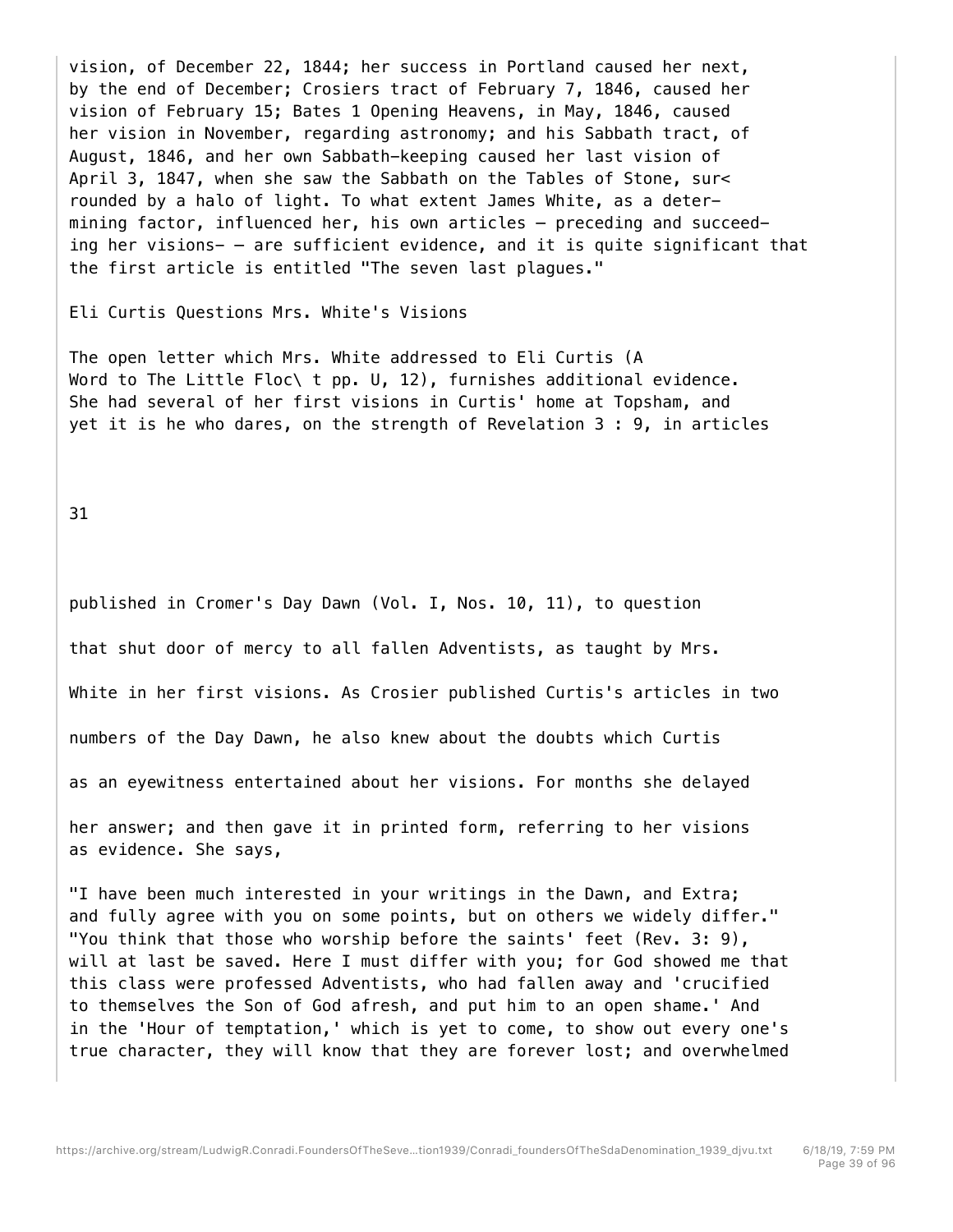vision, of December 22, 1844; her success in Portland caused her next, by the end of December; Crosiers tract of February 7, 1846, caused her vision of February 15; Bates 1 Opening Heavens, in May, 1846, caused her vision in November, regarding astronomy; and his Sabbath tract, of August, 1846, and her own Sabbath-keeping caused her last vision of April 3, 1847, when she saw the Sabbath on the Tables of Stone, sur< rounded by a halo of light. To what extent James White, as a deter- mining factor, influenced her, his own articles — preceding and succeed- ing her visions- — are sufficient evidence, and it is quite significant that the first article is entitled "The seven last plagues."

## Eli Curtis Questions Mrs. White's Visions

The open letter which Mrs. White addressed to Eli Curtis (A Word to The Little Floc\ t pp. U, 12), furnishes additional evidence. She had several of her first visions in Curtis' home at Topsham, and yet it is he who dares, on the strength of Revelation 3 : 9, in articles

published in Cromer's Day Dawn (Vol. I, Nos. 10, 11), to question that shut door of mercy to all fallen Adventists, as taught by Mrs. White in her first visions. As Crosier published Curtis's articles in two numbers of the Day Dawn, he also knew about the doubts which Curtis as an eyewitness entertained about her visions. For months she delayed her answer; and then gave it in printed form, referring to her visions as evidence. She says,

"I have been much interested in your writings in the Dawn, and Extra; and fully agree with you on some points, but on others we widely differ." "You think that those who worship before the saints' feet (Rev. 3: 9), will at last be saved. Here I must differ with you; for God showed me that this class were professed Adventists, who had fallen away and 'crucified to themselves the Son of God afresh, and put him to an open shame.' And in the 'Hour of temptation,' which is yet to come, to show out every one's true character, they will know that they are forever lost; and overwhelmed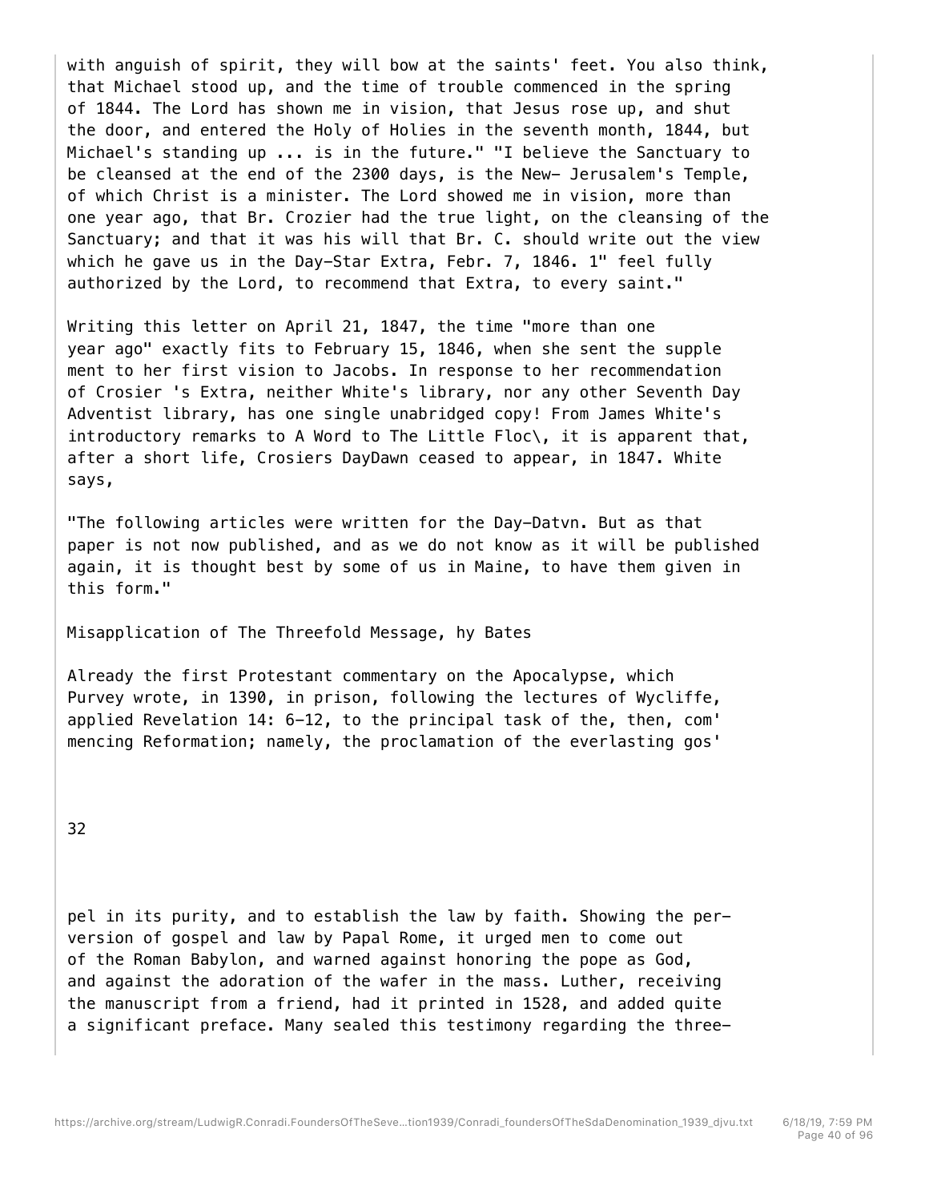with anguish of spirit, they will bow at the saints' feet. You also think, that Michael stood up, and the time of trouble commenced in the spring of 1844. The Lord has shown me in vision, that Jesus rose up, and shut the door, and entered the Holy of Holies in the seventh month, 1844, but Michael's standing up ... is in the future." "I believe the Sanctuary to be cleansed at the end of the 2300 days, is the New- Jerusalem's Temple, of which Christ is a minister. The Lord showed me in vision, more than one year ago, that Br. Crozier had the true light, on the cleansing of the Sanctuary; and that it was his will that Br. C. should write out the view which he gave us in the Day-Star Extra, Febr. 7, 1846. 1" feel fully authorized by the Lord, to recommend that Extra, to every saint."

Writing this letter on April 21, 1847, the time "more than one year ago" exactly fits to February 15, 1846, when she sent the supple ment to her first vision to Jacobs. In response to her recommendation of Crosier 's Extra, neither White's library, nor any other Seventh Day Adventist library, has one single unabridged copy! From James White's introductory remarks to A Word to The Little Floc\, it is apparent that, after a short life, Crosiers DayDawn ceased to appear, in 1847. White says,

"The following articles were written for the Day-Datvn. But as that paper is not now published, and as we do not know as it will be published again, it is thought best by some of us in Maine, to have them given in this form."

Misapplication of The Threefold Message, hy Bates

Already the first Protestant commentary on the Apocalypse, which Purvey wrote, in 1390, in prison, following the lectures of Wycliffe, applied Revelation 14: 6-12, to the principal task of the, then, com' mencing Reformation; namely, the proclamation of the everlasting gos' pel in its purity, and to establish the law by faith. Showing the per- version of gospel and law by Papal Rome, it urged men to come out of the Roman Babylon, and warned against honoring the pope as God, and against the adoration of the wafer in the mass. Luther, receiving the manuscript from a friend, had it printed in 1528, and added quite a significant preface. Many sealed this testimony regarding the three-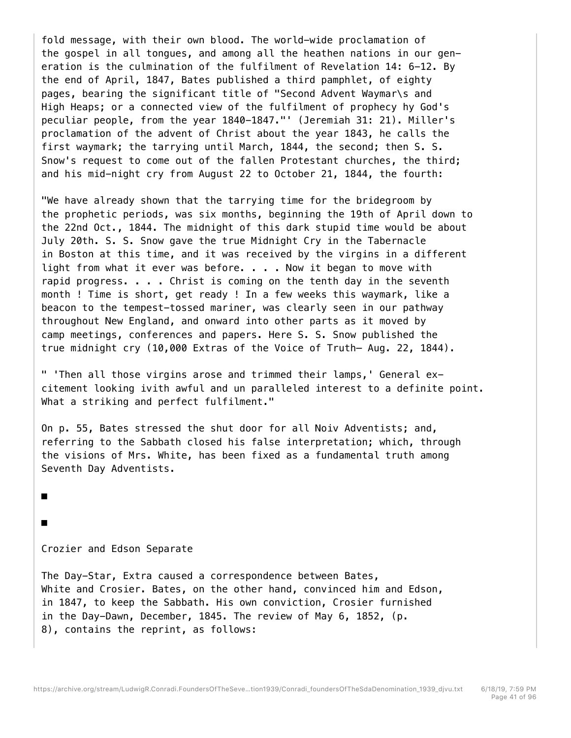fold message, with their own blood. The world-wide proclamation of the gospel in all tongues, and among all the heathen nations in our generation is the culmination of the fulfilment of Revelation 14: 6-12. By the end of April, 1847, Bates published a third pamphlet, of eighty pages, bearing the significant title of "Second Advent Waymar\s and High Heaps; or a connected view of the fulfilment of prophecy hy God's peculiar people, from the year 1840-1847."' (Jeremiah 31: 21). Miller's proclamation of the advent of Christ about the year 1843, he calls the first waymark; the tarrying until March, 1844, the second; then S. S. Snow's request to come out of the fallen Protestant churches, the third; and his mid-night cry from August 22 to October 21, 1844, the fourth:

"We have already shown that the tarrying time for the bridegroom by the prophetic periods, was six months, beginning the 19th of April down to the 22nd Oct., 1844. The midnight of this dark stupid time would be about July 20th. S. S. Snow gave the true Midnight Cry in the Tabernacle in Boston at this time, and it was received by the virgins in a different light from what it ever was before. . . . Now it began to move with rapid progress. . . . Christ is coming on the tenth day in the seventh month ! Time is short, get ready ! In a few weeks this waymark, like a beacon to the tempest-tossed mariner, was clearly seen in our pathway throughout New England, and onward into other parts as it moved by camp meetings, conferences and papers. Here S. S. Snow published the true midnight cry (10,000 Extras of the Voice of Truth— Aug. 22, 1844).

" 'Then all those virgins arose and trimmed their lamps,' General excitement looking ivith awful and un paralleled interest to a definite point. What a striking and perfect fulfilment."

On p. 55, Bates stressed the shut door for all Noiv Adventists; and, referring to the Sabbath closed his false interpretation; which, through the visions of Mrs. White, has been fixed as a fundamental truth among Seventh Day Adventists.

■

■

## Crozier and Edson Separate

The Day-Star, Extra caused a correspondence between Bates, White and Crosier. Bates, on the other hand, convinced him and Edson, in 1847, to keep the Sabbath. His own conviction, Crosier furnished in the Day-Dawn, December, 1845. The review of May 6, 1852, (p. 8), contains the reprint, as follows: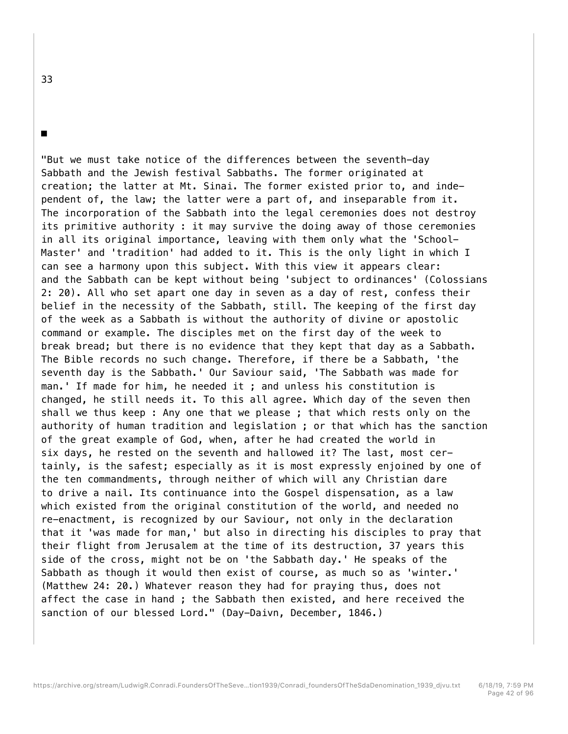■

"But we must take notice of the differences between the seventh-day Sabbath and the Jewish festival Sabbaths. The former originated at creation; the latter at Mt. Sinai. The former existed prior to, and independent of, the law; the latter were a part of, and inseparable from it. The incorporation of the Sabbath into the legal ceremonies does not destroy its primitive authority : it may survive the doing away of those ceremonies in all its original importance, leaving with them only what the 'School-Master' and 'tradition' had added to it. This is the only light in which I can see a harmony upon this subject. With this view it appears clear: and the Sabbath can be kept without being 'subject to ordinances' (Colossians 2: 20). All who set apart one day in seven as a day of rest, confess their belief in the necessity of the Sabbath, still. The keeping of the first day of the week as a Sabbath is without the authority of divine or apostolic command or example. The disciples met on the first day of the week to break bread; but there is no evidence that they kept that day as a Sabbath. The Bible records no such change. Therefore, if there be a Sabbath, 'the seventh day is the Sabbath.' Our Saviour said, 'The Sabbath was made for man.' If made for him, he needed it ; and unless his constitution is changed, he still needs it. To this all agree. Which day of the seven then shall we thus keep : Any one that we please ; that which rests only on the authority of human tradition and legislation ; or that which has the sanction of the great example of God, when, after he had created the world in six days, he rested on the seventh and hallowed it? The last, most certainly, is the safest; especially as it is most expressly enjoined by one of the ten commandments, through neither of which will any Christian dare to drive a nail. Its continuance into the Gospel dispensation, as a law which existed from the original constitution of the world, and needed no re-enactment, is recognized by our Saviour, not only in the declaration that it 'was made for man,' but also in directing his disciples to pray that their flight from Jerusalem at the time of its destruction, 37 years this side of the cross, might not be on 'the Sabbath day.' He speaks of the Sabbath as though it would then exist of course, as much so as 'winter.' (Matthew 24: 20.) Whatever reason they had for praying thus, does not affect the case in hand ; the Sabbath then existed, and here received the sanction of our blessed Lord." (Day-Daivn, December, 1846.)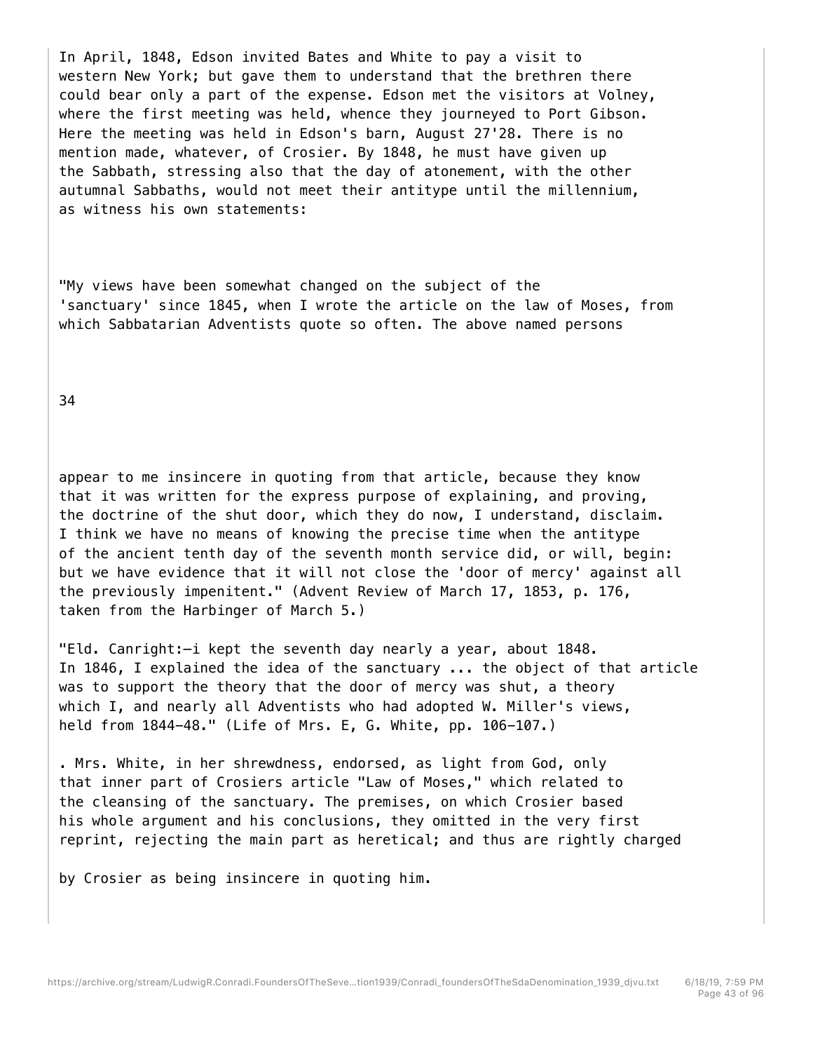In April, 1848, Edson invited Bates and White to pay a visit to western New York; but gave them to understand that the brethren there could bear only a part of the expense. Edson met the visitors at Volney, where the first meeting was held, whence they journeyed to Port Gibson. Here the meeting was held in Edson's barn, August 27'28. There is no mention made, whatever, of Crosier. By 1848, he must have given up the Sabbath, stressing also that the day of atonement, with the other autumnal Sabbaths, would not meet their antitype until the millennium, as witness his own statements:

"My views have been somewhat changed on the subject of the 'sanctuary' since 1845, when I wrote the article on the law of Moses, from which Sabbatarian Adventists quote so often. The above named persons appear to me insincere in quoting from that article, because they know that it was written for the express purpose of explaining, and proving, the doctrine of the shut door, which they do now, I understand, disclaim. I think we have no means of knowing the precise time when the antitype of the ancient tenth day of the seventh month service did, or will, begin: but we have evidence that it will not close the 'door of mercy' against all the previously impenitent." (Advent Review of March 17, 1853, p. 176, taken from the Harbinger of March 5.)

"Eld. Canright:—i kept the seventh day nearly a year, about 1848. In 1846, I explained the idea of the sanctuary ... the object of that article was to support the theory that the door of mercy was shut, a theory which I, and nearly all Adventists who had adopted W. Miller's views, held from 1844-48." (Life of Mrs. E, G. White, pp. 106-107.)

. Mrs. White, in her shrewdness, endorsed, as light from God, only that inner part of Crosiers article "Law of Moses," which related to the cleansing of the sanctuary. The premises, on which Crosier based his whole argument and his conclusions, they omitted in the very first reprint, rejecting the main part as heretical; and thus are rightly charged by Crosier as being insincere in quoting him.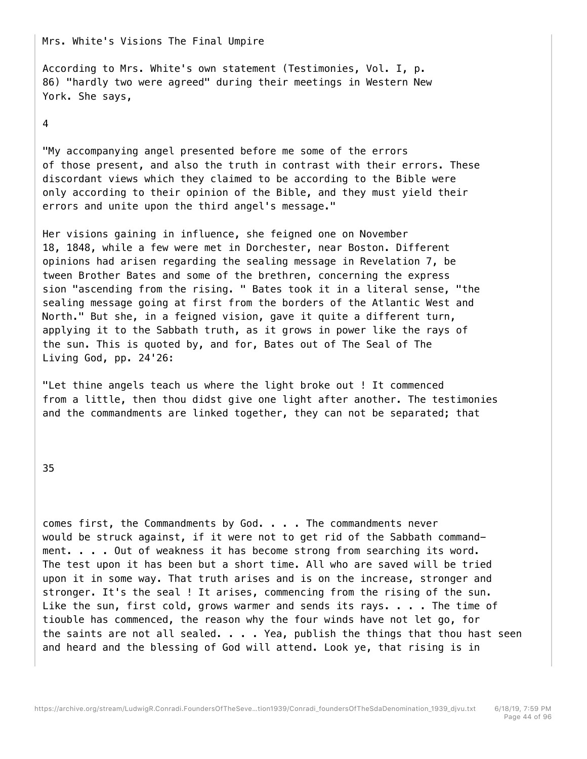Mrs. White's Visions The Final Umpire

According to Mrs. White's own statement (Testimonies, Vol. I, p. 86) "hardly two were agreed" during their meetings in Western New York. She says,

4

"My accompanying angel presented before me some of the errors of those present, and also the truth in contrast with their errors. These discordant views which they claimed to be according to the Bible were only according to their opinion of the Bible, and they must yield their errors and unite upon the third angel's message."

Her visions gaining in influence, she feigned one on November 18, 1848, while a few were met in Dorchester, near Boston. Different opinions had arisen regarding the sealing message in Revelation 7, be tween Brother Bates and some of the brethren, concerning the express sion "ascending from the rising. " Bates took it in a literal sense, "the sealing message going at first from the borders of the Atlantic West and North." But she, in a feigned vision, gave it quite a different turn, applying it to the Sabbath truth, as it grows in power like the rays of the sun. This is quoted by, and for, Bates out of The Seal of The Living God, pp. 24'26:

"Let thine angels teach us where the light broke out ! It commenced from a little, then thou didst give one light after another. The testimonies and the commandments are linked together, they can not be separated; that

35

comes first, the Commandments by God. . . . The commandments never would be struck against, if it were not to get rid of the Sabbath command- ment. . . . Out of weakness it has become strong from searching its word. The test upon it has been but a short time. All who are saved will be tried upon it in some way. That truth arises and is on the increase, stronger and stronger. It's the seal ! It arises, commencing from the rising of the sun. Like the sun, first cold, grows warmer and sends its rays. . . . The time of tiouble has commenced, the reason why the four winds have not let go, for the saints are not all sealed. . . . Yea, publish the things that thou hast seen and heard and the blessing of God will attend. Look ye, that rising is in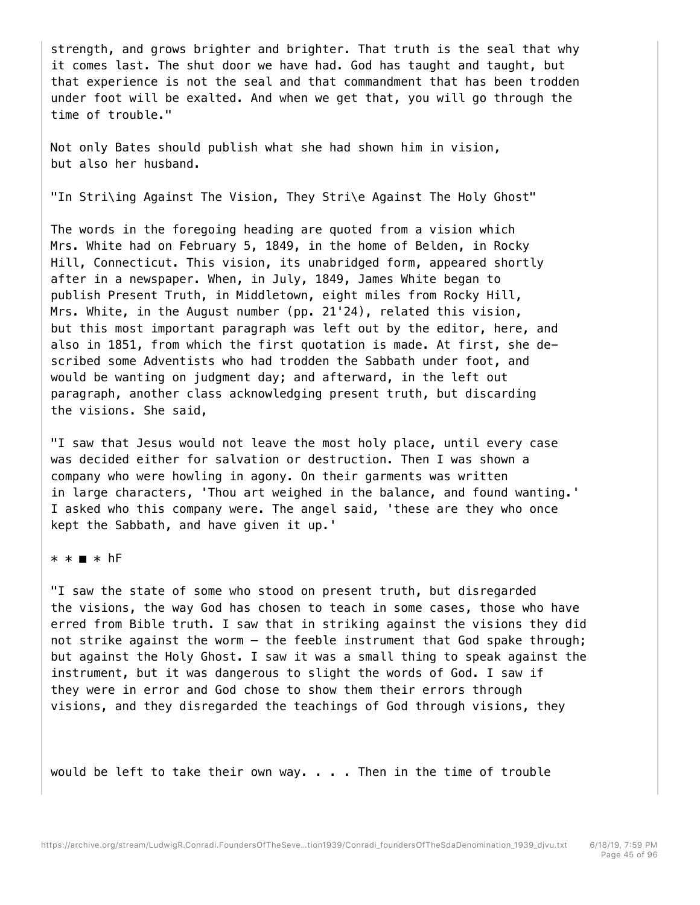strength, and grows brighter and brighter. That truth is the seal that why it comes last. The shut door we have had. God has taught and taught, but that experience is not the seal and that commandment that has been trodden under foot will be exalted. And when we get that, you will go through the time of trouble."

Not only Bates should publish what she had shown him in vision, but also her husband.

"In Stri\ing Against The Vision, They Stri\e Against The Holy Ghost"

The words in the foregoing heading are quoted from a vision which Mrs. White had on February 5, 1849, in the home of Belden, in Rocky Hill, Connecticut. This vision, its unabridged form, appeared shortly after in a newspaper. When, in July, 1849, James White began to publish Present Truth, in Middletown, eight miles from Rocky Hill, Mrs. White, in the August number (pp. 21'24), related this vision, but this most important paragraph was left out by the editor, here, and also in 1851, from which the first quotation is made. At first, she de- scribed some Adventists who had trodden the Sabbath under foot, and would be wanting on judgment day; and afterward, in the left out paragraph, another class acknowledging present truth, but discarding the visions. She said,

"I saw that Jesus would not leave the most holy place, until every case was decided either for salvation or destruction. Then I was shown a company who were howling in agony. On their garments was written in large characters, 'Thou art weighed in the balance, and found wanting.' I asked who this company were. The angel said, 'these are they who once kept the Sabbath, and have given it up.'

* * ■ * hF

"I saw the state of some who stood on present truth, but disregarded the visions, the way God has chosen to teach in some cases, those who have erred from Bible truth. I saw that in striking against the visions they did not strike against the worm — the feeble instrument that God spake through; but against the Holy Ghost. I saw it was a small thing to speak against the instrument, but it was dangerous to slight the words of God. I saw if they were in error and God chose to show them their errors through visions, and they disregarded the teachings of God through visions, they

would be left to take their own way. . . . Then in the time of trouble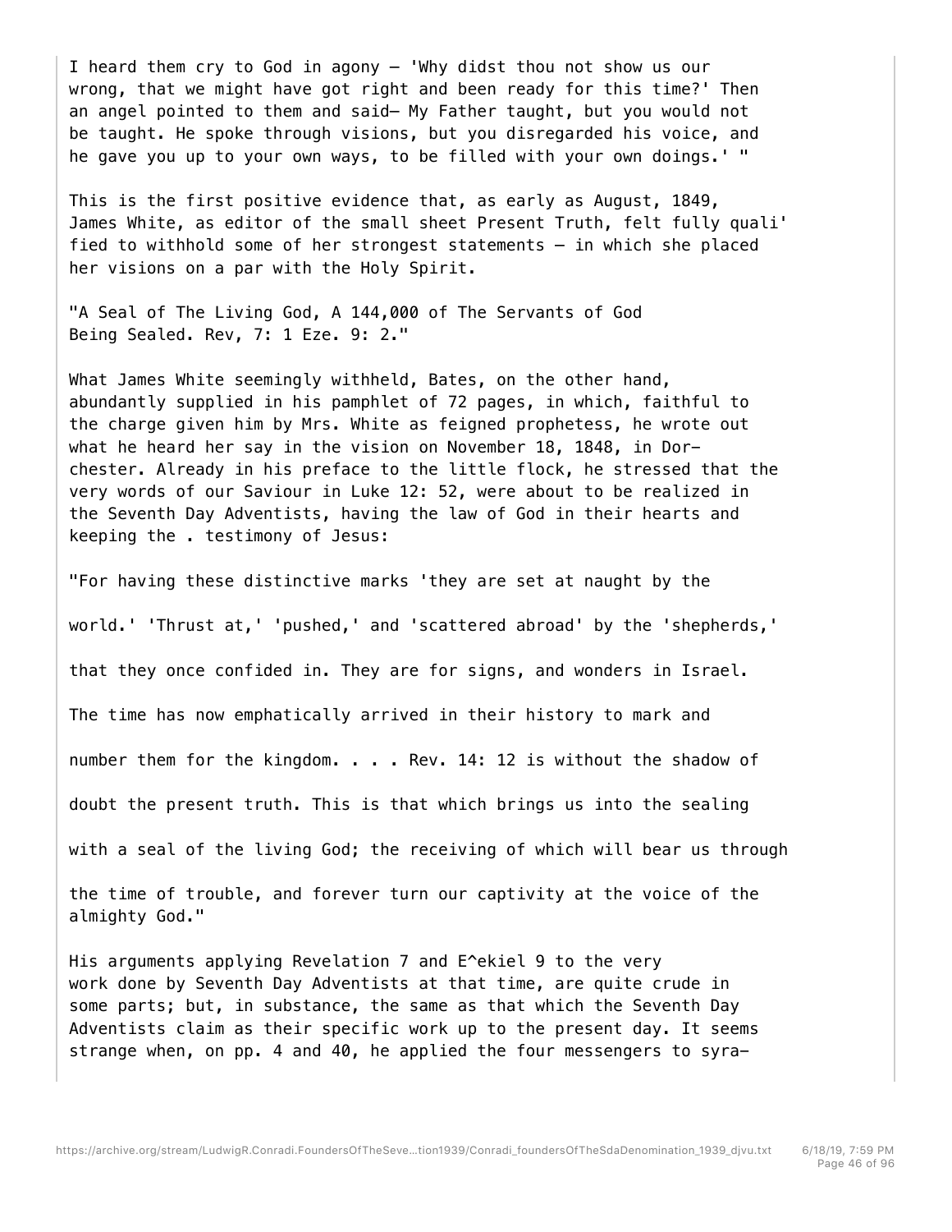I heard them cry to God in agony — 'Why didst thou not show us our wrong, that we might have got right and been ready for this time?' Then an angel pointed to them and said— My Father taught, but you would not be taught. He spoke through visions, but you disregarded his voice, and he gave you up to your own ways, to be filled with your own doings.' "

This is the first positive evidence that, as early as August, 1849, James White, as editor of the small sheet Present Truth, felt fully quali' fied to withhold some of her strongest statements — in which she placed her visions on a par with the Holy Spirit.

"A Seal of The Living God, A 144,000 of The Servants of God Being Sealed. Rev, 7: 1 Eze. 9: 2."

What James White seemingly withheld, Bates, on the other hand, abundantly supplied in his pamphlet of 72 pages, in which, faithful to the charge given him by Mrs. White as feigned prophetess, he wrote out what he heard her say in the vision on November 18, 1848, in Dor- chester. Already in his preface to the little flock, he stressed that the very words of our Saviour in Luke 12: 52, were about to be realized in the Seventh Day Adventists, having the law of God in their hearts and keeping the . testimony of Jesus:

"For having these distinctive marks 'they are set at naught by the world.' 'Thrust at,' 'pushed,' and 'scattered abroad' by the 'shepherds,' that they once confided in. They are for signs, and wonders in Israel. The time has now emphatically arrived in their history to mark and number them for the kingdom. . . . Rev. 14: 12 is without the shadow of doubt the present truth. This is that which brings us into the sealing with a seal of the living God; the receiving of which will bear us through the time of trouble, and forever turn our captivity at the voice of the almighty God."

His arguments applying Revelation 7 and E^ekiel 9 to the very work done by Seventh Day Adventists at that time, are quite crude in some parts; but, in substance, the same as that which the Seventh Day Adventists claim as their specific work up to the present day. It seems strange when, on pp. 4 and 40, he applied the four messengers to syra-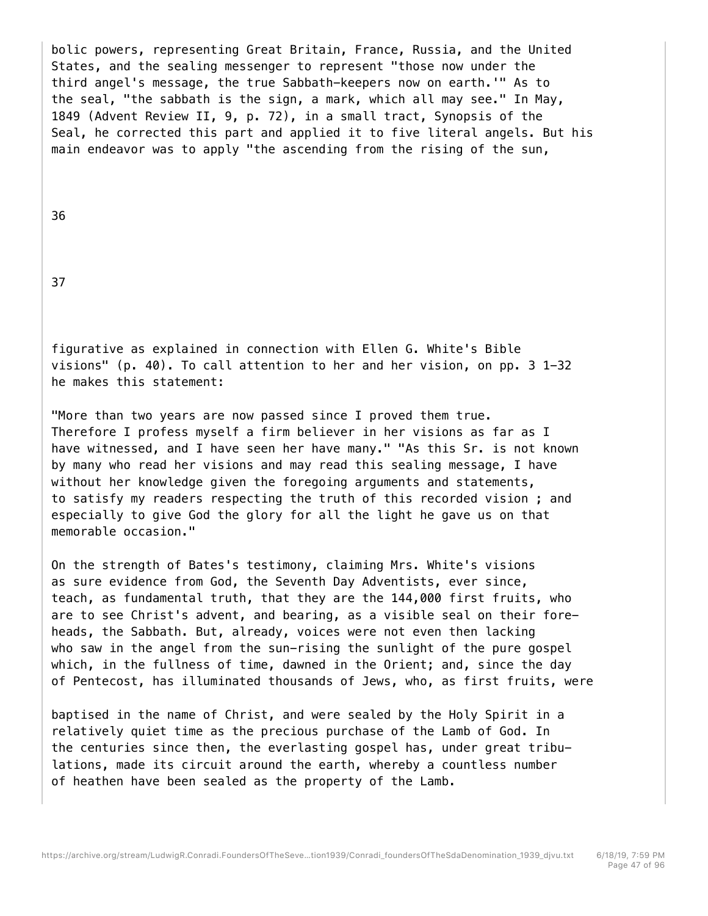bolic powers, representing Great Britain, France, Russia, and the United States, and the sealing messenger to represent "those now under the third angel's message, the true Sabbath-keepers now on earth.'" As to the seal, "the sabbath is the sign, a mark, which all may see." In May, 1849 (Advent Review II, 9, p. 72), in a small tract, Synopsis of the Seal, he corrected this part and applied it to five literal angels. But his main endeavor was to apply "the ascending from the rising of the sun,

figurative as explained in connection with Ellen G. White's Bible visions" (p. 40). To call attention to her and her vision, on pp. 3 1-32 he makes this statement:

"More than two years are now passed since I proved them true. Therefore I profess myself a firm believer in her visions as far as I have witnessed, and I have seen her have many." "As this Sr. is not known by many who read her visions and may read this sealing message, I have without her knowledge given the foregoing arguments and statements, to satisfy my readers respecting the truth of this recorded vision ; and especially to give God the glory for all the light he gave us on that memorable occasion."

On the strength of Bates's testimony, claiming Mrs. White's visions as sure evidence from God, the Seventh Day Adventists, ever since, teach, as fundamental truth, that they are the 144,000 first fruits, who are to see Christ's advent, and bearing, as a visible seal on their foreheads, the Sabbath. But, already, voices were not even then lacking who saw in the angel from the sun-rising the sunlight of the pure gospel which, in the fullness of time, dawned in the Orient; and, since the day of Pentecost, has illuminated thousands of Jews, who, as first fruits, were baptised in the name of Christ, and were sealed by the Holy Spirit in a relatively quiet time as the precious purchase of the Lamb of God. In the centuries since then, the everlasting gospel has, under great tribulations, made its circuit around the earth, whereby a countless number of heathen have been sealed as the property of the Lamb.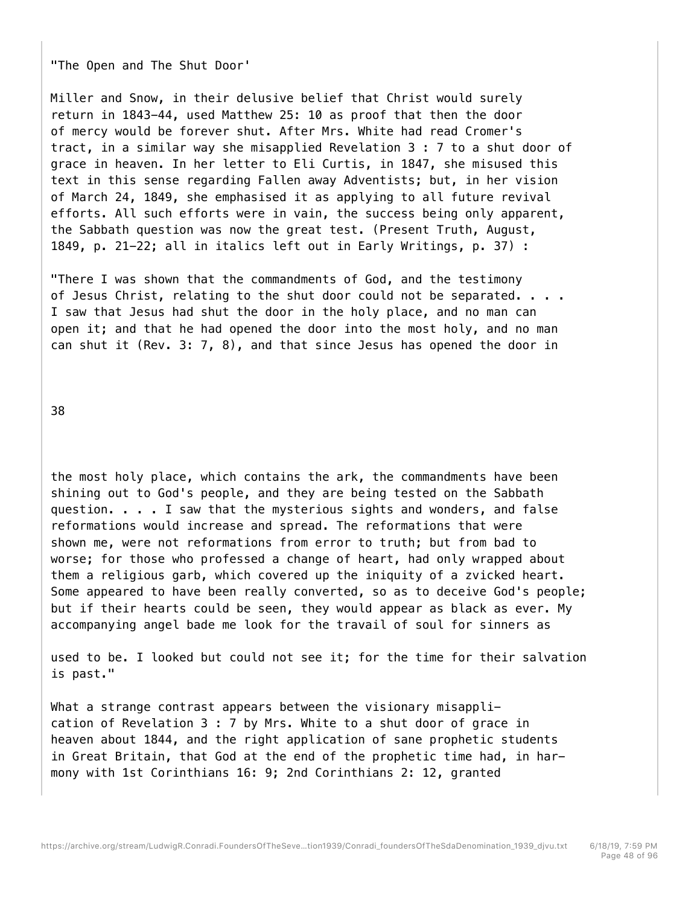"The Open and The Shut Door'

Miller and Snow, in their delusive belief that Christ would surely return in 1843-44, used Matthew 25: 10 as proof that then the door of mercy would be forever shut. After Mrs. White had read Cromer's tract, in a similar way she misapplied Revelation 3 : 7 to a shut door of grace in heaven. In her letter to Eli Curtis, in 1847, she misused this text in this sense regarding Fallen away Adventists; but, in her vision of March 24, 1849, she emphasised it as applying to all future revival efforts. All such efforts were in vain, the success being only apparent, the Sabbath question was now the great test. (Present Truth, August, 1849, p. 21-22; all in italics left out in Early Writings, p. 37) :

"There I was shown that the commandments of God, and the testimony of Jesus Christ, relating to the shut door could not be separated. . . . I saw that Jesus had shut the door in the holy place, and no man can open it; and that he had opened the door into the most holy, and no man can shut it (Rev. 3: 7, 8), and that since Jesus has opened the door in the most holy place, which contains the ark, the commandments have been shining out to God's people, and they are being tested on the Sabbath question. . . . I saw that the mysterious sights and wonders, and false reformations would increase and spread. The reformations that were shown me, were not reformations from error to truth; but from bad to worse; for those who professed a change of heart, had only wrapped about them a religious garb, which covered up the iniquity of a zvicked heart. Some appeared to have been really converted, so as to deceive God's people; but if their hearts could be seen, they would appear as black as ever. My accompanying angel bade me look for the travail of soul for sinners as used to be. I looked but could not see it; for the time for their salvation is past."

What a strange contrast appears between the visionary misapplication of Revelation 3 : 7 by Mrs. White to a shut door of grace in heaven about 1844, and the right application of sane prophetic students in Great Britain, that God at the end of the prophetic time had, in harmony with 1st Corinthians 16: 9; 2nd Corinthians 2: 12, granted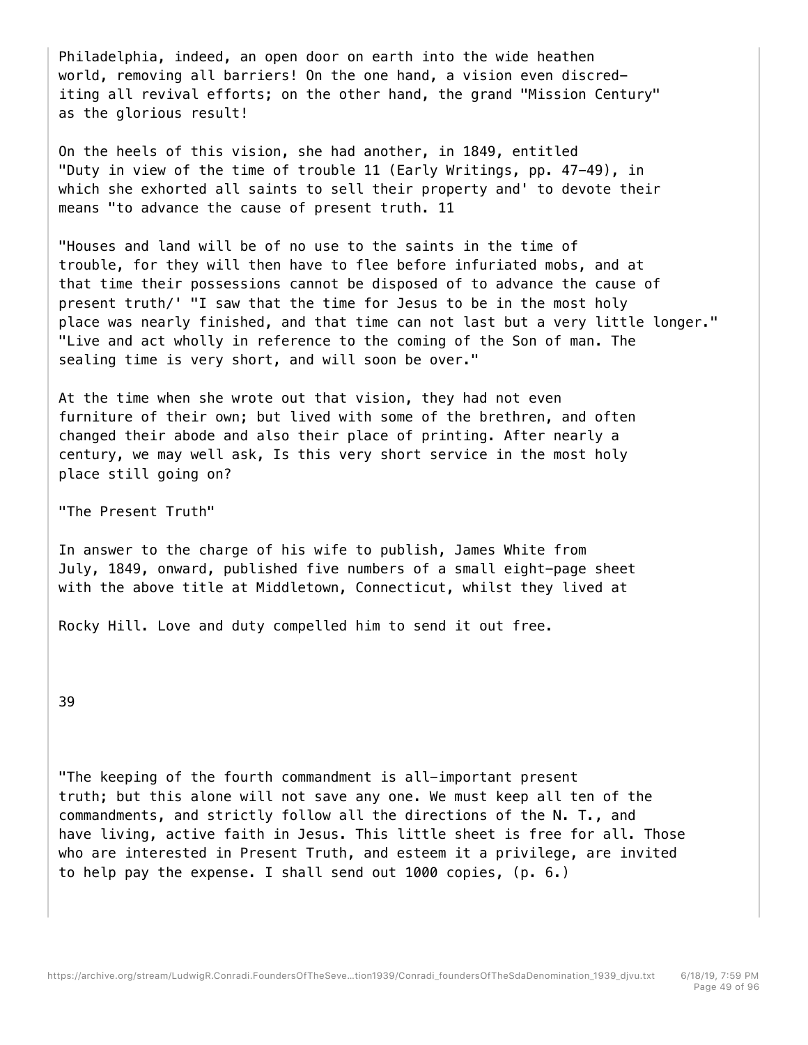Philadelphia, indeed, an open door on earth into the wide heathen world, removing all barriers! On the one hand, a vision even discrediting all revival efforts; on the other hand, the grand "Mission Century" as the glorious result!

On the heels of this vision, she had another, in 1849, entitled "Duty in view of the time of trouble 11 (Early Writings, pp. 47-49), in which she exhorted all saints to sell their property and' to devote their means "to advance the cause of present truth. 11

"Houses and land will be of no use to the saints in the time of trouble, for they will then have to flee before infuriated mobs, and at that time their possessions cannot be disposed of to advance the cause of present truth/' "I saw that the time for Jesus to be in the most holy place was nearly finished, and that time can not last but a very little longer." "Live and act wholly in reference to the coming of the Son of man. The sealing time is very short, and will soon be over."

At the time when she wrote out that vision, they had not even furniture of their own; but lived with some of the brethren, and often changed their abode and also their place of printing. After nearly a century, we may well ask, Is this very short service in the most holy place still going on?

"The Present Truth"

In answer to the charge of his wife to publish, James White from July, 1849, onward, published five numbers of a small eight-page sheet with the above title at Middletown, Connecticut, whilst they lived at

Rocky Hill. Love and duty compelled him to send it out free.

"The keeping of the fourth commandment is all-important present truth; but this alone will not save any one. We must keep all ten of the commandments, and strictly follow all the directions of the N. T., and have living, active faith in Jesus. This little sheet is free for all. Those who are interested in Present Truth, and esteem it a privilege, are invited to help pay the expense. I shall send out 1000 copies, (p. 6.)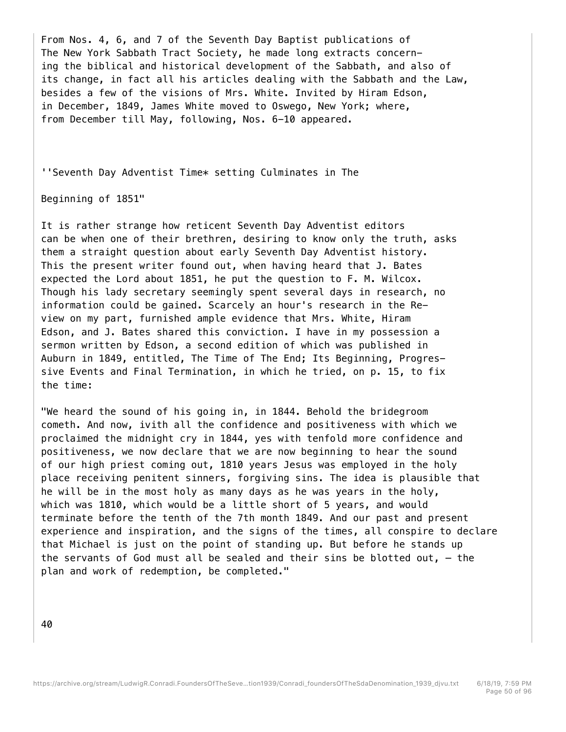From Nos. 4, 6, and 7 of the Seventh Day Baptist publications of The New York Sabbath Tract Society, he made long extracts concerning the biblical and historical development of the Sabbath, and also of its change, in fact all his articles dealing with the Sabbath and the Law, besides a few of the visions of Mrs. White. Invited by Hiram Edson, in December, 1849, James White moved to Oswego, New York; where, from December till May, following, Nos. 6-10 appeared.

''Seventh Day Adventist Time* setting Culminates in The

Beginning of 1851"

It is rather strange how reticent Seventh Day Adventist editors can be when one of their brethren, desiring to know only the truth, asks them a straight question about early Seventh Day Adventist history. This the present writer found out, when having heard that J. Bates expected the Lord about 1851, he put the question to F. M. Wilcox. Though his lady secretary seemingly spent several days in research, no information could be gained. Scarcely an hour's research in the Review on my part, furnished ample evidence that Mrs. White, Hiram Edson, and J. Bates shared this conviction. I have in my possession a sermon written by Edson, a second edition of which was published in Auburn in 1849, entitled, The Time of The End; Its Beginning, Progressive Events and Final Termination, in which he tried, on p. 15, to fix the time:

"We heard the sound of his going in, in 1844. Behold the bridegroom cometh. And now, ivith all the confidence and positiveness with which we proclaimed the midnight cry in 1844, yes with tenfold more confidence and positiveness, we now declare that we are now beginning to hear the sound of our high priest coming out, 1810 years Jesus was employed in the holy place receiving penitent sinners, forgiving sins. The idea is plausible that he will be in the most holy as many days as he was years in the holy, which was 1810, which would be a little short of 5 years, and would terminate before the tenth of the 7th month 1849. And our past and present experience and inspiration, and the signs of the times, all conspire to declare that Michael is just on the point of standing up. But before he stands up the servants of God must all be sealed and their sins be blotted out, — the plan and work of redemption, be completed."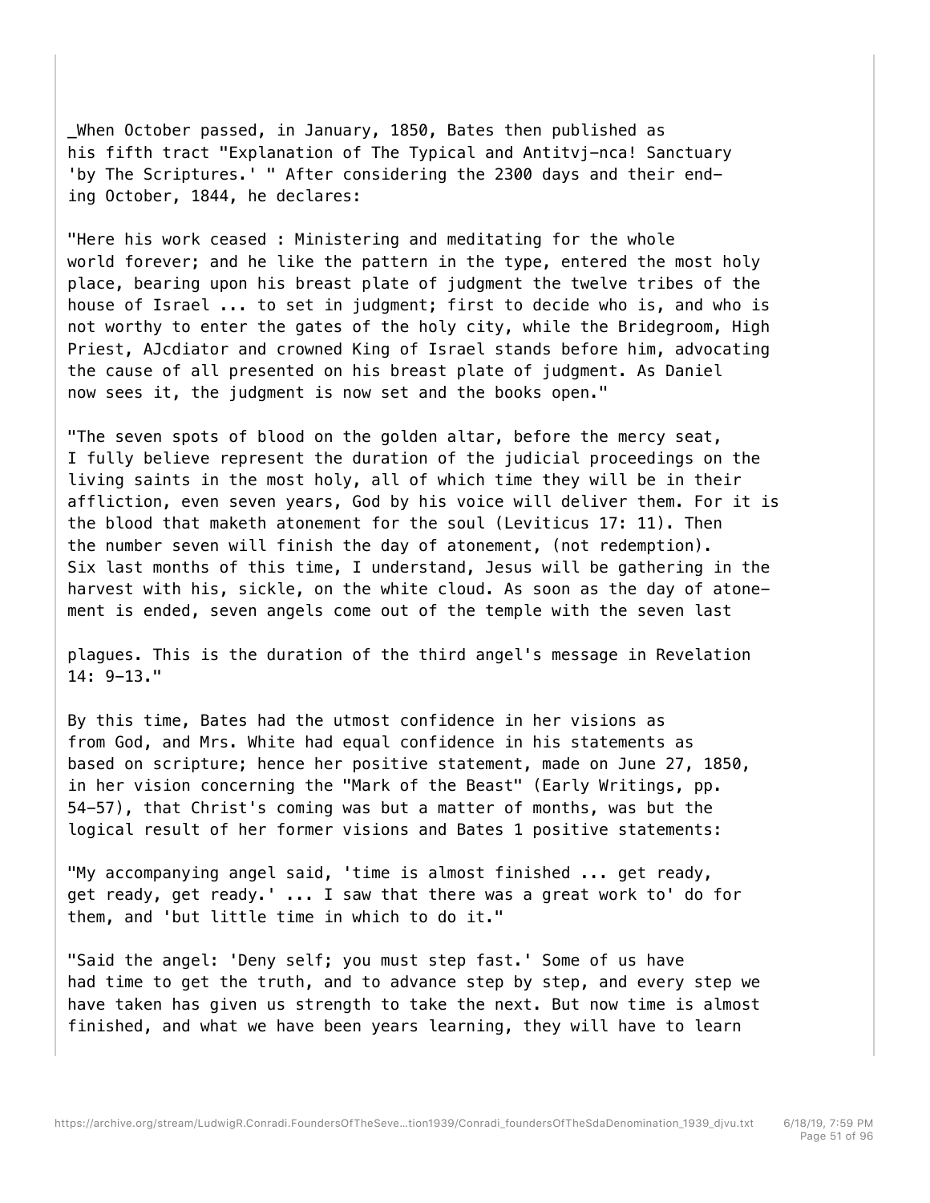_When October passed, in January, 1850, Bates then published as his fifth tract "Explanation of The Typical and Antitvj-nca! Sanctuary 'by The Scriptures.' " After considering the 2300 days and their ending October, 1844, he declares:

"Here his work ceased : Ministering and meditating for the whole world forever; and he like the pattern in the type, entered the most holy place, bearing upon his breast plate of judgment the twelve tribes of the house of Israel ... to set in judgment; first to decide who is, and who is not worthy to enter the gates of the holy city, while the Bridegroom, High Priest, AJcdiator and crowned King of Israel stands before him, advocating the cause of all presented on his breast plate of judgment. As Daniel now sees it, the judgment is now set and the books open."

"The seven spots of blood on the golden altar, before the mercy seat, I fully believe represent the duration of the judicial proceedings on the living saints in the most holy, all of which time they will be in their affliction, even seven years, God by his voice will deliver them. For it is the blood that maketh atonement for the soul (Leviticus 17: 11). Then the number seven will finish the day of atonement, (not redemption). Six last months of this time, I understand, Jesus will be gathering in the harvest with his, sickle, on the white cloud. As soon as the day of atonement is ended, seven angels come out of the temple with the seven last plagues. This is the duration of the third angel's message in Revelation 14: 9-13."

By this time, Bates had the utmost confidence in her visions as from God, and Mrs. White had equal confidence in his statements as based on scripture; hence her positive statement, made on June 27, 1850, in her vision concerning the "Mark of the Beast" (Early Writings, pp. 54-57), that Christ's coming was but a matter of months, was but the logical result of her former visions and Bates 1 positive statements:

"My accompanying angel said, 'time is almost finished ... get ready, get ready, get ready.' ... I saw that there was a great work to' do for them, and 'but little time in which to do it."

"Said the angel: 'Deny self; you must step fast.' Some of us have had time to get the truth, and to advance step by step, and every step we have taken has given us strength to take the next. But now time is almost finished, and what we have been years learning, they will have to learn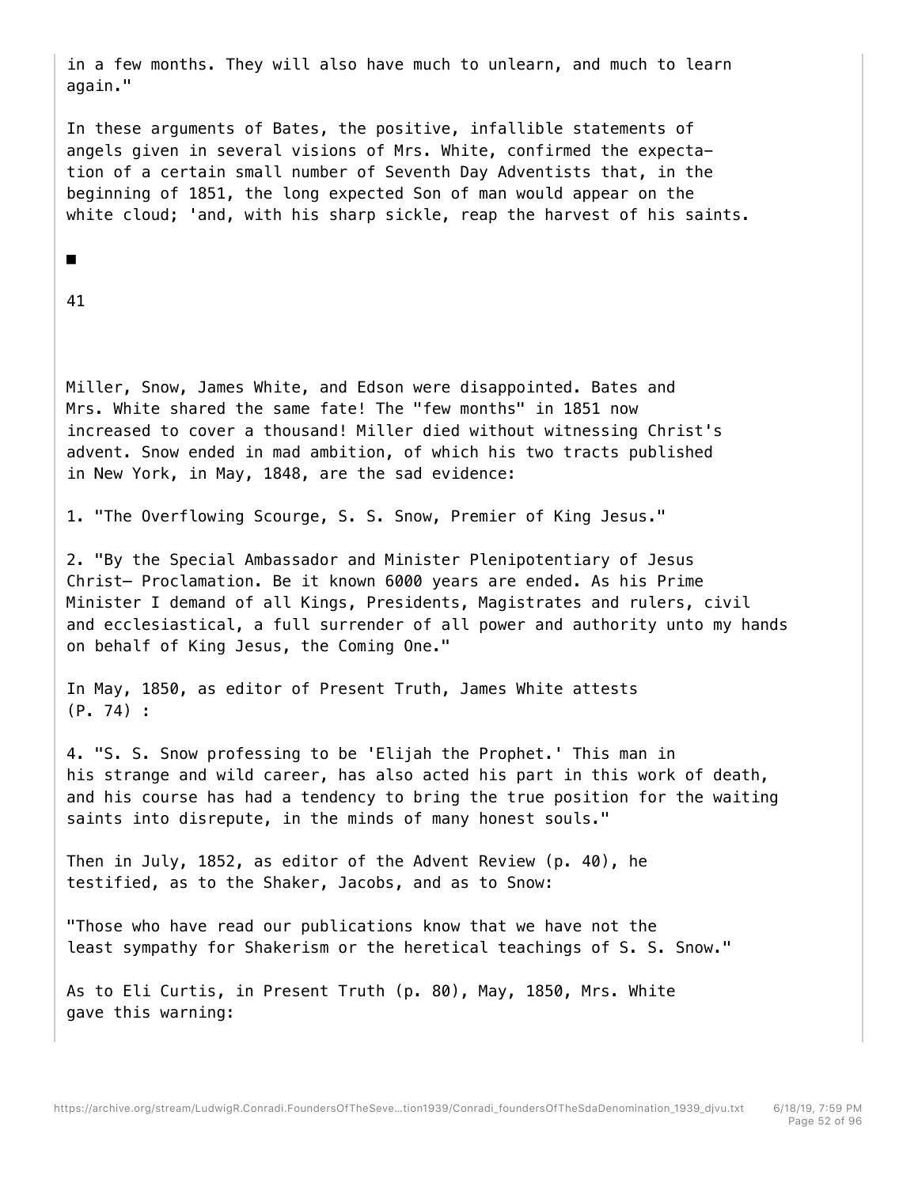in a few months. They will also have much to unlearn, and much to learn again."

In these arguments of Bates, the positive, infallible statements of angels given in several visions of Mrs. White, confirmed the expectation of a certain small number of Seventh Day Adventists that, in the beginning of 1851, the long expected Son of man would appear on the white cloud; 'and, with his sharp sickle, reap the harvest of his saints.

■

Miller, Snow, James White, and Edson were disappointed. Bates and Mrs. White shared the same fate! The "few months" in 1851 now increased to cover a thousand! Miller died without witnessing Christ's advent. Snow ended in mad ambition, of which his two tracts published in New York, in May, 1848, are the sad evidence:

1. "The Overflowing Scourge, S. S. Snow, Premier of King Jesus."

2. "By the Special Ambassador and Minister Plenipotentiary of Jesus Christ— Proclamation. Be it known 6000 years are ended. As his Prime Minister I demand of all Kings, Presidents, Magistrates and rulers, civil and ecclesiastical, a full surrender of all power and authority unto my hands on behalf of King Jesus, the Coming One."

In May, 1850, as editor of Present Truth, James White attests (P. 74) :

4. "S. S. Snow professing to be 'Elijah the Prophet.' This man in his strange and wild career, has also acted his part in this work of death, and his course has had a tendency to bring the true position for the waiting saints into disrepute, in the minds of many honest souls."

Then in July, 1852, as editor of the Advent Review (p. 40), he testified, as to the Shaker, Jacobs, and as to Snow:

"Those who have read our publications know that we have not the least sympathy for Shakerism or the heretical teachings of S. S. Snow."

As to Eli Curtis, in Present Truth (p. 80), May, 1850, Mrs. White gave this warning: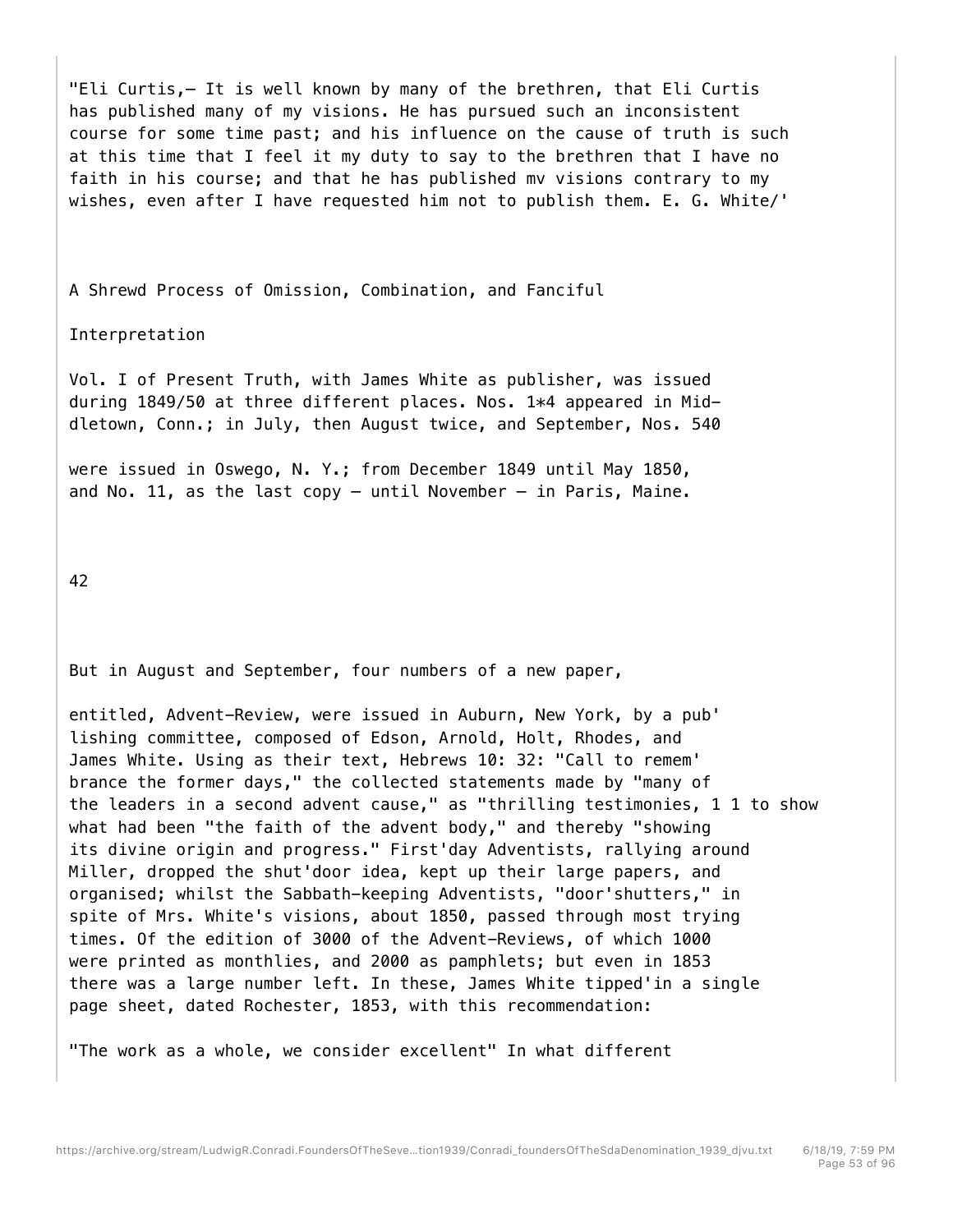"Eli Curtis,— It is well known by many of the brethren, that Eli Curtis has published many of my visions. He has pursued such an inconsistent course for some time past; and his influence on the cause of truth is such at this time that I feel it my duty to say to the brethren that I have no faith in his course; and that he has published mv visions contrary to my wishes, even after I have requested him not to publish them. E. G. White/'

## A Shrewd Process of Omission, Combination, and Fanciful Interpretation

Vol. I of Present Truth, with James White as publisher, was issued during 1849/50 at three different places. Nos. 1*4 appeared in Middletown, Conn.; in July, then August twice, and September, Nos. 540 were issued in Oswego, N. Y.; from December 1849 until May 1850, and No. 11, as the last copy — until November — in Paris, Maine.

But in August and September, four numbers of a new paper, entitled, Advent-Review, were issued in Auburn, New York, by a pub' lishing committee, composed of Edson, Arnold, Holt, Rhodes, and James White. Using as their text, Hebrews 10: 32: "Call to remem' brance the former days," the collected statements made by "many of the leaders in a second advent cause," as "thrilling testimonies, 1 1 to show what had been "the faith of the advent body," and thereby "showing its divine origin and progress." First'day Adventists, rallying around Miller, dropped the shut'door idea, kept up their large papers, and organised; whilst the Sabbath-keeping Adventists, "door'shutters," in spite of Mrs. White's visions, about 1850, passed through most trying times. Of the edition of 3000 of the Advent-Reviews, of which 1000 were printed as monthlies, and 2000 as pamphlets; but even in 1853 there was a large number left. In these, James White tipped'in a single page sheet, dated Rochester, 1853, with this recommendation:

"The work as a whole, we consider excellent" In what different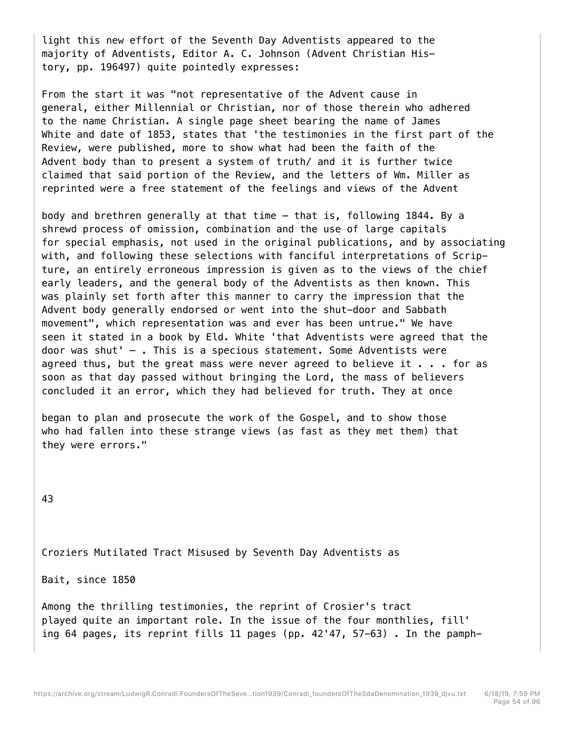light this new effort of the Seventh Day Adventists appeared to the majority of Adventists, Editor A. C. Johnson (Advent Christian History, pp. 196497) quite pointedly expresses:

From the start it was "not representative of the Advent cause in general, either Millennial or Christian, nor of those therein who adhered to the name Christian. A single page sheet bearing the name of James White and date of 1853, states that 'the testimonies in the first part of the Review, were published, more to show what had been the faith of the Advent body than to present a system of truth/ and it is further twice claimed that said portion of the Review, and the letters of Wm. Miller as reprinted were a free statement of the feelings and views of the Advent body and brethren generally at that time — that is, following 1844. By a shrewd process of omission, combination and the use of large capitals for special emphasis, not used in the original publications, and by associating with, and following these selections with fanciful interpretations of Scripture, an entirely erroneous impression is given as to the views of the chief early leaders, and the general body of the Adventists as then known. This was plainly set forth after this manner to carry the impression that the Advent body generally endorsed or went into the shut-door and Sabbath movement", which representation was and ever has been untrue." We have seen it stated in a book by Eld. White 'that Adventists were agreed that the door was shut' — . This is a specious statement. Some Adventists were agreed thus, but the great mass were never agreed to believe it . . . for as soon as that day passed without bringing the Lord, the mass of believers concluded it an error, which they had believed for truth. They at once began to plan and prosecute the work of the Gospel, and to show those who had fallen into these strange views (as fast as they met them) that they were errors."

## Croziers Mutilated Tract Misused by Seventh Day Adventists as Bait, since 1850

Among the thrilling testimonies, the reprint of Crosier's tract played quite an important role. In the issue of the four monthlies, fill' ing 64 pages, its reprint fills 11 pages (pp. 42'47, 57-63) . In the pamph-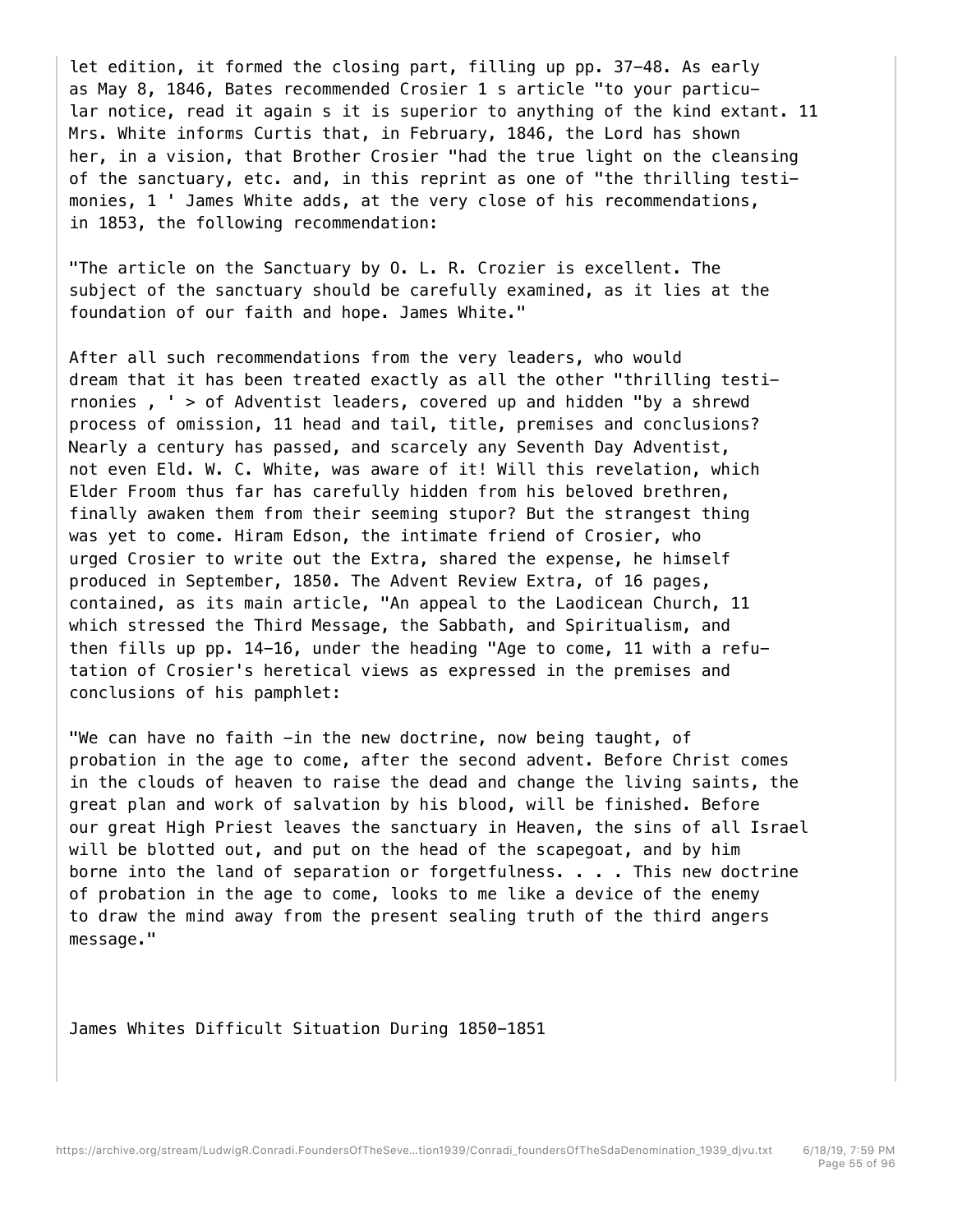let edition, it formed the closing part, filling up pp. 37-48. As early as May 8, 1846, Bates recommended Crosier 1 s article "to your particular notice, read it again s it is superior to anything of the kind extant. 11 Mrs. White informs Curtis that, in February, 1846, the Lord has shown her, in a vision, that Brother Crosier "had the true light on the cleansing of the sanctuary, etc. and, in this reprint as one of "the thrilling testimonies, 1 ' James White adds, at the very close of his recommendations, in 1853, the following recommendation:

"The article on the Sanctuary by O. L. R. Crozier is excellent. The subject of the sanctuary should be carefully examined, as it lies at the foundation of our faith and hope. James White."

After all such recommendations from the very leaders, who would dream that it has been treated exactly as all the other "thrilling testirnonies , ' > of Adventist leaders, covered up and hidden "by a shrewd process of omission, 11 head and tail, title, premises and conclusions? Nearly a century has passed, and scarcely any Seventh Day Adventist, not even Eld. W. C. White, was aware of it! Will this revelation, which Elder Froom thus far has carefully hidden from his beloved brethren, finally awaken them from their seeming stupor? But the strangest thing was yet to come. Hiram Edson, the intimate friend of Crosier, who urged Crosier to write out the Extra, shared the expense, he himself produced in September, 1850. The Advent Review Extra, of 16 pages, contained, as its main article, "An appeal to the Laodicean Church, 11 which stressed the Third Message, the Sabbath, and Spiritualism, and then fills up pp. 14-16, under the heading "Age to come, 11 with a refutation of Crosier's heretical views as expressed in the premises and conclusions of his pamphlet:

"We can have no faith -in the new doctrine, now being taught, of probation in the age to come, after the second advent. Before Christ comes in the clouds of heaven to raise the dead and change the living saints, the great plan and work of salvation by his blood, will be finished. Before our great High Priest leaves the sanctuary in Heaven, the sins of all Israel will be blotted out, and put on the head of the scapegoat, and by him borne into the land of separation or forgetfulness. . . . This new doctrine of probation in the age to come, looks to me like a device of the enemy to draw the mind away from the present sealing truth of the third angers message."

James Whites Difficult Situation During 1850-1851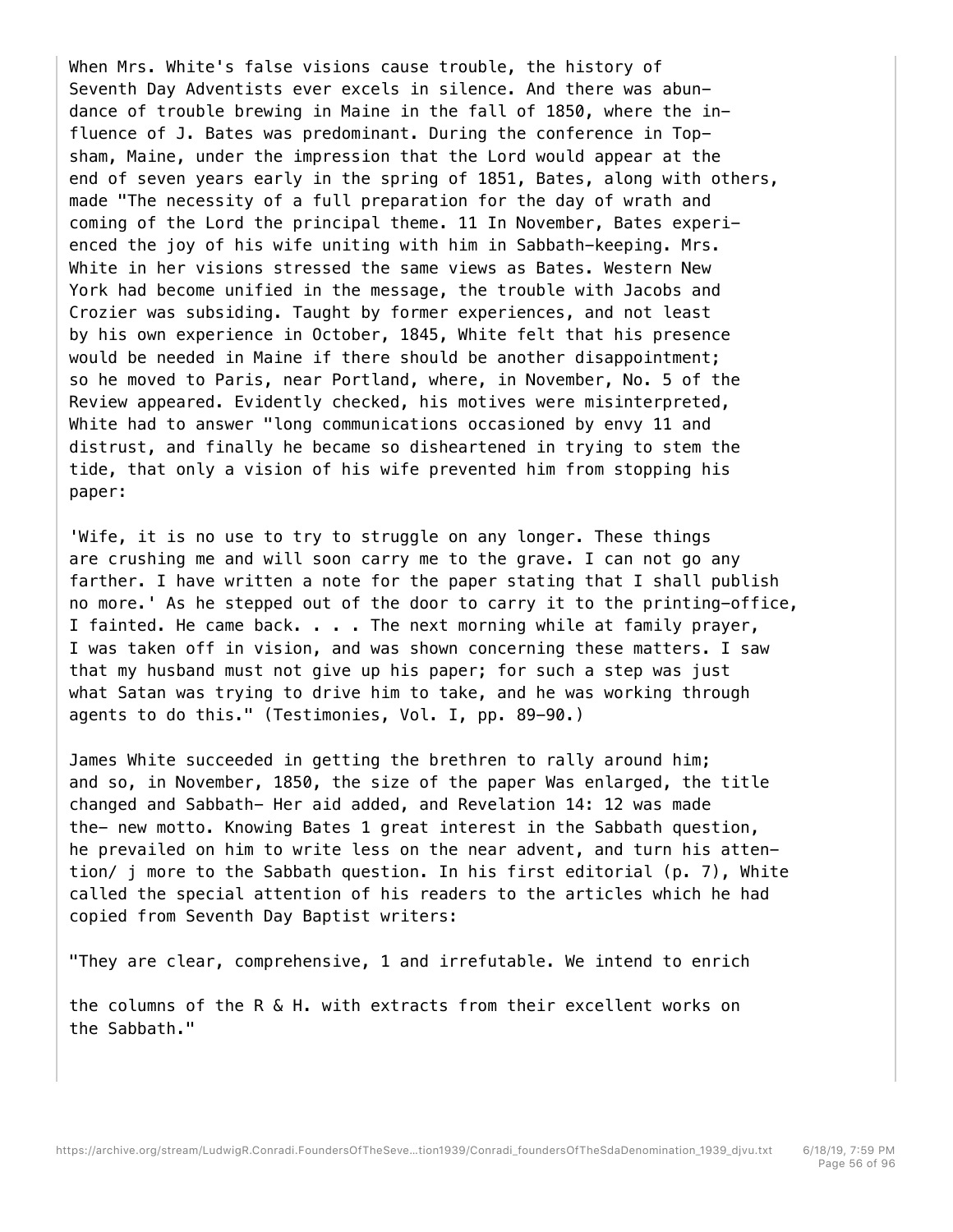When Mrs. White's false visions cause trouble, the history of Seventh Day Adventists ever excels in silence. And there was abundance of trouble brewing in Maine in the fall of 1850, where the influence of J. Bates was predominant. During the conference in Topsham, Maine, under the impression that the Lord would appear at the end of seven years early in the spring of 1851, Bates, along with others, made "The necessity of a full preparation for the day of wrath and coming of the Lord the principal theme. 11 In November, Bates experienced the joy of his wife uniting with him in Sabbath-keeping. Mrs. White in her visions stressed the same views as Bates. Western New York had become unified in the message, the trouble with Jacobs and Crozier was subsiding. Taught by former experiences, and not least by his own experience in October, 1845, White felt that his presence would be needed in Maine if there should be another disappointment; so he moved to Paris, near Portland, where, in November, No. 5 of the Review appeared. Evidently checked, his motives were misinterpreted, White had to answer "long communications occasioned by envy 11 and distrust, and finally he became so disheartened in trying to stem the tide, that only a vision of his wife prevented him from stopping his paper:

'Wife, it is no use to try to struggle on any longer. These things are crushing me and will soon carry me to the grave. I can not go any farther. I have written a note for the paper stating that I shall publish no more.' As he stepped out of the door to carry it to the printing-office, I fainted. He came back. . . . The next morning while at family prayer, I was taken off in vision, and was shown concerning these matters. I saw that my husband must not give up his paper; for such a step was just what Satan was trying to drive him to take, and he was working through agents to do this." (Testimonies, Vol. I, pp. 89-90.)

James White succeeded in getting the brethren to rally around him; and so, in November, 1850, the size of the paper Was enlarged, the title changed and Sabbath- Her aid added, and Revelation 14: 12 was made the- new motto. Knowing Bates 1 great interest in the Sabbath question, he prevailed on him to write less on the near advent, and turn his attention/ j more to the Sabbath question. In his first editorial (p. 7), White called the special attention of his readers to the articles which he had copied from Seventh Day Baptist writers:

"They are clear, comprehensive, 1 and irrefutable. We intend to enrich

the columns of the R & H. with extracts from their excellent works on the Sabbath."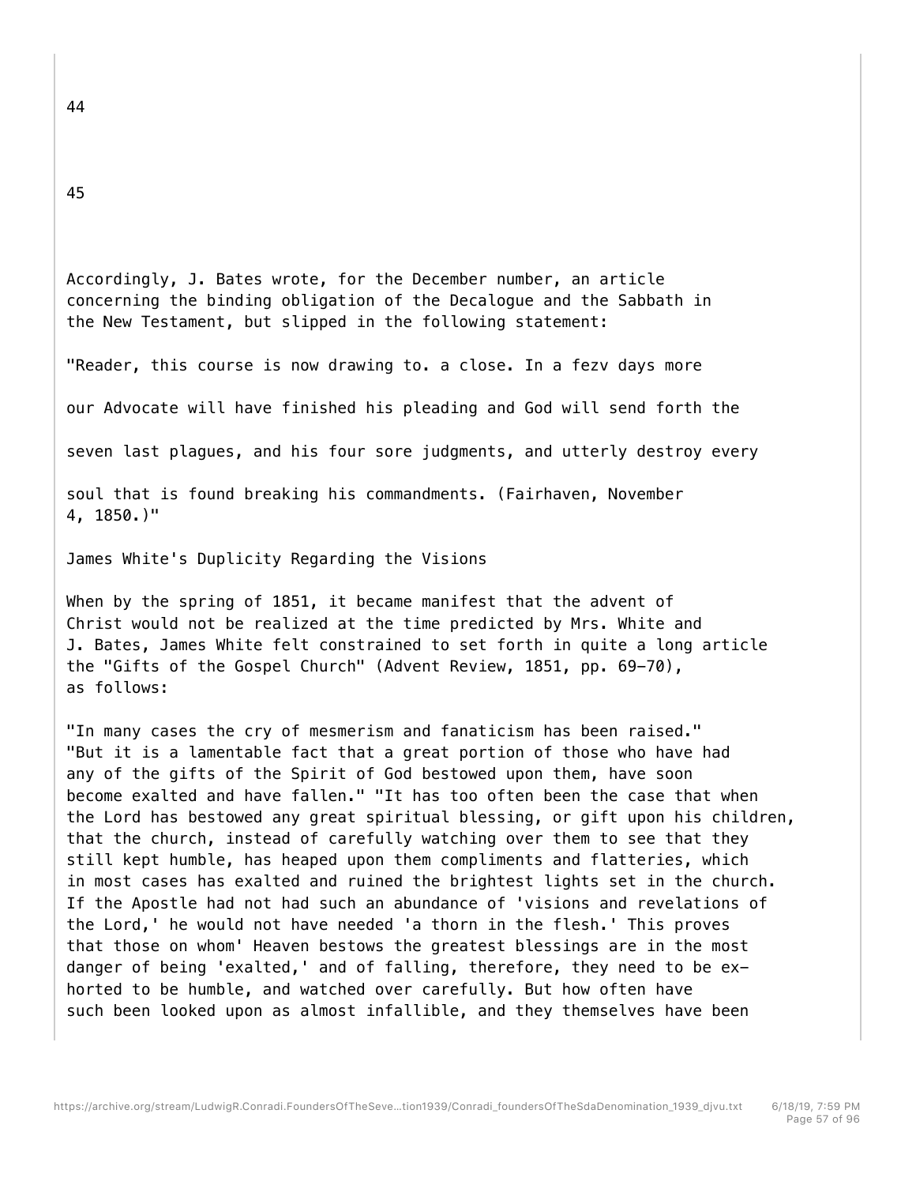Accordingly, J. Bates wrote, for the December number, an article concerning the binding obligation of the Decalogue and the Sabbath in the New Testament, but slipped in the following statement:

"Reader, this course is now drawing to. a close. In a fezv days more our Advocate will have finished his pleading and God will send forth the seven last plagues, and his four sore judgments, and utterly destroy every soul that is found breaking his commandments. (Fairhaven, November 4, 1850.)"

## James White's Duplicity Regarding the Visions

When by the spring of 1851, it became manifest that the advent of Christ would not be realized at the time predicted by Mrs. White and J. Bates, James White felt constrained to set forth in quite a long article the "Gifts of the Gospel Church" (Advent Review, 1851, pp. 69-70), as follows:

"In many cases the cry of mesmerism and fanaticism has been raised." "But it is a lamentable fact that a great portion of those who have had any of the gifts of the Spirit of God bestowed upon them, have soon become exalted and have fallen." "It has too often been the case that when the Lord has bestowed any great spiritual blessing, or gift upon his children, that the church, instead of carefully watching over them to see that they still kept humble, has heaped upon them compliments and flatteries, which in most cases has exalted and ruined the brightest lights set in the church. If the Apostle had not had such an abundance of 'visions and revelations of the Lord,' he would not have needed 'a thorn in the flesh.' This proves that those on whom' Heaven bestows the greatest blessings are in the most danger of being 'exalted,' and of falling, therefore, they need to be exhorted to be humble, and watched over carefully. But how often have such been looked upon as almost infallible, and they themselves have been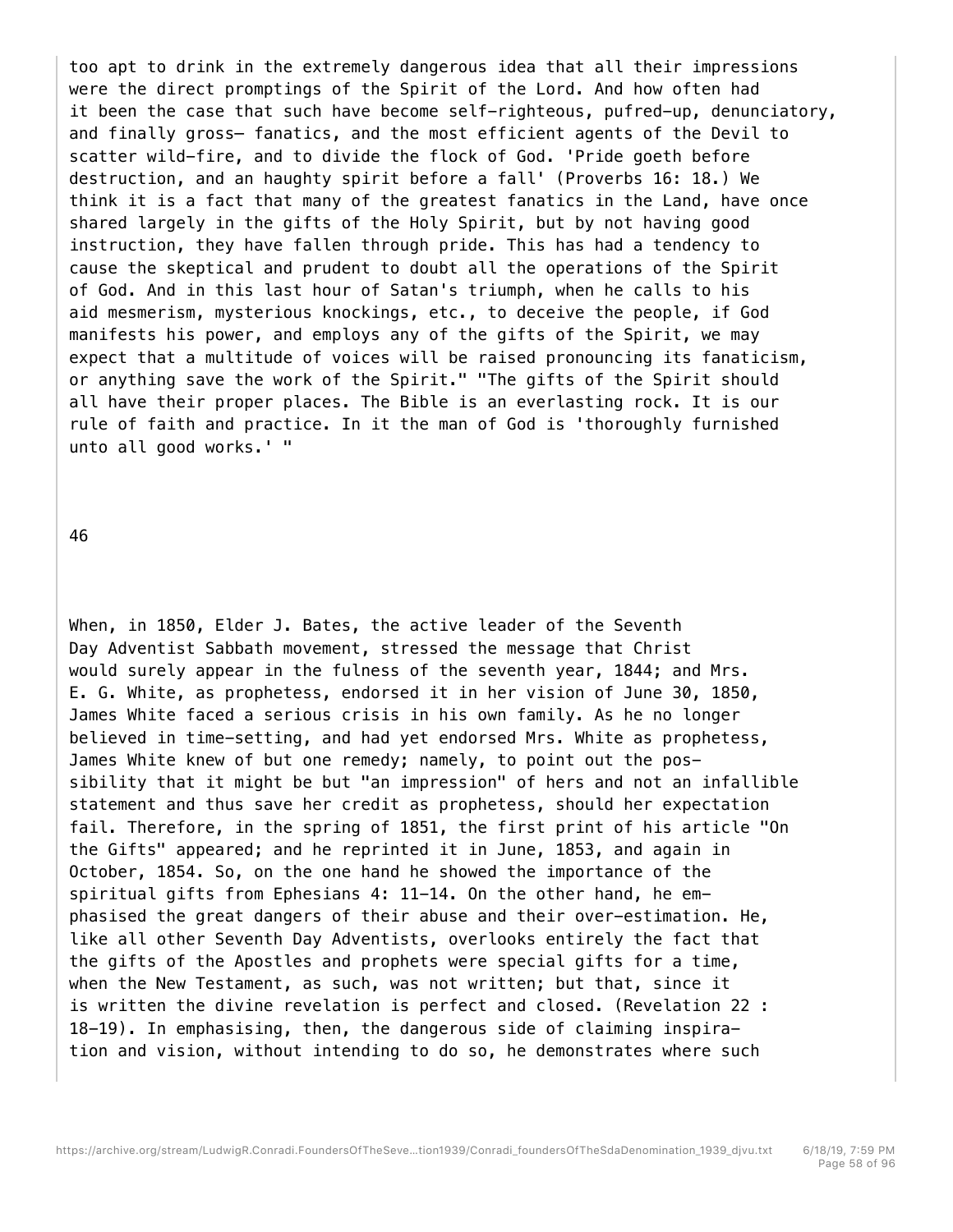too apt to drink in the extremely dangerous idea that all their impressions were the direct promptings of the Spirit of the Lord. And how often had it been the case that such have become self-righteous, pufred-up, denunciatory, and finally gross- fanatics, and the most efficient agents of the Devil to scatter wild-fire, and to divide the flock of God. 'Pride goeth before destruction, and an haughty spirit before a fall' (Proverbs 16: 18.) We think it is a fact that many of the greatest fanatics in the Land, have once shared largely in the gifts of the Holy Spirit, but by not having good instruction, they have fallen through pride. This has had a tendency to cause the skeptical and prudent to doubt all the operations of the Spirit of God. And in this last hour of Satan's triumph, when he calls to his aid mesmerism, mysterious knockings, etc., to deceive the people, if God manifests his power, and employs any of the gifts of the Spirit, we may expect that a multitude of voices will be raised pronouncing its fanaticism, or anything save the work of the Spirit." "The gifts of the Spirit should all have their proper places. The Bible is an everlasting rock. It is our rule of faith and practice. In it the man of God is 'thoroughly furnished unto all good works.' "

When, in 1850, Elder J. Bates, the active leader of the Seventh Day Adventist Sabbath movement, stressed the message that Christ would surely appear in the fulness of the seventh year, 1844; and Mrs. E. G. White, as prophetess, endorsed it in her vision of June 30, 1850, James White faced a serious crisis in his own family. As he no longer believed in time-setting, and had yet endorsed Mrs. White as prophetess, James White knew of but one remedy; namely, to point out the possibility that it might be but "an impression" of hers and not an infallible statement and thus save her credit as prophetess, should her expectation fail. Therefore, in the spring of 1851, the first print of his article "On the Gifts" appeared; and he reprinted it in June, 1853, and again in October, 1854. So, on the one hand he showed the importance of the spiritual gifts from Ephesians 4: 11-14. On the other hand, he emphasised the great dangers of their abuse and their over-estimation. He, like all other Seventh Day Adventists, overlooks entirely the fact that the gifts of the Apostles and prophets were special gifts for a time, when the New Testament, as such, was not written; but that, since it is written the divine revelation is perfect and closed. (Revelation 22 : 18-19). In emphasising, then, the dangerous side of claiming inspiration and vision, without intending to do so, he demonstrates where such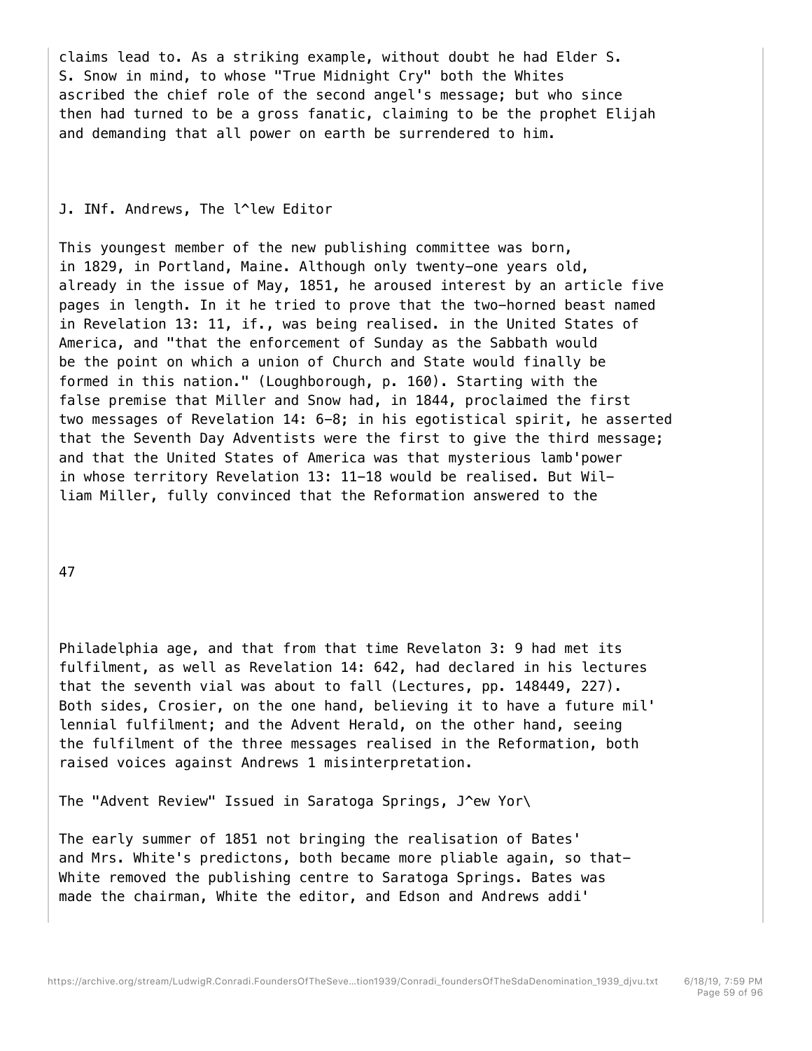claims lead to. As a striking example, without doubt he had Elder S. S. Snow in mind, to whose "True Midnight Cry" both the Whites ascribed the chief role of the second angel's message; but who since then had turned to be a gross fanatic, claiming to be the prophet Elijah and demanding that all power on earth be surrendered to him.

## J. INf. Andrews, The l^lew Editor

This youngest member of the new publishing committee was born, in 1829, in Portland, Maine. Although only twenty-one years old, already in the issue of May, 1851, he aroused interest by an article five pages in length. In it he tried to prove that the two-horned beast named in Revelation 13: 11, if., was being realised. in the United States of America, and "that the enforcement of Sunday as the Sabbath would be the point on which a union of Church and State would finally be formed in this nation." (Loughborough, p. 160). Starting with the false premise that Miller and Snow had, in 1844, proclaimed the first two messages of Revelation 14: 6-8; in his egotistical spirit, he asserted that the Seventh Day Adventists were the first to give the third message; and that the United States of America was that mysterious lamb'power in whose territory Revelation 13: 11-18 would be realised. But William Miller, fully convinced that the Reformation answered to the

Philadelphia age, and that from that time Revelaton 3: 9 had met its fulfilment, as well as Revelation 14: 642, had declared in his lectures that the seventh vial was about to fall (Lectures, pp. 148449, 227). Both sides, Crosier, on the one hand, believing it to have a future mil' lennial fulfilment; and the Advent Herald, on the other hand, seeing the fulfilment of the three messages realised in the Reformation, both raised voices against Andrews 1 misinterpretation.

## The "Advent Review" Issued in Saratoga Springs, J^ew Yor\

The early summer of 1851 not bringing the realisation of Bates' and Mrs. White's predictons, both became more pliable again, so that- White removed the publishing centre to Saratoga Springs. Bates was made the chairman, White the editor, and Edson and Andrews addi'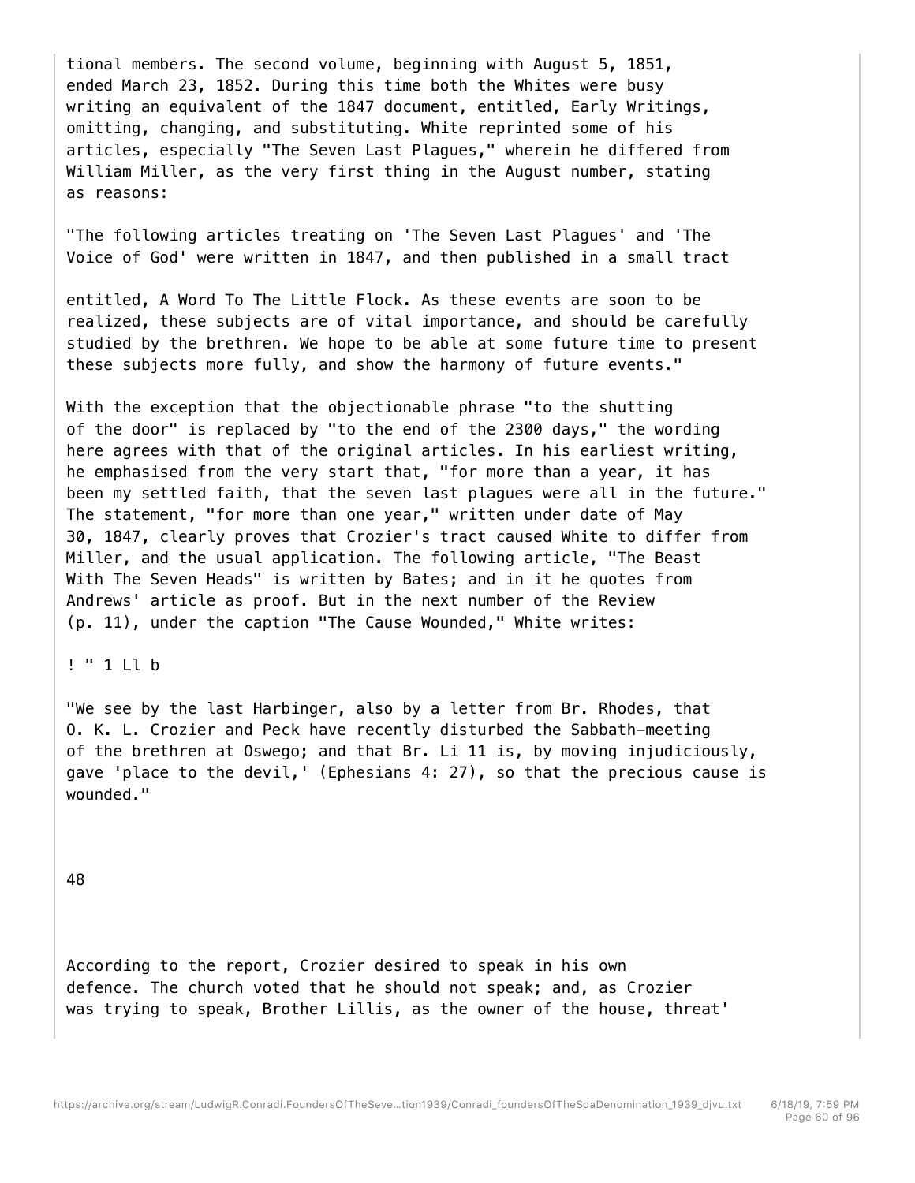tional members. The second volume, beginning with August 5, 1851, ended March 23, 1852. During this time both the Whites were busy writing an equivalent of the 1847 document, entitled, Early Writings, omitting, changing, and substituting. White reprinted some of his articles, especially "The Seven Last Plagues," wherein he differed from William Miller, as the very first thing in the August number, stating as reasons:

"The following articles treating on 'The Seven Last Plagues' and 'The Voice of God' were written in 1847, and then published in a small tract entitled, A Word To The Little Flock. As these events are soon to be realized, these subjects are of vital importance, and should be carefully studied by the brethren. We hope to be able at some future time to present these subjects more fully, and show the harmony of future events."

With the exception that the objectionable phrase "to the shutting of the door" is replaced by "to the end of the 2300 days," the wording here agrees with that of the original articles. In his earliest writing, he emphasised from the very start that, "for more than a year, it has been my settled faith, that the seven last plagues were all in the future." The statement, "for more than one year," written under date of May 30, 1847, clearly proves that Crozier's tract caused White to differ from Miller, and the usual application. The following article, "The Beast With The Seven Heads" is written by Bates; and in it he quotes from Andrews' article as proof. But in the next number of the Review (p. 11), under the caption "The Cause Wounded," White writes:

! " 1 Ll b

"We see by the last Harbinger, also by a letter from Br. Rhodes, that O. K. L. Crozier and Peck have recently disturbed the Sabbath-meeting of the brethren at Oswego; and that Br. Li 11 is, by moving injudiciously, gave 'place to the devil,' (Ephesians 4: 27), so that the precious cause is wounded."

According to the report, Crozier desired to speak in his own defence. The church voted that he should not speak; and, as Crozier was trying to speak, Brother Lillis, as the owner of the house, threat'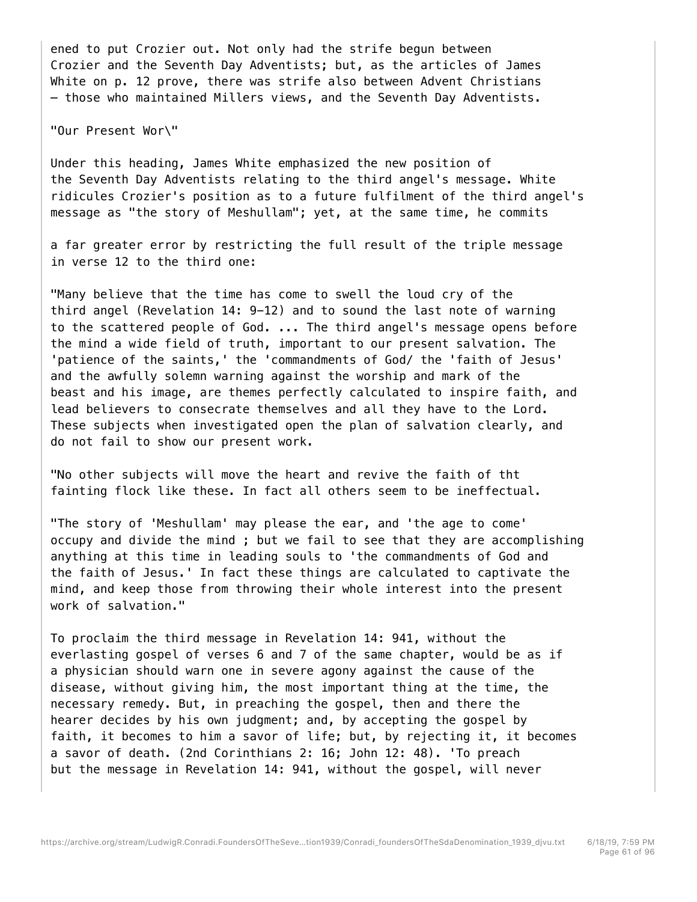ened to put Crozier out. Not only had the strife begun between Crozier and the Seventh Day Adventists; but, as the articles of James White on p. 12 prove, there was strife also between Advent Christians — those who maintained Millers views, and the Seventh Day Adventists.

"Our Present Wor\"

Under this heading, James White emphasized the new position of the Seventh Day Adventists relating to the third angel's message. White ridicules Crozier's position as to a future fulfilment of the third angel's message as "the story of Meshullam"; yet, at the same time, he commits

a far greater error by restricting the full result of the triple message in verse 12 to the third one:

"Many believe that the time has come to swell the loud cry of the third angel (Revelation 14: 9—12) and to sound the last note of warning to the scattered people of God. ... The third angel's message opens before the mind a wide field of truth, important to our present salvation. The 'patience of the saints,' the 'commandments of God/ the 'faith of Jesus' and the awfully solemn warning against the worship and mark of the beast and his image, are themes perfectly calculated to inspire faith, and lead believers to consecrate themselves and all they have to the Lord. These subjects when investigated open the plan of salvation clearly, and do not fail to show our present work.

"No other subjects will move the heart and revive the faith of tht fainting flock like these. In fact all others seem to be ineffectual.

"The story of 'Meshullam' may please the ear, and 'the age to come' occupy and divide the mind ; but we fail to see that they are accomplishing anything at this time in leading souls to 'the commandments of God and the faith of Jesus.' In fact these things are calculated to captivate the mind, and keep those from throwing their whole interest into the present work of salvation."

To proclaim the third message in Revelation 14: 941, without the everlasting gospel of verses 6 and 7 of the same chapter, would be as if a physician should warn one in severe agony against the cause of the disease, without giving him, the most important thing at the time, the necessary remedy. But, in preaching the gospel, then and there the hearer decides by his own judgment; and, by accepting the gospel by faith, it becomes to him a savor of life; but, by rejecting it, it becomes a savor of death. (2nd Corinthians 2: 16; John 12: 48). 'To preach but the message in Revelation 14: 941, without the gospel, will never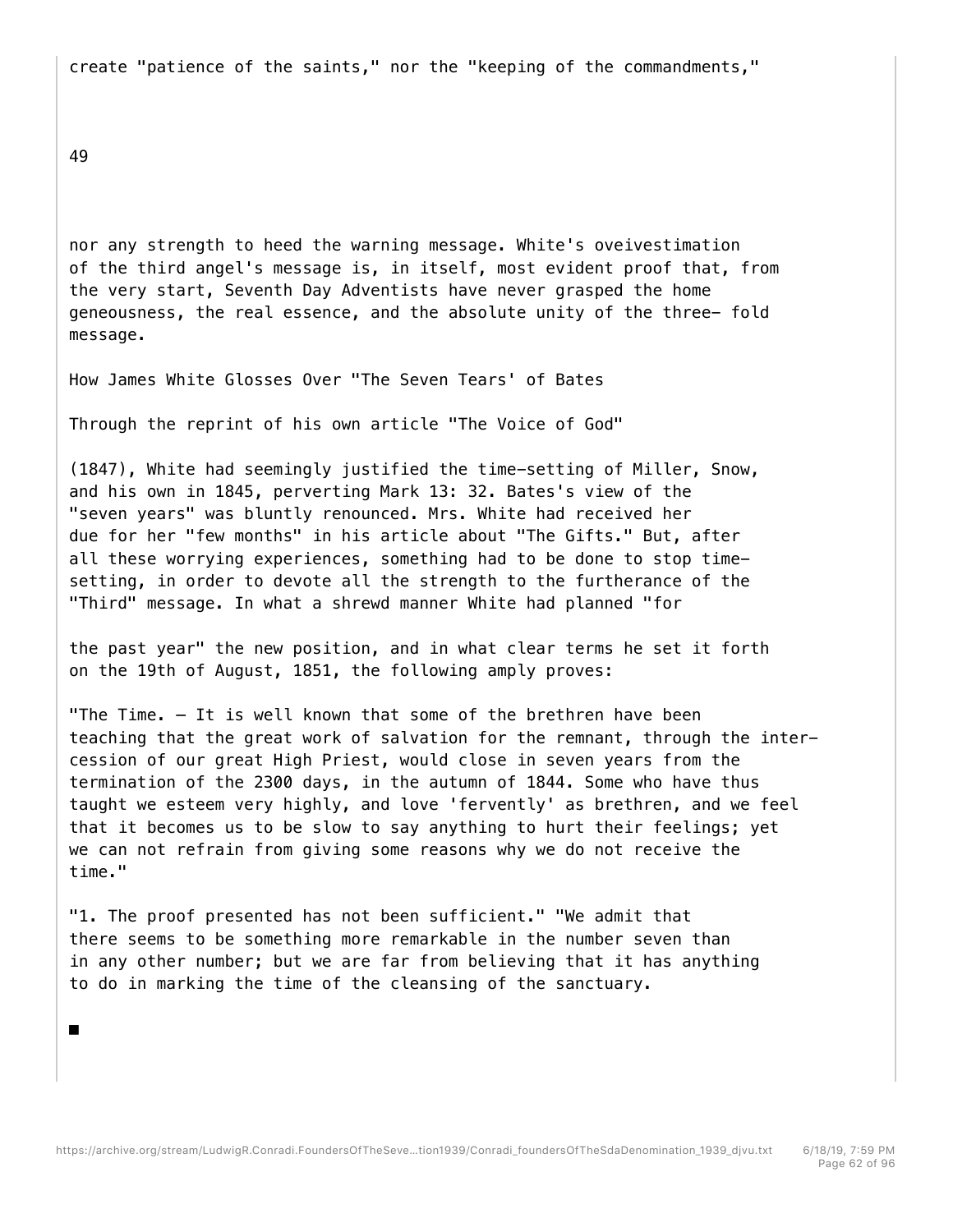create "patience of the saints," nor the "keeping of the commandments,"

nor any strength to heed the warning message. White's oveivestimation of the third angel's message is, in itself, most evident proof that, from the very start, Seventh Day Adventists have never grasped the home geneousness, the real essence, and the absolute unity of the three- fold message.

## How James White Glosses Over "The Seven Tears' of Bates

Through the reprint of his own article "The Voice of God"

(1847), White had seemingly justified the time-setting of Miller, Snow, and his own in 1845, perverting Mark 13: 32. Bates's view of the "seven years" was bluntly renounced. Mrs. White had received her due for her "few months" in his article about "The Gifts." But, after all these worrying experiences, something had to be done to stop time-setting, in order to devote all the strength to the furtherance of the "Third" message. In what a shrewd manner White had planned "for

the past year" the new position, and in what clear terms he set it forth on the 19th of August, 1851, the following amply proves:

"The Time. — It is well known that some of the brethren have been teaching that the great work of salvation for the remnant, through the inter- cession of our great High Priest, would close in seven years from the termination of the 2300 days, in the autumn of 1844. Some who have thus taught we esteem very highly, and love 'fervently' as brethren, and we feel that it becomes us to be slow to say anything to hurt their feelings; yet we can not refrain from giving some reasons why we do not receive the time."

"1. The proof presented has not been sufficient." "We admit that there seems to be something more remarkable in the number seven than in any other number; but we are far from believing that it has anything to do in marking the time of the cleansing of the sanctuary.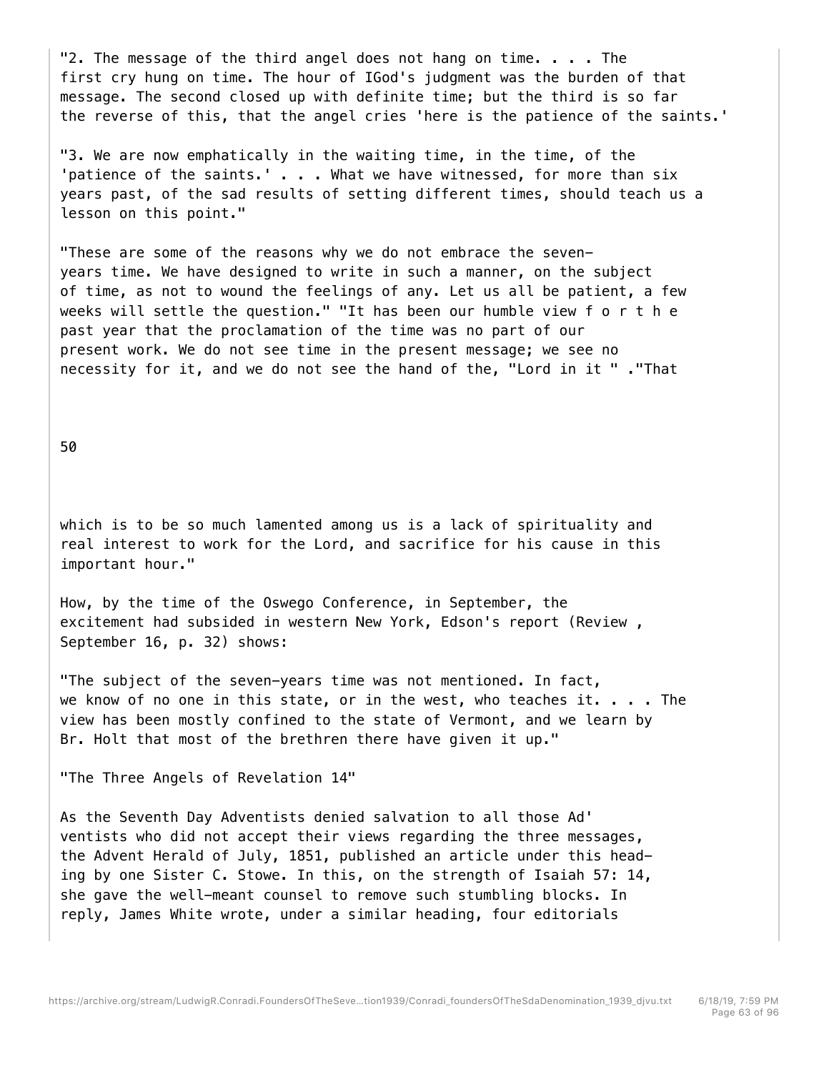"2. The message of the third angel does not hang on time. . . . The first cry hung on time. The hour of IGod's judgment was the burden of that message. The second closed up with definite time; but the third is so far the reverse of this, that the angel cries 'here is the patience of the saints.'

"3. We are now emphatically in the waiting time, in the time, of the 'patience of the saints.' . . . What we have witnessed, for more than six years past, of the sad results of setting different times, should teach us a lesson on this point."

"These are some of the reasons why we do not embrace the seven-years time. We have designed to write in such a manner, on the subject of time, as not to wound the feelings of any. Let us all be patient, a few weeks will settle the question." "It has been our humble view f o r t h e past year that the proclamation of the time was no part of our present work. We do not see time in the present message; we see no necessity for it, and we do not see the hand of the, "Lord in it " ."That which is to be so much lamented among us is a lack of spirituality and real interest to work for the Lord, and sacrifice for his cause in this important hour."

How, by the time of the Oswego Conference, in September, the excitement had subsided in western New York, Edson's report (Review , September 16, p. 32) shows:

"The subject of the seven-years time was not mentioned. In fact, we know of no one in this state, or in the west, who teaches it. . . . The view has been mostly confined to the state of Vermont, and we learn by Br. Holt that most of the brethren there have given it up."

"The Three Angels of Revelation 14"

As the Seventh Day Adventists denied salvation to all those Ad' ventists who did not accept their views regarding the three messages, the Advent Herald of July, 1851, published an article under this heading by one Sister C. Stowe. In this, on the strength of Isaiah 57: 14, she gave the well-meant counsel to remove such stumbling blocks. In reply, James White wrote, under a similar heading, four editorials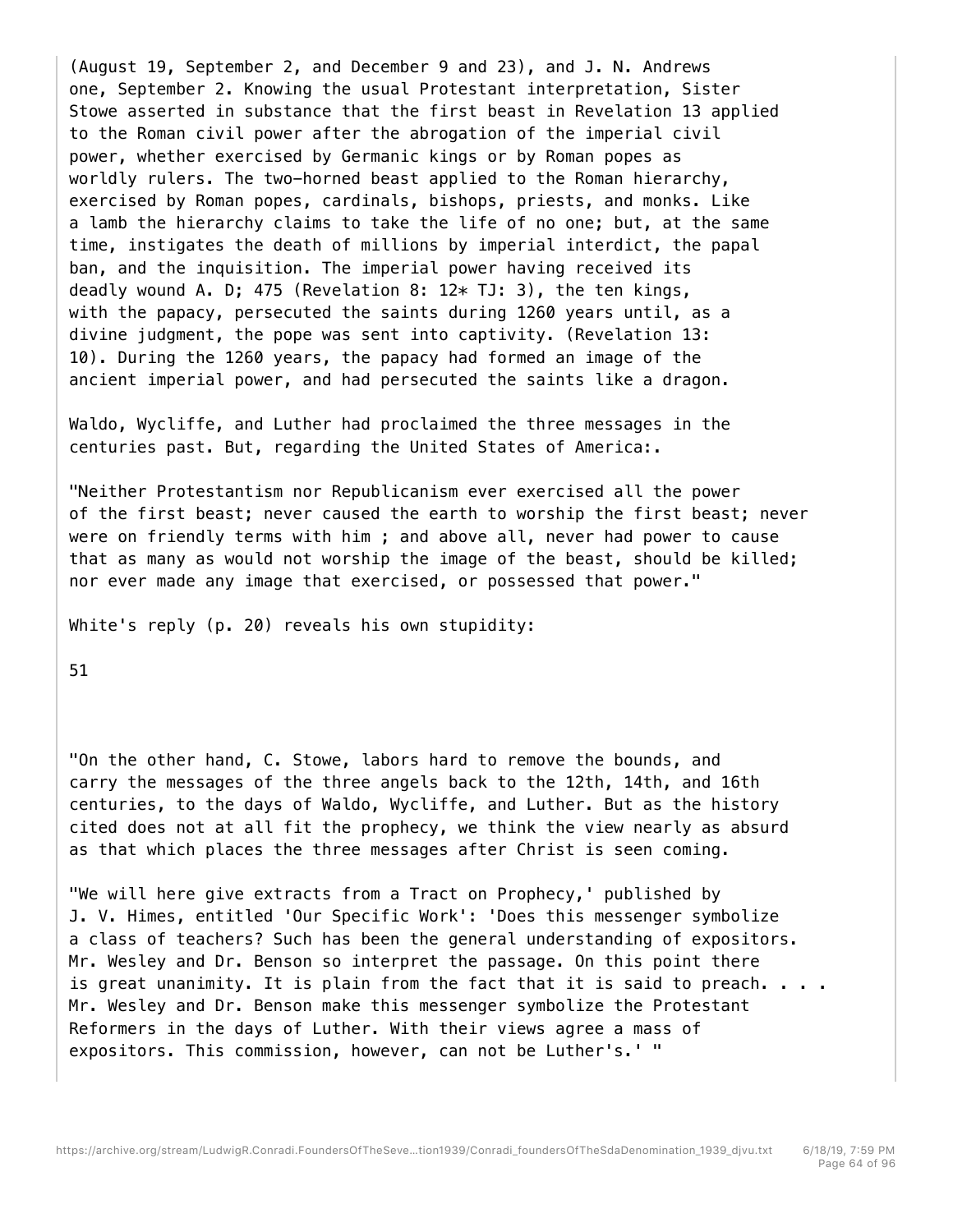(August 19, September 2, and December 9 and 23), and J. N. Andrews one, September 2. Knowing the usual Protestant interpretation, Sister Stowe asserted in substance that the first beast in Revelation 13 applied to the Roman civil power after the abrogation of the imperial civil power, whether exercised by Germanic kings or by Roman popes as worldly rulers. The two-horned beast applied to the Roman hierarchy, exercised by Roman popes, cardinals, bishops, priests, and monks. Like a lamb the hierarchy claims to take the life of no one; but, at the same time, instigates the death of millions by imperial interdict, the papal ban, and the inquisition. The imperial power having received its deadly wound A. D; 475 (Revelation 8: 12* TJ: 3), the ten kings, with the papacy, persecuted the saints during 1260 years until, as a divine judgment, the pope was sent into captivity. (Revelation 13: 10). During the 1260 years, the papacy had formed an image of the ancient imperial power, and had persecuted the saints like a dragon.

Waldo, Wycliffe, and Luther had proclaimed the three messages in the centuries past. But, regarding the United States of America:.

"Neither Protestantism nor Republicanism ever exercised all the power of the first beast; never caused the earth to worship the first beast; never were on friendly terms with him ; and above all, never had power to cause that as many as would not worship the image of the beast, should be killed; nor ever made any image that exercised, or possessed that power."

White's reply (p. 20) reveals his own stupidity:

"On the other hand, C. Stowe, labors hard to remove the bounds, and carry the messages of the three angels back to the 12th, 14th, and 16th centuries, to the days of Waldo, Wycliffe, and Luther. But as the history cited does not at all fit the prophecy, we think the view nearly as absurd as that which places the three messages after Christ is seen coming.

"We will here give extracts from a Tract on Prophecy,' published by J. V. Himes, entitled 'Our Specific Work': 'Does this messenger symbolize a class of teachers? Such has been the general understanding of expositors. Mr. Wesley and Dr. Benson so interpret the passage. On this point there is great unanimity. It is plain from the fact that it is said to preach. . . . Mr. Wesley and Dr. Benson make this messenger symbolize the Protestant Reformers in the days of Luther. With their views agree a mass of expositors. This commission, however, can not be Luther's.' "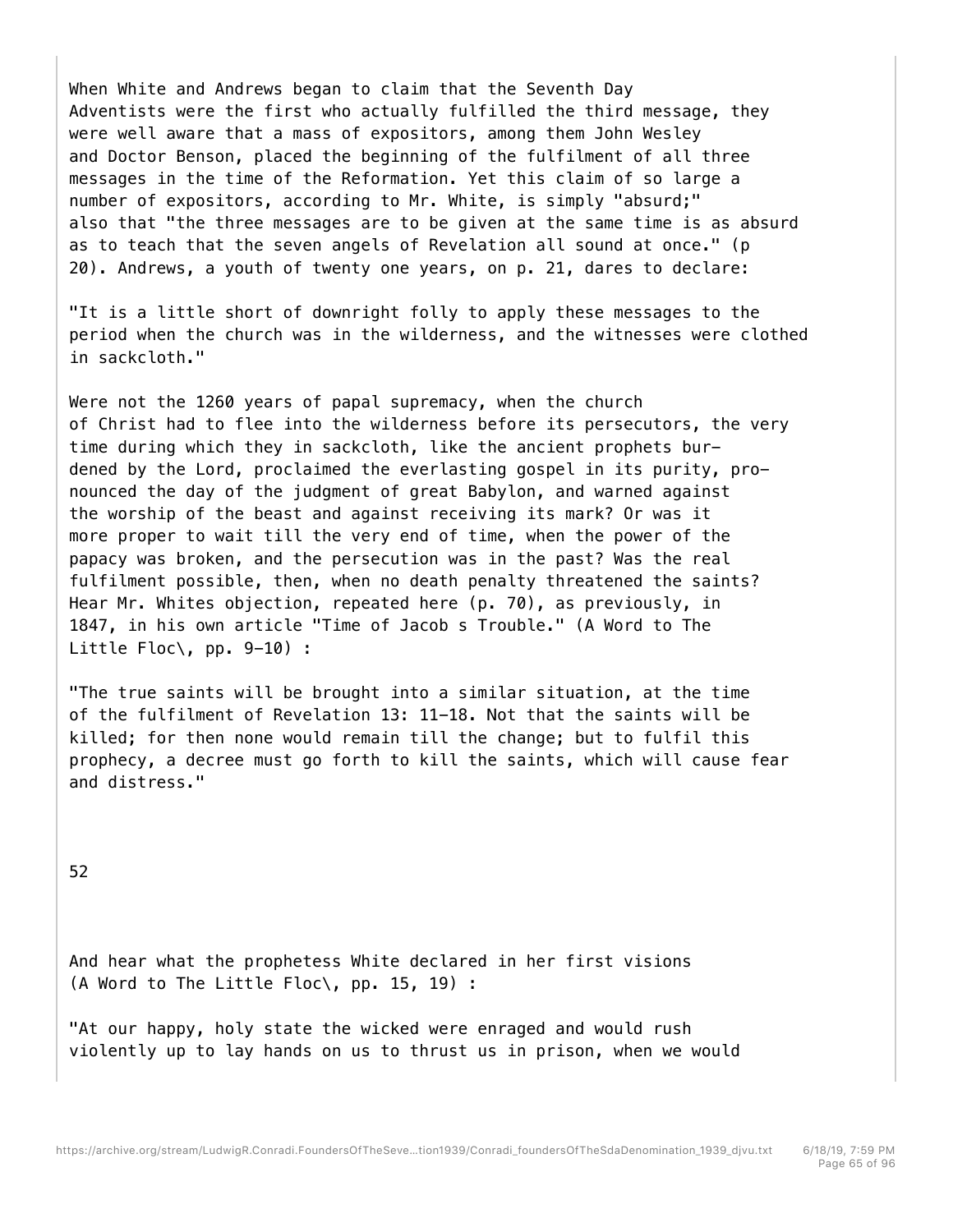When White and Andrews began to claim that the Seventh Day Adventists were the first who actually fulfilled the third message, they were well aware that a mass of expositors, among them John Wesley and Doctor Benson, placed the beginning of the fulfilment of all three messages in the time of the Reformation. Yet this claim of so large a number of expositors, according to Mr. White, is simply "absurd;" also that "the three messages are to be given at the same time is as absurd as to teach that the seven angels of Revelation all sound at once." (p 20). Andrews, a youth of twenty one years, on p. 21, dares to declare:

"It is a little short of downright folly to apply these messages to the period when the church was in the wilderness, and the witnesses were clothed in sackcloth."

Were not the 1260 years of papal supremacy, when the church of Christ had to flee into the wilderness before its persecutors, the very time during which they in sackcloth, like the ancient prophets burdened by the Lord, proclaimed the everlasting gospel in its purity, pronounced the day of the judgment of great Babylon, and warned against the worship of the beast and against receiving its mark? Or was it more proper to wait till the very end of time, when the power of the papacy was broken, and the persecution was in the past? Was the real fulfilment possible, then, when no death penalty threatened the saints? Hear Mr. Whites objection, repeated here (p. 70), as previously, in 1847, in his own article "Time of Jacob s Trouble." (A Word to The Little Floc\, pp. 9-10) :

"The true saints will be brought into a similar situation, at the time of the fulfilment of Revelation 13: 11-18. Not that the saints will be killed; for then none would remain till the change; but to fulfil this prophecy, a decree must go forth to kill the saints, which will cause fear and distress."

And hear what the prophetess White declared in her first visions (A Word to The Little Floc\, pp. 15, 19) :

"At our happy, holy state the wicked were enraged and would rush violently up to lay hands on us to thrust us in prison, when we would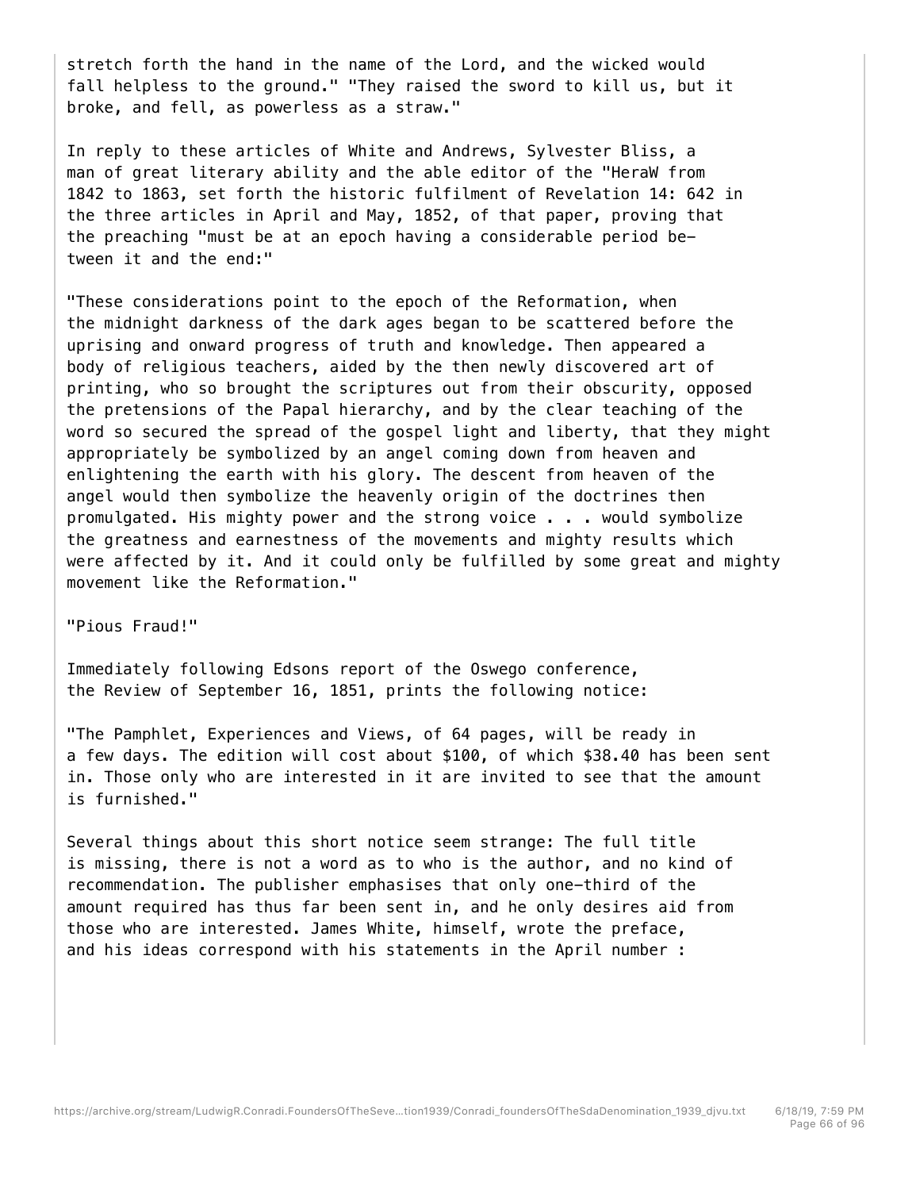stretch forth the hand in the name of the Lord, and the wicked would fall helpless to the ground." "They raised the sword to kill us, but it broke, and fell, as powerless as a straw."

In reply to these articles of White and Andrews, Sylvester Bliss, a man of great literary ability and the able editor of the "HeraW from 1842 to 1863, set forth the historic fulfilment of Revelation 14: 642 in the three articles in April and May, 1852, of that paper, proving that the preaching "must be at an epoch having a considerable period between it and the end:"

"These considerations point to the epoch of the Reformation, when the midnight darkness of the dark ages began to be scattered before the uprising and onward progress of truth and knowledge. Then appeared a body of religious teachers, aided by the then newly discovered art of printing, who so brought the scriptures out from their obscurity, opposed the pretensions of the Papal hierarchy, and by the clear teaching of the word so secured the spread of the gospel light and liberty, that they might appropriately be symbolized by an angel coming down from heaven and enlightening the earth with his glory. The descent from heaven of the angel would then symbolize the heavenly origin of the doctrines then promulgated. His mighty power and the strong voice . . . would symbolize the greatness and earnestness of the movements and mighty results which were affected by it. And it could only be fulfilled by some great and mighty movement like the Reformation."

"Pious Fraud!"

Immediately following Edsons report of the Oswego conference, the Review of September 16, 1851, prints the following notice:

"The Pamphlet, Experiences and Views, of 64 pages, will be ready in a few days. The edition will cost about $100, of which $38.40 has been sent in. Those only who are interested in it are invited to see that the amount is furnished."

Several things about this short notice seem strange: The full title is missing, there is not a word as to who is the author, and no kind of recommendation. The publisher emphasises that only one-third of the amount required has thus far been sent in, and he only desires aid from those who are interested. James White, himself, wrote the preface, and his ideas correspond with his statements in the April number :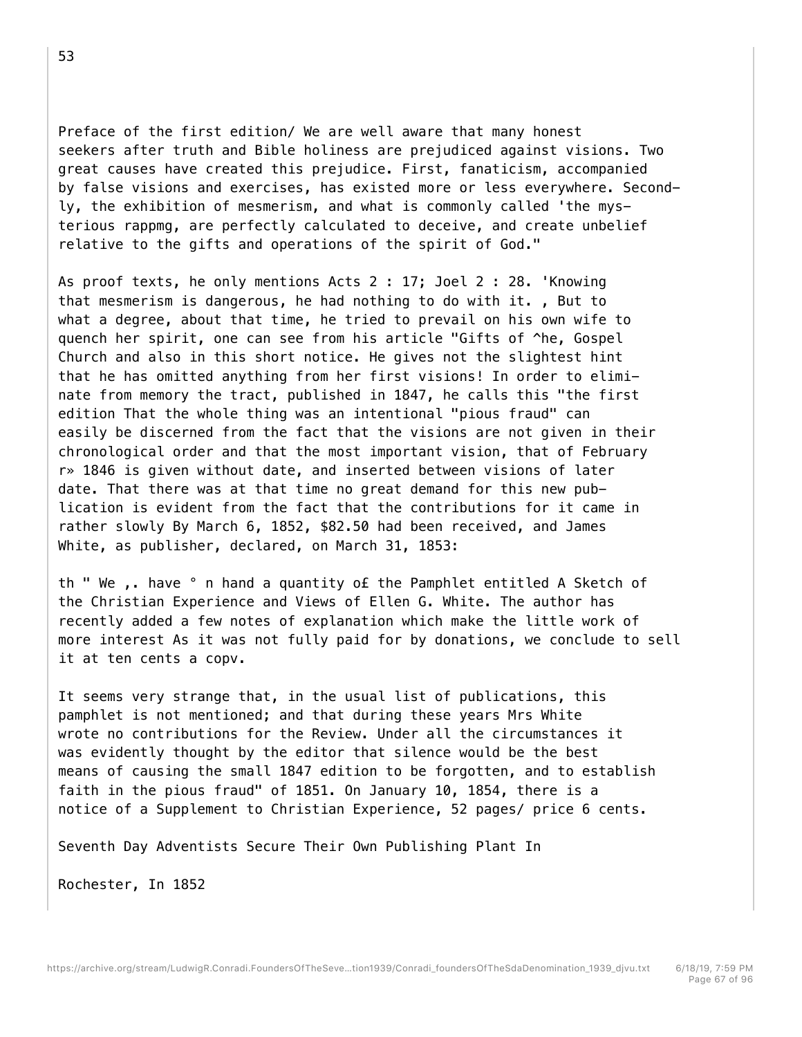Preface of the first edition/ We are well aware that many honest seekers after truth and Bible holiness are prejudiced against visions. Two great causes have created this prejudice. First, fanaticism, accompanied by false visions and exercises, has existed more or less everywhere. Second—ly, the exhibition of mesmerism, and what is commonly called 'the mys— terious rappmg, are perfectly calculated to deceive, and create unbelief relative to the gifts and operations of the spirit of God."

As proof texts, he only mentions Acts 2 : 17; Joel 2 : 28. 'Knowing that mesmerism is dangerous, he had nothing to do with it. , But to what a degree, about that time, he tried to prevail on his own wife to quench her spirit, one can see from his article "Gifts of ^he, Gospel Church and also in this short notice. He gives not the slightest hint that he has omitted anything from her first visions! In order to elimi— nate from memory the tract, published in 1847, he calls this "the first edition That the whole thing was an intentional "pious fraud" can easily be discerned from the fact that the visions are not given in their chronological order and that the most important vision, that of February r» 1846 is given without date, and inserted between visions of later date. That there was at that time no great demand for this new pub— lication is evident from the fact that the contributions for it came in rather slowly By March 6, 1852, $82.50 had been received, and James White, as publisher, declared, on March 31, 1853:

th " We ,. have ° n hand a quantity o£ the Pamphlet entitled A Sketch of the Christian Experience and Views of Ellen G. White. The author has recently added a few notes of explanation which make the little work of more interest As it was not fully paid for by donations, we conclude to sell it at ten cents a copv.

It seems very strange that, in the usual list of publications, this pamphlet is not mentioned; and that during these years Mrs White wrote no contributions for the Review. Under all the circumstances it was evidently thought by the editor that silence would be the best means of causing the small 1847 edition to be forgotten, and to establish faith in the pious fraud" of 1851. On January 10, 1854, there is a notice of a Supplement to Christian Experience, 52 pages/ price 6 cents.

## Seventh Day Adventists Secure Their Own Publishing Plant In Rochester, In 1852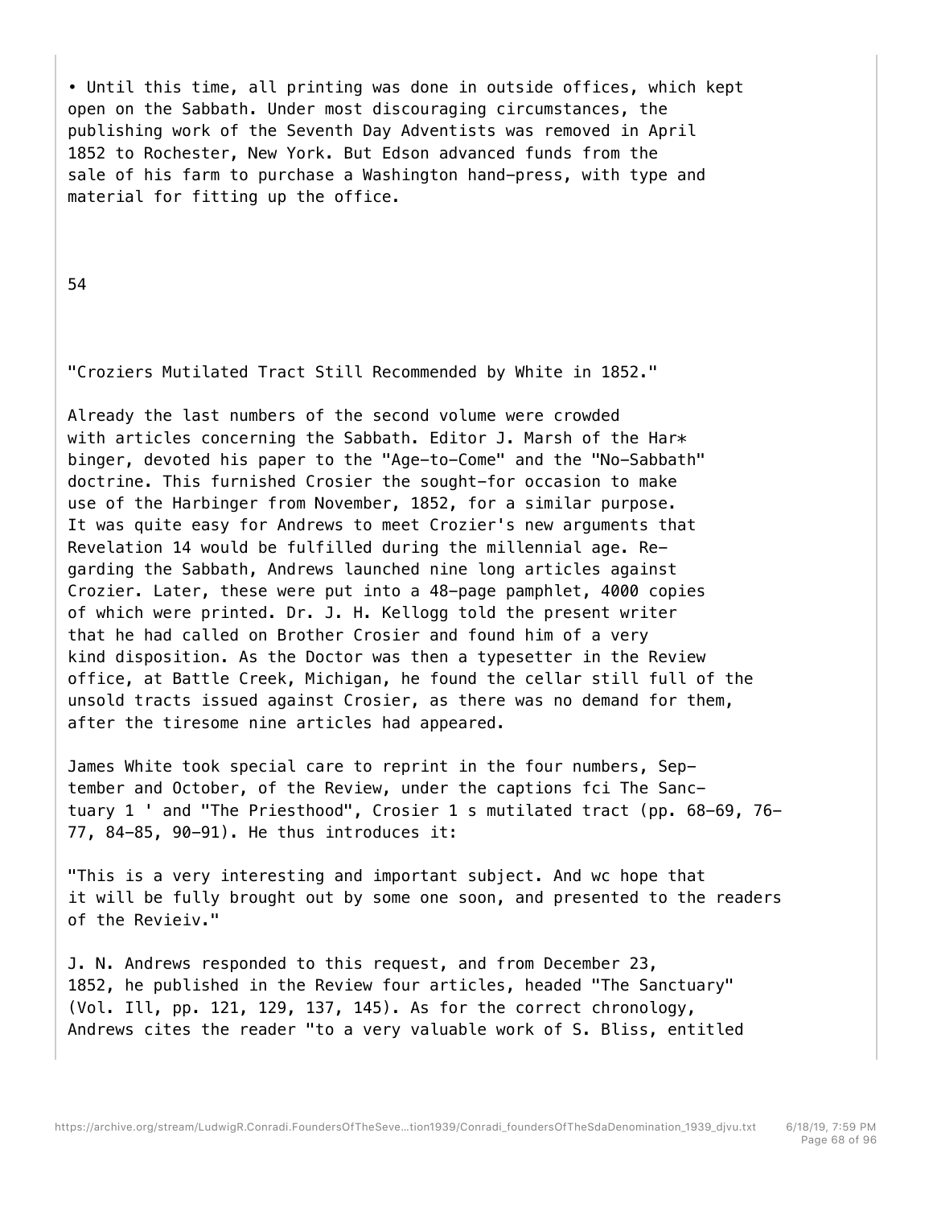• Until this time, all printing was done in outside offices, which kept open on the Sabbath. Under most discouraging circumstances, the publishing work of the Seventh Day Adventists was removed in April 1852 to Rochester, New York. But Edson advanced funds from the sale of his farm to purchase a Washington hand-press, with type and material for fitting up the office.

54

"Croziers Mutilated Tract Still Recommended by White in 1852."

Already the last numbers of the second volume were crowded with articles concerning the Sabbath. Editor J. Marsh of the Har* binger, devoted his paper to the "Age-to-Come" and the "No-Sabbath" doctrine. This furnished Crosier the sought-for occasion to make use of the Harbinger from November, 1852, for a similar purpose. It was quite easy for Andrews to meet Crozier's new arguments that Revelation 14 would be fulfilled during the millennial age. Regarding the Sabbath, Andrews launched nine long articles against Crozier. Later, these were put into a 48-page pamphlet, 4000 copies of which were printed. Dr. J. H. Kellogg told the present writer that he had called on Brother Crosier and found him of a very kind disposition. As the Doctor was then a typesetter in the Review office, at Battle Creek, Michigan, he found the cellar still full of the unsold tracts issued against Crosier, as there was no demand for them, after the tiresome nine articles had appeared.

James White took special care to reprint in the four numbers, September and October, of the Review, under the captions fci The Sanctuary 1 ' and "The Priesthood", Crosier 1 s mutilated tract (pp. 68-69, 76-77, 84-85, 90-91). He thus introduces it:

"This is a very interesting and important subject. And wc hope that it will be fully brought out by some one soon, and presented to the readers of the Revieiv."

J. N. Andrews responded to this request, and from December 23, 1852, he published in the Review four articles, headed "The Sanctuary" (Vol. Ill, pp. 121, 129, 137, 145). As for the correct chronology, Andrews cites the reader "to a very valuable work of S. Bliss, entitled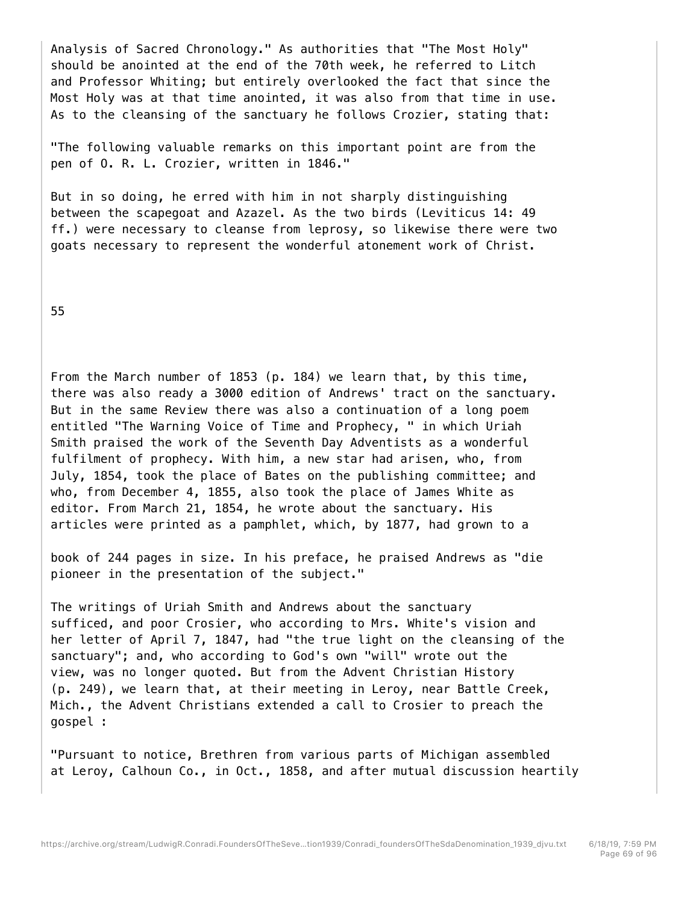Analysis of Sacred Chronology." As authorities that "The Most Holy" should be anointed at the end of the 70th week, he referred to Litch and Professor Whiting; but entirely overlooked the fact that since the Most Holy was at that time anointed, it was also from that time in use. As to the cleansing of the sanctuary he follows Crozier, stating that:

"The following valuable remarks on this important point are from the pen of O. R. L. Crozier, written in 1846."

But in so doing, he erred with him in not sharply distinguishing between the scapegoat and Azazel. As the two birds (Leviticus 14: 49 ff.) were necessary to cleanse from leprosy, so likewise there were two goats necessary to represent the wonderful atonement work of Christ.

From the March number of 1853 (p. 184) we learn that, by this time, there was also ready a 3000 edition of Andrews' tract on the sanctuary. But in the same Review there was also a continuation of a long poem entitled "The Warning Voice of Time and Prophecy, " in which Uriah Smith praised the work of the Seventh Day Adventists as a wonderful fulfilment of prophecy. With him, a new star had arisen, who, from July, 1854, took the place of Bates on the publishing committee; and who, from December 4, 1855, also took the place of James White as editor. From March 21, 1854, he wrote about the sanctuary. His articles were printed as a pamphlet, which, by 1877, had grown to a book of 244 pages in size. In his preface, he praised Andrews as "die pioneer in the presentation of the subject."

The writings of Uriah Smith and Andrews about the sanctuary sufficed, and poor Crosier, who according to Mrs. White's vision and her letter of April 7, 1847, had "the true light on the cleansing of the sanctuary"; and, who according to God's own "will" wrote out the view, was no longer quoted. But from the Advent Christian History (p. 249), we learn that, at their meeting in Leroy, near Battle Creek, Mich., the Advent Christians extended a call to Crosier to preach the gospel :

"Pursuant to notice, Brethren from various parts of Michigan assembled at Leroy, Calhoun Co., in Oct., 1858, and after mutual discussion heartily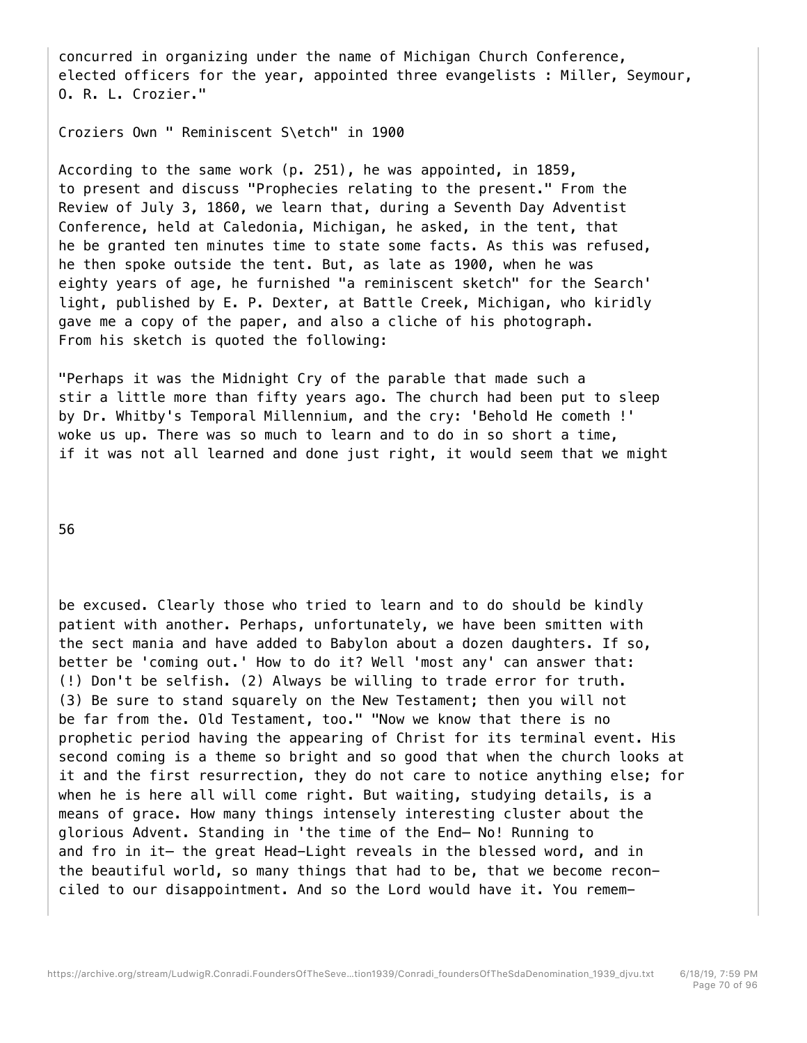concurred in organizing under the name of Michigan Church Conference, elected officers for the year, appointed three evangelists : Miller, Seymour, O. R. L. Crozier."

Croziers Own " Reminiscent S\etch" in 1900

According to the same work (p. 251), he was appointed, in 1859, to present and discuss "Prophecies relating to the present." From the Review of July 3, 1860, we learn that, during a Seventh Day Adventist Conference, held at Caledonia, Michigan, he asked, in the tent, that he be granted ten minutes time to state some facts. As this was refused, he then spoke outside the tent. But, as late as 1900, when he was eighty years of age, he furnished "a reminiscent sketch" for the Search' light, published by E. P. Dexter, at Battle Creek, Michigan, who kiridly gave me a copy of the paper, and also a cliche of his photograph. From his sketch is quoted the following:

"Perhaps it was the Midnight Cry of the parable that made such a stir a little more than fifty years ago. The church had been put to sleep by Dr. Whitby's Temporal Millennium, and the cry: 'Behold He cometh !' woke us up. There was so much to learn and to do in so short a time, if it was not all learned and done just right, it would seem that we might be excused. Clearly those who tried to learn and to do should be kindly patient with another. Perhaps, unfortunately, we have been smitten with the sect mania and have added to Babylon about a dozen daughters. If so, better be 'coming out.' How to do it? Well 'most any' can answer that: (!) Don't be selfish. (2) Always be willing to trade error for truth. (3) Be sure to stand squarely on the New Testament; then you will not be far from the. Old Testament, too." "Now we know that there is no prophetic period having the appearing of Christ for its terminal event. His second coming is a theme so bright and so good that when the church looks at it and the first resurrection, they do not care to notice anything else; for when he is here all will come right. But waiting, studying details, is a means of grace. How many things intensely interesting cluster about the glorious Advent. Standing in 'the time of the End— No! Running to and fro in it— the great Head-Light reveals in the blessed word, and in the beautiful world, so many things that had to be, that we become reconciled to our disappointment. And so the Lord would have it. You remem-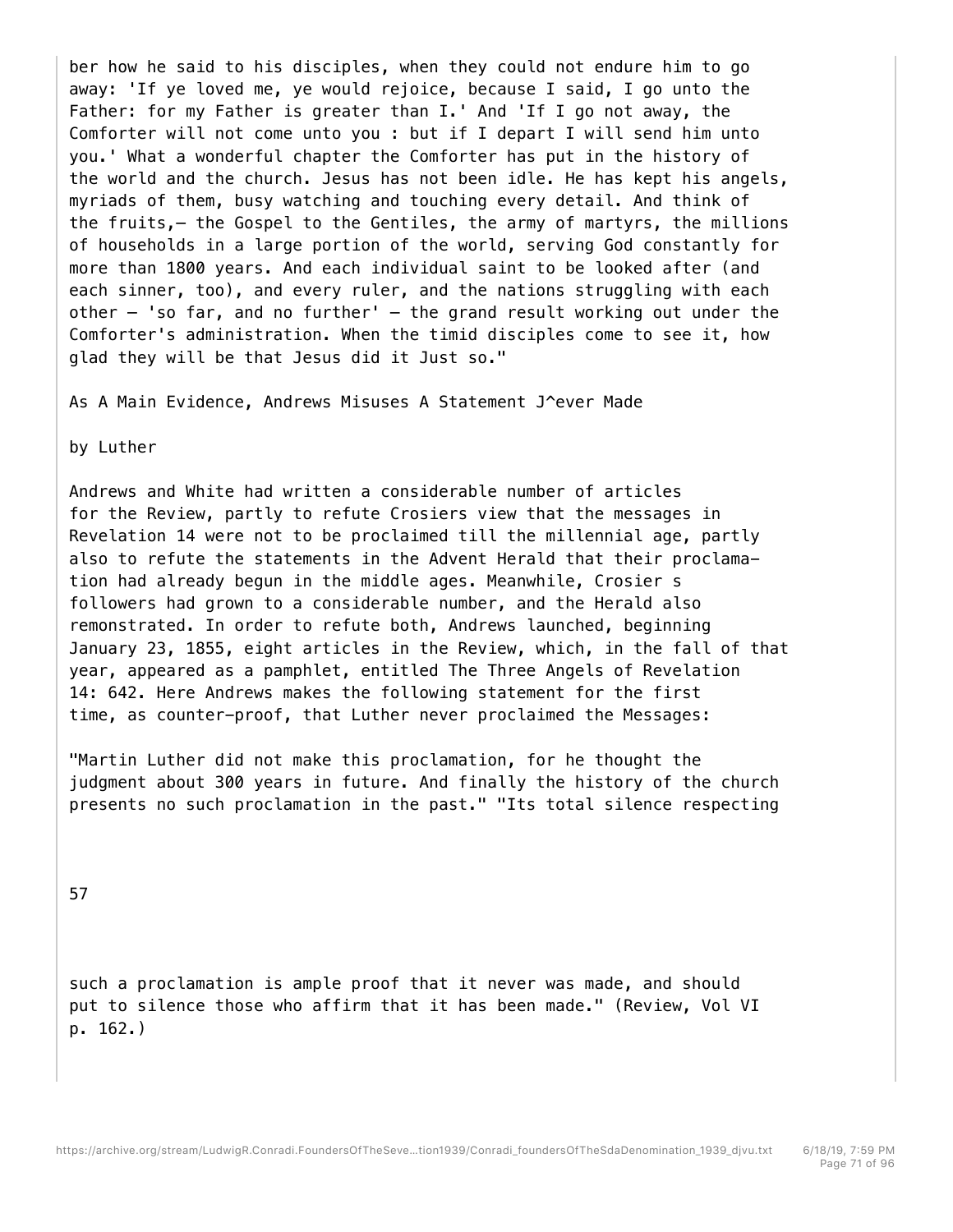ber how he said to his disciples, when they could not endure him to go away: 'If ye loved me, ye would rejoice, because I said, I go unto the Father: for my Father is greater than I.' And 'If I go not away, the Comforter will not come unto you : but if I depart I will send him unto you.' What a wonderful chapter the Comforter has put in the history of the world and the church. Jesus has not been idle. He has kept his angels, myriads of them, busy watching and touching every detail. And think of the fruits,— the Gospel to the Gentiles, the army of martyrs, the millions of households in a large portion of the world, serving God constantly for more than 1800 years. And each individual saint to be looked after (and each sinner, too), and every ruler, and the nations struggling with each other — 'so far, and no further' — the grand result working out under the Comforter's administration. When the timid disciples come to see it, how glad they will be that Jesus did it Just so."

## As A Main Evidence, Andrews Misuses A Statement J^ever Made by Luther

Andrews and White had written a considerable number of articles for the Review, partly to refute Crosiers view that the messages in Revelation 14 were not to be proclaimed till the millennial age, partly also to refute the statements in the Advent Herald that their proclamation had already begun in the middle ages. Meanwhile, Crosier s followers had grown to a considerable number, and the Herald also remonstrated. In order to refute both, Andrews launched, beginning January 23, 1855, eight articles in the Review, which, in the fall of that year, appeared as a pamphlet, entitled The Three Angels of Revelation 14: 642. Here Andrews makes the following statement for the first time, as counter-proof, that Luther never proclaimed the Messages:

"Martin Luther did not make this proclamation, for he thought the judgment about 300 years in future. And finally the history of the church presents no such proclamation in the past." "Its total silence respecting such a proclamation is ample proof that it never was made, and should put to silence those who affirm that it has been made." (Review, Vol VI p. 162.)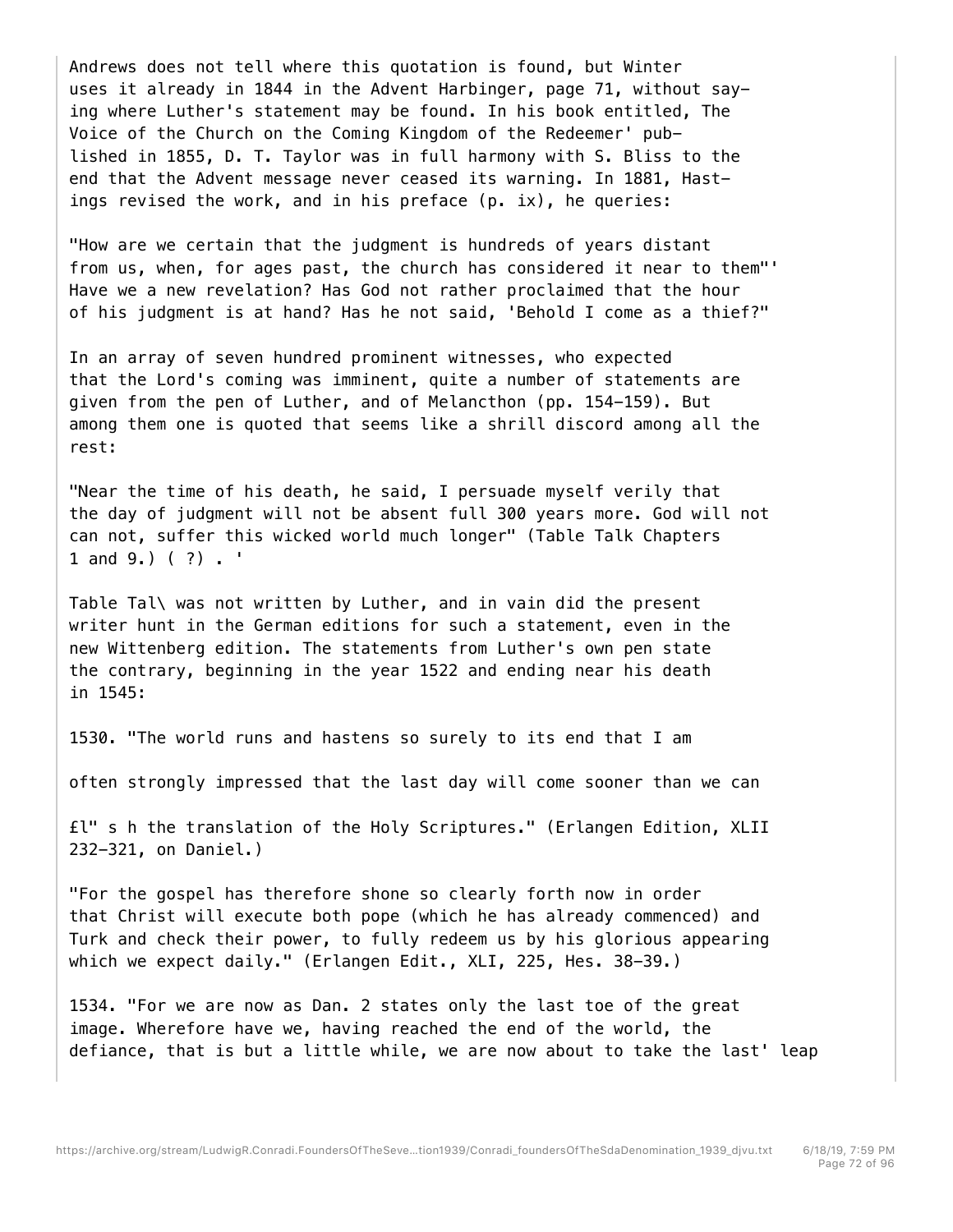Andrews does not tell where this quotation is found, but Winter uses it already in 1844 in the Advent Harbinger, page 71, without saying where Luther's statement may be found. In his book entitled, The Voice of the Church on the Coming Kingdom of the Redeemer' published in 1855, D. T. Taylor was in full harmony with S. Bliss to the end that the Advent message never ceased its warning. In 1881, Hastings revised the work, and in his preface (p. ix), he queries:

"How are we certain that the judgment is hundreds of years distant from us, when, for ages past, the church has considered it near to them"' Have we a new revelation? Has God not rather proclaimed that the hour of his judgment is at hand? Has he not said, 'Behold I come as a thief?"

In an array of seven hundred prominent witnesses, who expected that the Lord's coming was imminent, quite a number of statements are given from the pen of Luther, and of Melancthon (pp. 154-159). But among them one is quoted that seems like a shrill discord among all the rest:

"Near the time of his death, he said, I persuade myself verily that the day of judgment will not be absent full 300 years more. God will not can not, suffer this wicked world much longer" (Table Talk Chapters 1 and 9.) ( ?) . '

Table Tal\ was not written by Luther, and in vain did the present writer hunt in the German editions for such a statement, even in the new Wittenberg edition. The statements from Luther's own pen state the contrary, beginning in the year 1522 and ending near his death in 1545:

1530. "The world runs and hastens so surely to its end that I am

often strongly impressed that the last day will come sooner than we can

£l" s h the translation of the Holy Scriptures." (Erlangen Edition, XLII 232-321, on Daniel.)

"For the gospel has therefore shone so clearly forth now in order that Christ will execute both pope (which he has already commenced) and Turk and check their power, to fully redeem us by his glorious appearing which we expect daily." (Erlangen Edit., XLI, 225, Hes. 38-39.)

1534. "For we are now as Dan. 2 states only the last toe of the great image. Wherefore have we, having reached the end of the world, the defiance, that is but a little while, we are now about to take the last' leap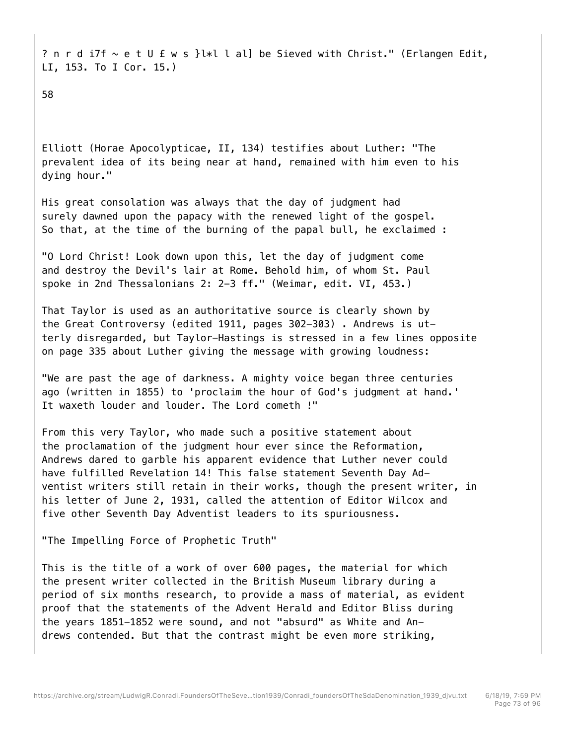? n r d i7f ~ e t U £ w s }l*l l al] be Sieved with Christ." (Erlangen Edit, LI, 153. To I Cor. 15.)

58

Elliott (Horae Apocolypticae, II, 134) testifies about Luther: "The prevalent idea of its being near at hand, remained with him even to his dying hour."

His great consolation was always that the day of judgment had surely dawned upon the papacy with the renewed light of the gospel. So that, at the time of the burning of the papal bull, he exclaimed :

"O Lord Christ! Look down upon this, let the day of judgment come and destroy the Devil's lair at Rome. Behold him, of whom St. Paul spoke in 2nd Thessalonians 2: 2-3 ff." (Weimar, edit. VI, 453.)

That Taylor is used as an authoritative source is clearly shown by the Great Controversy (edited 1911, pages 302-303) . Andrews is utterly disregarded, but Taylor-Hastings is stressed in a few lines opposite on page 335 about Luther giving the message with growing loudness:

"We are past the age of darkness. A mighty voice began three centuries ago (written in 1855) to 'proclaim the hour of God's judgment at hand.' It waxeth louder and louder. The Lord cometh !"

From this very Taylor, who made such a positive statement about the proclamation of the judgment hour ever since the Reformation, Andrews dared to garble his apparent evidence that Luther never could have fulfilled Revelation 14! This false statement Seventh Day Adventist writers still retain in their works, though the present writer, in his letter of June 2, 1931, called the attention of Editor Wilcox and five other Seventh Day Adventist leaders to its spuriousness.

"The Impelling Force of Prophetic Truth"

This is the title of a work of over 600 pages, the material for which the present writer collected in the British Museum library during a period of six months research, to provide a mass of material, as evident proof that the statements of the Advent Herald and Editor Bliss during the years 1851-1852 were sound, and not "absurd" as White and Andrews contended. But that the contrast might be even more striking,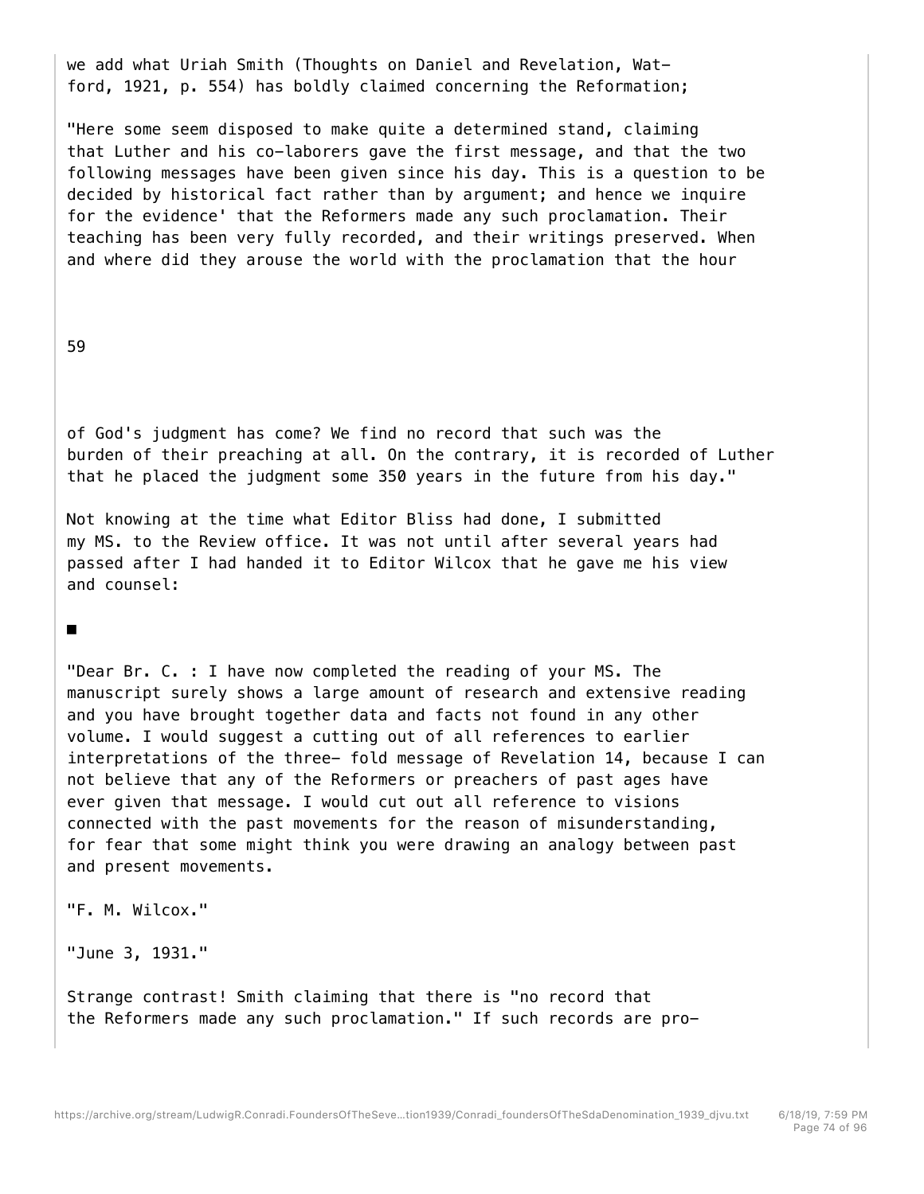we add what Uriah Smith (Thoughts on Daniel and Revelation, Watford, 1921, p. 554) has boldly claimed concerning the Reformation;

"Here some seem disposed to make quite a determined stand, claiming that Luther and his co-laborers gave the first message, and that the two following messages have been given since his day. This is a question to be decided by historical fact rather than by argument; and hence we inquire for the evidence' that the Reformers made any such proclamation. Their teaching has been very fully recorded, and their writings preserved. When and where did they arouse the world with the proclamation that the hour of God's judgment has come? We find no record that such was the burden of their preaching at all. On the contrary, it is recorded of Luther that he placed the judgment some 350 years in the future from his day."

Not knowing at the time what Editor Bliss had done, I submitted my MS. to the Review office. It was not until after several years had passed after I had handed it to Editor Wilcox that he gave me his view and counsel:

■

"Dear Br. C. : I have now completed the reading of your MS. The manuscript surely shows a large amount of research and extensive reading and you have brought together data and facts not found in any other volume. I would suggest a cutting out of all references to earlier interpretations of the three- fold message of Revelation 14, because I can not believe that any of the Reformers or preachers of past ages have ever given that message. I would cut out all reference to visions connected with the past movements for the reason of misunderstanding, for fear that some might think you were drawing an analogy between past and present movements.

"F. M. Wilcox."

"June 3, 1931."

Strange contrast! Smith claiming that there is "no record that the Reformers made any such proclamation." If such records are pro-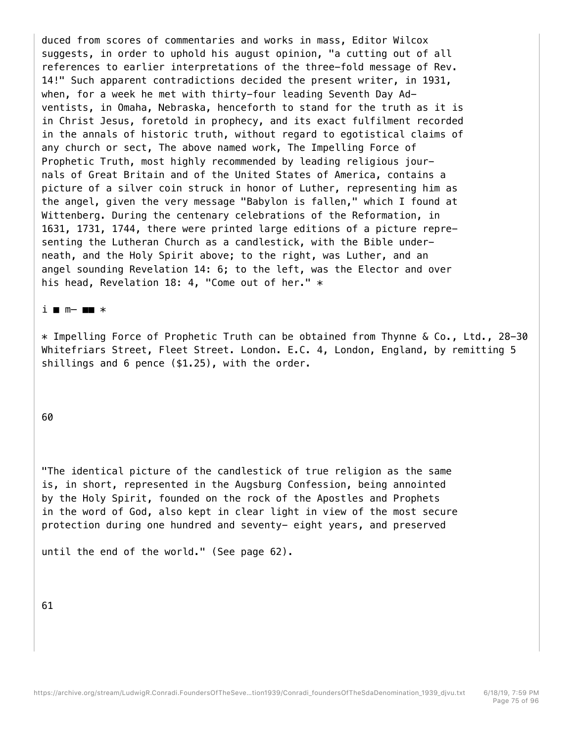duced from scores of commentaries and works in mass, Editor Wilcox suggests, in order to uphold his august opinion, "a cutting out of all references to earlier interpretations of the three-fold message of Rev. 14!" Such apparent contradictions decided the present writer, in 1931, when, for a week he met with thirty-four leading Seventh Day Adventists, in Omaha, Nebraska, henceforth to stand for the truth as it is in Christ Jesus, foretold in prophecy, and its exact fulfilment recorded in the annals of historic truth, without regard to egotistical claims of any church or sect, The above named work, The Impelling Force of Prophetic Truth, most highly recommended by leading religious journals of Great Britain and of the United States of America, contains a picture of a silver coin struck in honor of Luther, representing him as the angel, given the very message "Babylon is fallen," which I found at Wittenberg. During the centenary celebrations of the Reformation, in 1631, 1731, 1744, there were printed large editions of a picture representing the Lutheran Church as a candlestick, with the Bible underneath, and the Holy Spirit above; to the right, was Luther, and an angel sounding Revelation 14: 6; to the left, was the Elector and over his head, Revelation 18: 4, "Come out of her." *

i ■ m— ■■ *

* Impelling Force of Prophetic Truth can be obtained from Thynne & Co., Ltd., 28-30 Whitefriars Street, Fleet Street. London. E.C. 4, London, England, by remitting 5 shillings and 6 pence ($1.25), with the order.

"The identical picture of the candlestick of true religion as the same is, in short, represented in the Augsburg Confession, being annointed by the Holy Spirit, founded on the rock of the Apostles and Prophets in the word of God, also kept in clear light in view of the most secure protection during one hundred and seventy- eight years, and preserved until the end of the world." (See page 62).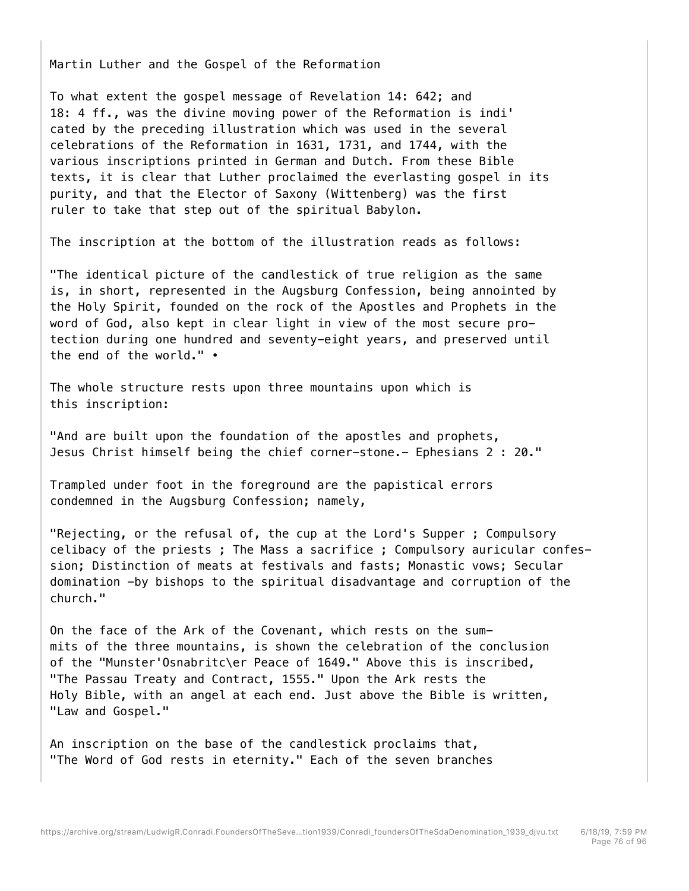Martin Luther and the Gospel of the Reformation

To what extent the gospel message of Revelation 14: 642; and 18: 4 ff., was the divine moving power of the Reformation is indi' cated by the preceding illustration which was used in the several celebrations of the Reformation in 1631, 1731, and 1744, with the various inscriptions printed in German and Dutch. From these Bible texts, it is clear that Luther proclaimed the everlasting gospel in its purity, and that the Elector of Saxony (Wittenberg) was the first ruler to take that step out of the spiritual Babylon.

The inscription at the bottom of the illustration reads as follows:

"The identical picture of the candlestick of true religion as the same is, in short, represented in the Augsburg Confession, being annointed by the Holy Spirit, founded on the rock of the Apostles and Prophets in the word of God, also kept in clear light in view of the most secure protection during one hundred and seventy-eight years, and preserved until the end of the world." •

The whole structure rests upon three mountains upon which is this inscription:

"And are built upon the foundation of the apostles and prophets, Jesus Christ himself being the chief corner-stone.- Ephesians 2 : 20."

Trampled under foot in the foreground are the papistical errors condemned in the Augsburg Confession; namely,

"Rejecting, or the refusal of, the cup at the Lord's Supper ; Compulsory celibacy of the priests ; The Mass a sacrifice ; Compulsory auricular confession; Distinction of meats at festivals and fasts; Monastic vows; Secular domination -by bishops to the spiritual disadvantage and corruption of the church."

On the face of the Ark of the Covenant, which rests on the summits of the three mountains, is shown the celebration of the conclusion of the "Munster'Osnabritc\er Peace of 1649." Above this is inscribed, "The Passau Treaty and Contract, 1555." Upon the Ark rests the Holy Bible, with an angel at each end. Just above the Bible is written, "Law and Gospel."

An inscription on the base of the candlestick proclaims that, "The Word of God rests in eternity." Each of the seven branches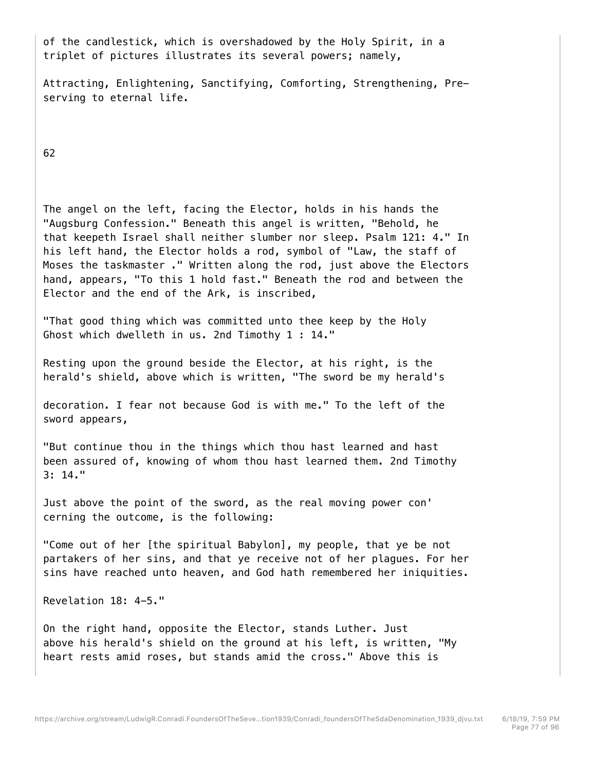of the candlestick, which is overshadowed by the Holy Spirit, in a triplet of pictures illustrates its several powers; namely,

Attracting, Enlightening, Sanctifying, Comforting, Strengthening, Preserving to eternal life.

The angel on the left, facing the Elector, holds in his hands the "Augsburg Confession." Beneath this angel is written, "Behold, he that keepeth Israel shall neither slumber nor sleep. Psalm 121: 4." In his left hand, the Elector holds a rod, symbol of "Law, the staff of Moses the taskmaster ." Written along the rod, just above the Electors hand, appears, "To this 1 hold fast." Beneath the rod and between the Elector and the end of the Ark, is inscribed,

"That good thing which was committed unto thee keep by the Holy Ghost which dwelleth in us. 2nd Timothy 1 : 14."

Resting upon the ground beside the Elector, at his right, is the herald's shield, above which is written, "The sword be my herald's decoration. I fear not because God is with me." To the left of the sword appears,

"But continue thou in the things which thou hast learned and hast been assured of, knowing of whom thou hast learned them. 2nd Timothy 3: 14."

Just above the point of the sword, as the real moving power con' cerning the outcome, is the following:

"Come out of her [the spiritual Babylon], my people, that ye be not partakers of her sins, and that ye receive not of her plagues. For her sins have reached unto heaven, and God hath remembered her iniquities.

Revelation 18: 4-5."

On the right hand, opposite the Elector, stands Luther. Just above his herald's shield on the ground at his left, is written, "My heart rests amid roses, but stands amid the cross." Above this is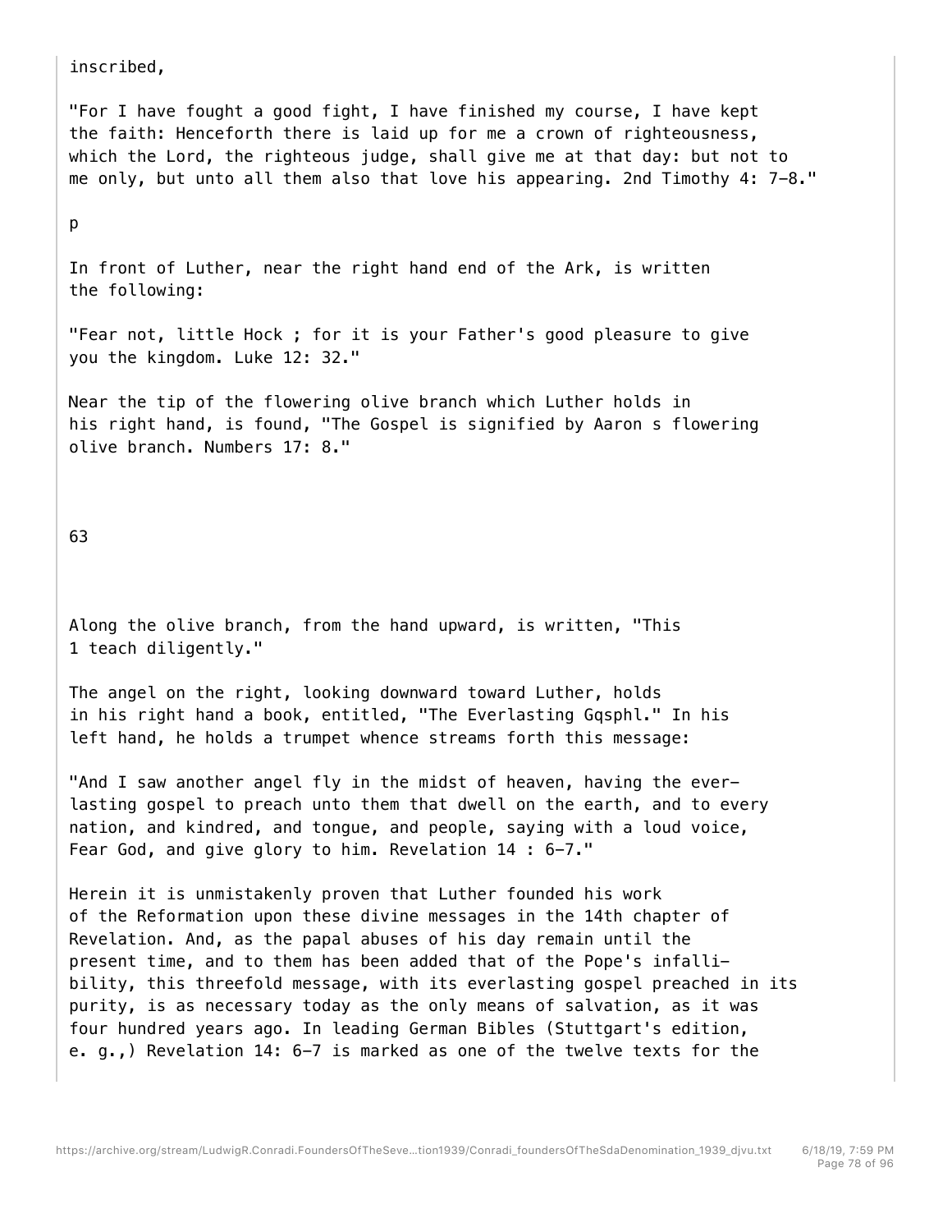inscribed,

"For I have fought a good fight, I have finished my course, I have kept the faith: Henceforth there is laid up for me a crown of righteousness, which the Lord, the righteous judge, shall give me at that day: but not to me only, but unto all them also that love his appearing. 2nd Timothy 4: 7-8."

p

In front of Luther, near the right hand end of the Ark, is written the following:

"Fear not, little Hock ; for it is your Father's good pleasure to give you the kingdom. Luke 12: 32."

Near the tip of the flowering olive branch which Luther holds in his right hand, is found, "The Gospel is signified by Aaron s flowering olive branch. Numbers 17: 8."

Along the olive branch, from the hand upward, is written, "This 1 teach diligently."

The angel on the right, looking downward toward Luther, holds in his right hand a book, entitled, "The Everlasting Gqsphl." In his left hand, he holds a trumpet whence streams forth this message:

"And I saw another angel fly in the midst of heaven, having the everlasting gospel to preach unto them that dwell on the earth, and to every nation, and kindred, and tongue, and people, saying with a loud voice, Fear God, and give glory to him. Revelation 14 : 6-7."

Herein it is unmistakenly proven that Luther founded his work of the Reformation upon these divine messages in the 14th chapter of Revelation. And, as the papal abuses of his day remain until the present time, and to them has been added that of the Pope's infallibility, this threefold message, with its everlasting gospel preached in its purity, is as necessary today as the only means of salvation, as it was four hundred years ago. In leading German Bibles (Stuttgart's edition, e. g.,) Revelation 14: 6-7 is marked as one of the twelve texts for the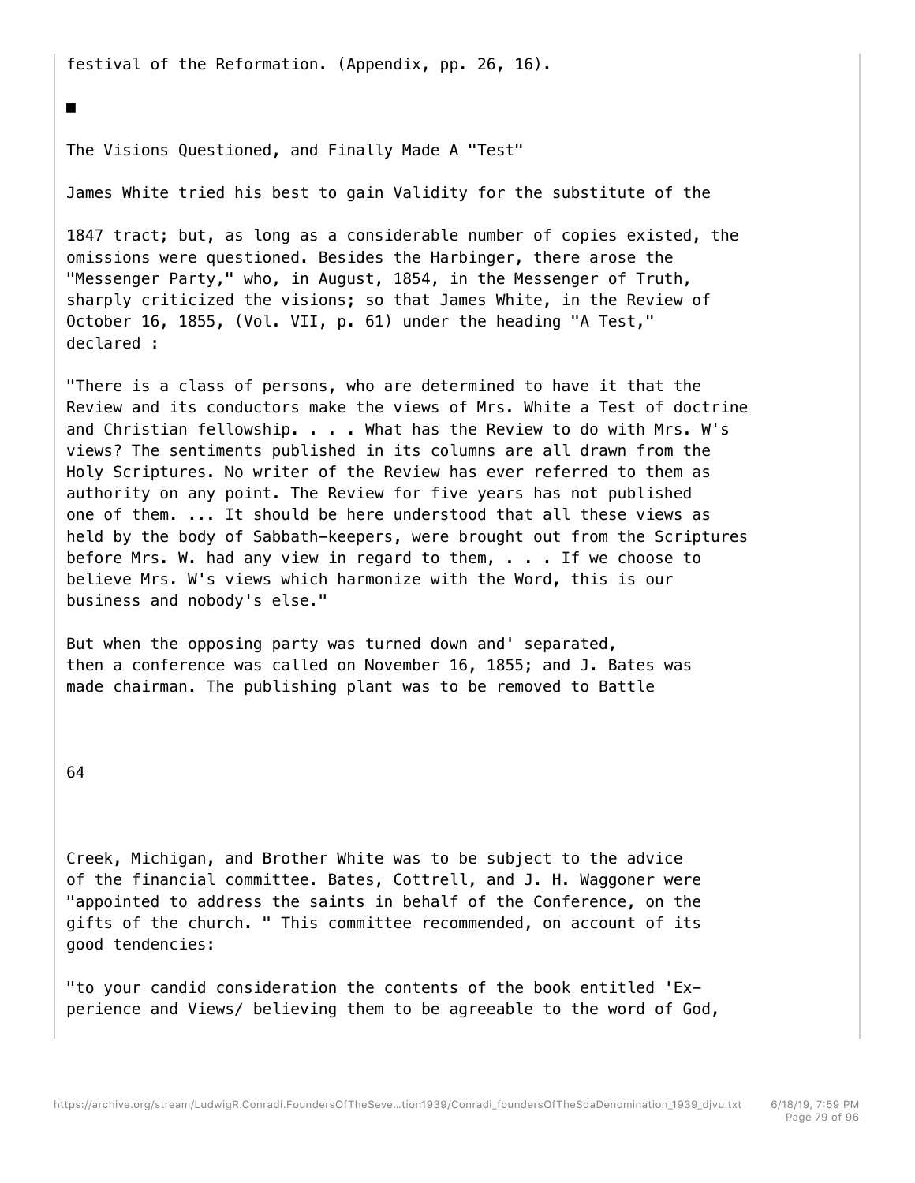festival of the Reformation. (Appendix, pp. 26, 16).

■

## The Visions Questioned, and Finally Made A "Test"

James White tried his best to gain Validity for the substitute of the 1847 tract; but, as long as a considerable number of copies existed, the omissions were questioned. Besides the Harbinger, there arose the "Messenger Party," who, in August, 1854, in the Messenger of Truth, sharply criticized the visions; so that James White, in the Review of October 16, 1855, (Vol. VII, p. 61) under the heading "A Test," declared :

"There is a class of persons, who are determined to have it that the Review and its conductors make the views of Mrs. White a Test of doctrine and Christian fellowship. . . . What has the Review to do with Mrs. W's views? The sentiments published in its columns are all drawn from the Holy Scriptures. No writer of the Review has ever referred to them as authority on any point. The Review for five years has not published one of them. ... It should be here understood that all these views as held by the body of Sabbath-keepers, were brought out from the Scriptures before Mrs. W. had any view in regard to them, . . . If we choose to believe Mrs. W's views which harmonize with the Word, this is our business and nobody's else."

But when the opposing party was turned down and' separated, then a conference was called on November 16, 1855; and J. Bates was made chairman. The publishing plant was to be removed to Battle Creek, Michigan, and Brother White was to be subject to the advice of the financial committee. Bates, Cottrell, and J. H. Waggoner were "appointed to address the saints in behalf of the Conference, on the gifts of the church. " This committee recommended, on account of its good tendencies:

"to your candid consideration the contents of the book entitled 'Experience and Views/ believing them to be agreeable to the word of God,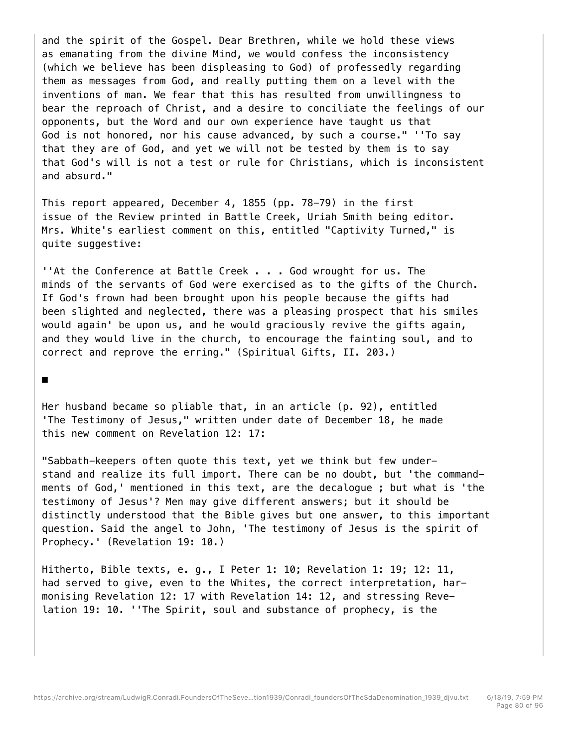and the spirit of the Gospel. Dear Brethren, while we hold these views as emanating from the divine Mind, we would confess the inconsistency (which we believe has been displeasing to God) of professedly regarding them as messages from God, and really putting them on a level with the inventions of man. We fear that this has resulted from unwillingness to bear the reproach of Christ, and a desire to conciliate the feelings of our opponents, but the Word and our own experience have taught us that God is not honored, nor his cause advanced, by such a course." ''To say that they are of God, and yet we will not be tested by them is to say that God's will is not a test or rule for Christians, which is inconsistent and absurd."

This report appeared, December 4, 1855 (pp. 78-79) in the first issue of the Review printed in Battle Creek, Uriah Smith being editor. Mrs. White's earliest comment on this, entitled "Captivity Turned," is quite suggestive:

''At the Conference at Battle Creek . . . God wrought for us. The minds of the servants of God were exercised as to the gifts of the Church. If God's frown had been brought upon his people because the gifts had been slighted and neglected, there was a pleasing prospect that his smiles would again' be upon us, and he would graciously revive the gifts again, and they would live in the church, to encourage the fainting soul, and to correct and reprove the erring." (Spiritual Gifts, II. 203.)

■

Her husband became so pliable that, in an article (p. 92), entitled 'The Testimony of Jesus," written under date of December 18, he made this new comment on Revelation 12: 17:

"Sabbath-keepers often quote this text, yet we think but few understand and realize its full import. There can be no doubt, but 'the commandments of God,' mentioned in this text, are the decalogue ; but what is 'the testimony of Jesus'? Men may give different answers; but it should be distinctly understood that the Bible gives but one answer, to this important question. Said the angel to John, 'The testimony of Jesus is the spirit of Prophecy.' (Revelation 19: 10.)

Hitherto, Bible texts, e. g., I Peter 1: 10; Revelation 1: 19; 12: 11, had served to give, even to the Whites, the correct interpretation, harmonising Revelation 12: 17 with Revelation 14: 12, and stressing Revelation 19: 10. ''The Spirit, soul and substance of prophecy, is the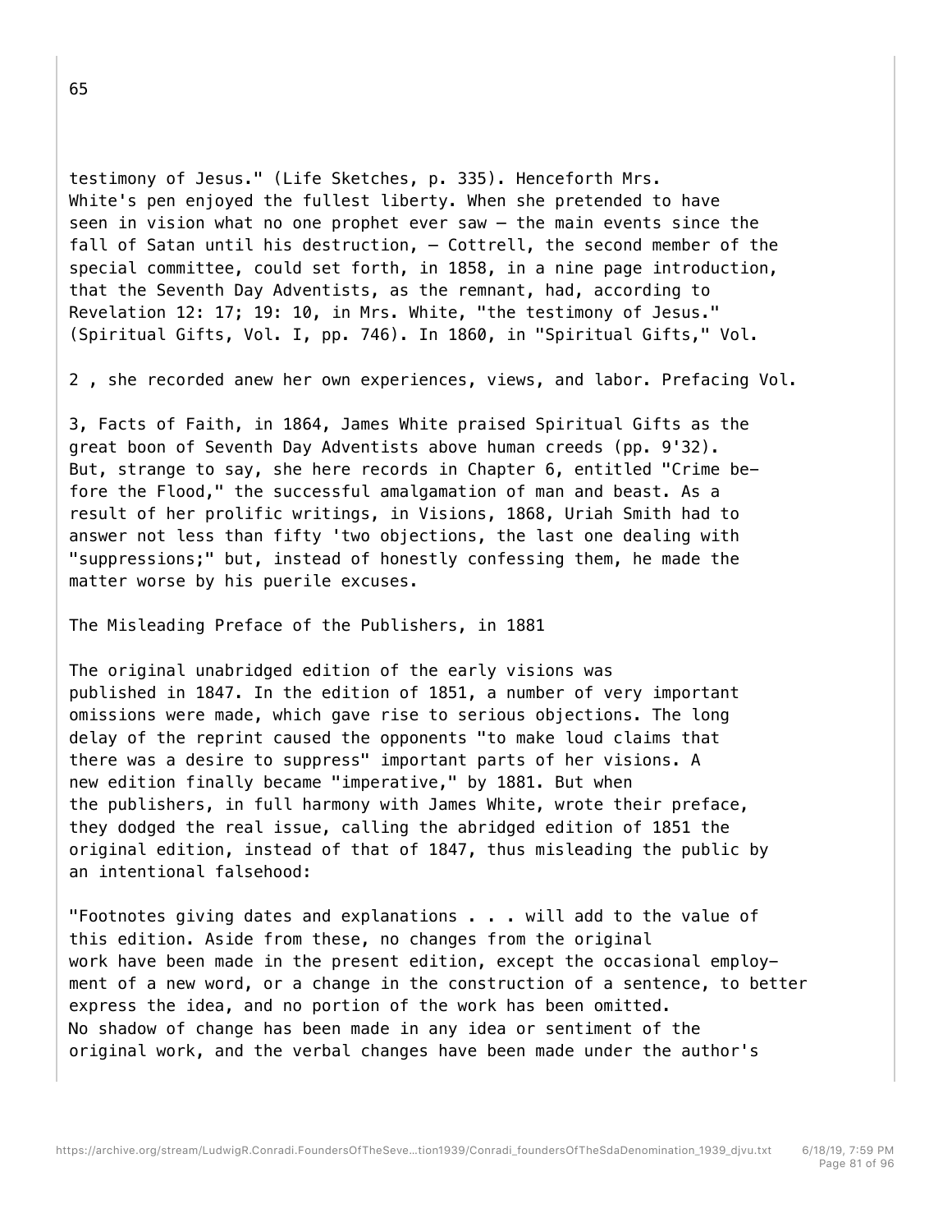testimony of Jesus." (Life Sketches, p. 335). Henceforth Mrs. White's pen enjoyed the fullest liberty. When she pretended to have seen in vision what no one prophet ever saw — the main events since the fall of Satan until his destruction, — Cottrell, the second member of the special committee, could set forth, in 1858, in a nine page introduction, that the Seventh Day Adventists, as the remnant, had, according to Revelation 12: 17; 19: 10, in Mrs. White, "the testimony of Jesus." (Spiritual Gifts, Vol. I, pp. 746). In 1860, in "Spiritual Gifts," Vol.

2 , she recorded anew her own experiences, views, and labor. Prefacing Vol.

3, Facts of Faith, in 1864, James White praised Spiritual Gifts as the great boon of Seventh Day Adventists above human creeds (pp. 9'32). But, strange to say, she here records in Chapter 6, entitled "Crime before the Flood," the successful amalgamation of man and beast. As a result of her prolific writings, in Visions, 1868, Uriah Smith had to answer not less than fifty 'two objections, the last one dealing with "suppressions;" but, instead of honestly confessing them, he made the matter worse by his puerile excuses.

## The Misleading Preface of the Publishers, in 1881

The original unabridged edition of the early visions was published in 1847. In the edition of 1851, a number of very important omissions were made, which gave rise to serious objections. The long delay of the reprint caused the opponents "to make loud claims that there was a desire to suppress" important parts of her visions. A new edition finally became "imperative," by 1881. But when the publishers, in full harmony with James White, wrote their preface, they dodged the real issue, calling the abridged edition of 1851 the original edition, instead of that of 1847, thus misleading the public by an intentional falsehood:

"Footnotes giving dates and explanations . . . will add to the value of this edition. Aside from these, no changes from the original work have been made in the present edition, except the occasional employment of a new word, or a change in the construction of a sentence, to better express the idea, and no portion of the work has been omitted. No shadow of change has been made in any idea or sentiment of the original work, and the verbal changes have been made under the author's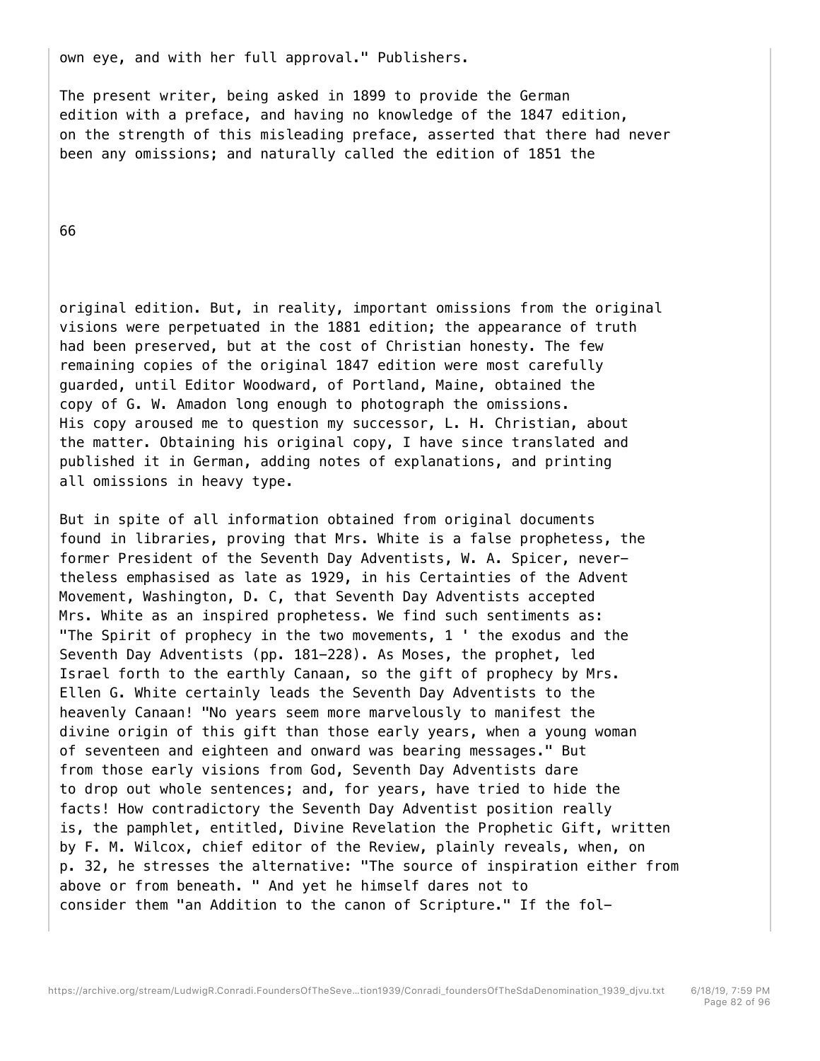own eye, and with her full approval." Publishers.

The present writer, being asked in 1899 to provide the German edition with a preface, and having no knowledge of the 1847 edition, on the strength of this misleading preface, asserted that there had never been any omissions; and naturally called the edition of 1851 the original edition. But, in reality, important omissions from the original visions were perpetuated in the 1881 edition; the appearance of truth had been preserved, but at the cost of Christian honesty. The few remaining copies of the original 1847 edition were most carefully guarded, until Editor Woodward, of Portland, Maine, obtained the copy of G. W. Amadon long enough to photograph the omissions. His copy aroused me to question my successor, L. H. Christian, about the matter. Obtaining his original copy, I have since translated and published it in German, adding notes of explanations, and printing all omissions in heavy type.

But in spite of all information obtained from original documents found in libraries, proving that Mrs. White is a false prophetess, the former President of the Seventh Day Adventists, W. A. Spicer, nevertheless emphasised as late as 1929, in his Certainties of the Advent Movement, Washington, D. C, that Seventh Day Adventists accepted Mrs. White as an inspired prophetess. We find such sentiments as: "The Spirit of prophecy in the two movements, 1 ' the exodus and the Seventh Day Adventists (pp. 181-228). As Moses, the prophet, led Israel forth to the earthly Canaan, so the gift of prophecy by Mrs. Ellen G. White certainly leads the Seventh Day Adventists to the heavenly Canaan! "No years seem more marvelously to manifest the divine origin of this gift than those early years, when a young woman of seventeen and eighteen and onward was bearing messages." But from those early visions from God, Seventh Day Adventists dare to drop out whole sentences; and, for years, have tried to hide the facts! How contradictory the Seventh Day Adventist position really is, the pamphlet, entitled, Divine Revelation the Prophetic Gift, written by F. M. Wilcox, chief editor of the Review, plainly reveals, when, on p. 32, he stresses the alternative: "The source of inspiration either from above or from beneath. " And yet he himself dares not to consider them "an Addition to the canon of Scripture." If the fol-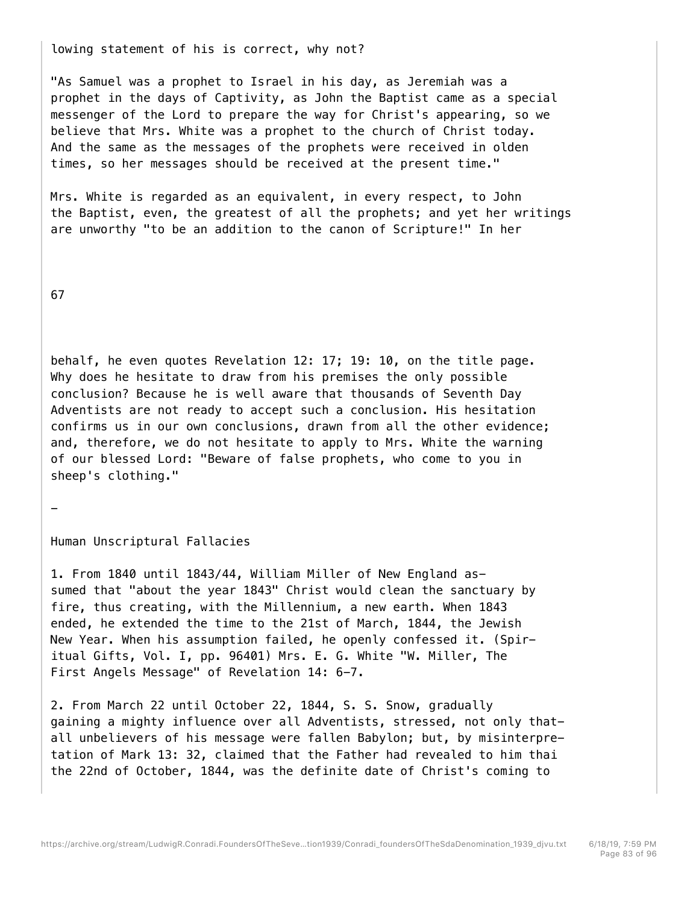lowing statement of his is correct, why not?

"As Samuel was a prophet to Israel in his day, as Jeremiah was a prophet in the days of Captivity, as John the Baptist came as a special messenger of the Lord to prepare the way for Christ's appearing, so we believe that Mrs. White was a prophet to the church of Christ today. And the same as the messages of the prophets were received in olden times, so her messages should be received at the present time."

Mrs. White is regarded as an equivalent, in every respect, to John the Baptist, even, the greatest of all the prophets; and yet her writings are unworthy "to be an addition to the canon of Scripture!" In her

behalf, he even quotes Revelation 12: 17; 19: 10, on the title page. Why does he hesitate to draw from his premises the only possible conclusion? Because he is well aware that thousands of Seventh Day Adventists are not ready to accept such a conclusion. His hesitation confirms us in our own conclusions, drawn from all the other evidence; and, therefore, we do not hesitate to apply to Mrs. White the warning of our blessed Lord: "Beware of false prophets, who come to you in sheep's clothing."

—

## Human Unscriptural Fallacies

1. From 1840 until 1843/44, William Miller of New England assumed that "about the year 1843" Christ would clean the sanctuary by fire, thus creating, with the Millennium, a new earth. When 1843 ended, he extended the time to the 21st of March, 1844, the Jewish New Year. When his assumption failed, he openly confessed it. (Spiritual Gifts, Vol. I, pp. 96401) Mrs. E. G. White "W. Miller, The First Angels Message" of Revelation 14: 6-7.

2. From March 22 until October 22, 1844, S. S. Snow, gradually gaining a mighty influence over all Adventists, stressed, not only that-all unbelievers of his message were fallen Babylon; but, by misinterpretation of Mark 13: 32, claimed that the Father had revealed to him thai the 22nd of October, 1844, was the definite date of Christ's coming to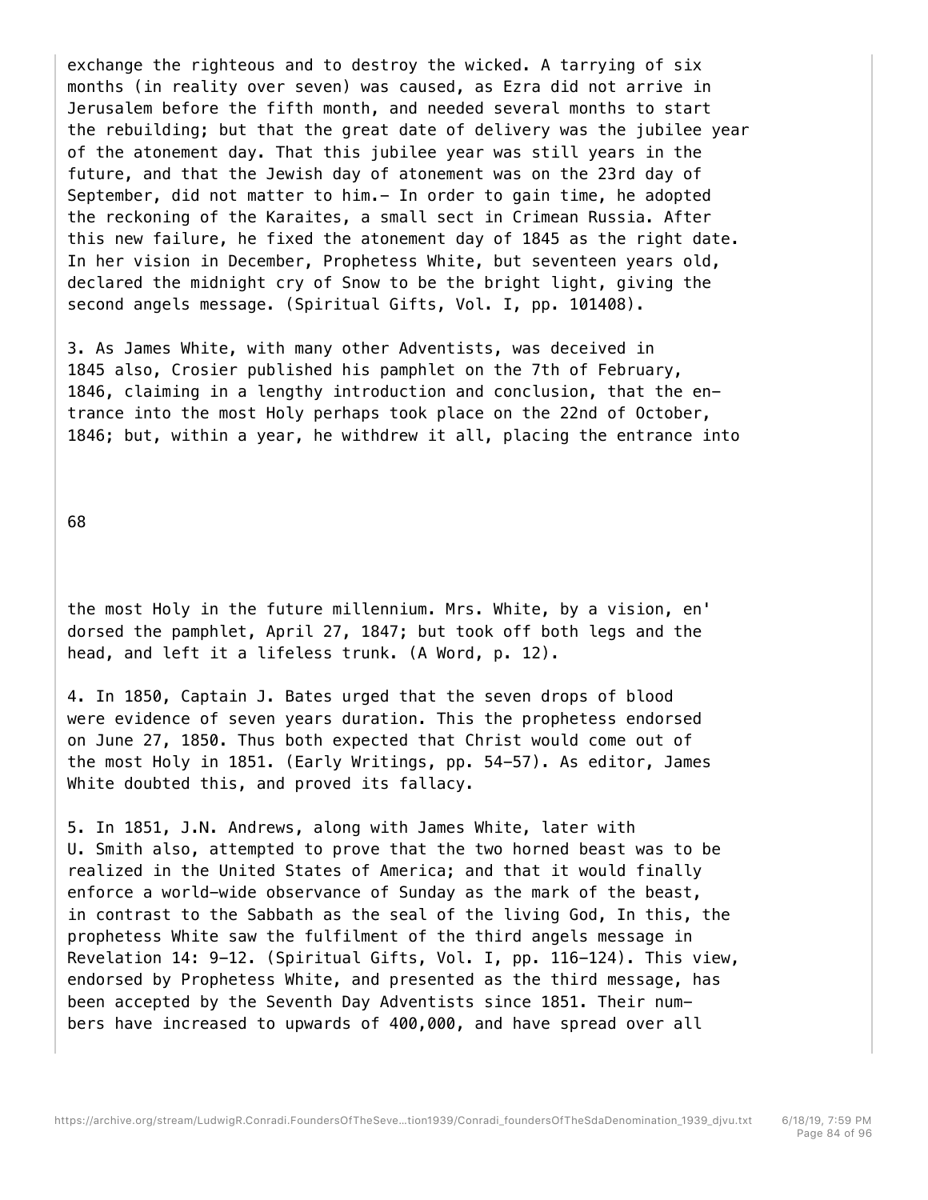exchange the righteous and to destroy the wicked. A tarrying of six months (in reality over seven) was caused, as Ezra did not arrive in Jerusalem before the fifth month, and needed several months to start the rebuilding; but that the great date of delivery was the jubilee year of the atonement day. That this jubilee year was still years in the future, and that the Jewish day of atonement was on the 23rd day of September, did not matter to him.- In order to gain time, he adopted the reckoning of the Karaites, a small sect in Crimean Russia. After this new failure, he fixed the atonement day of 1845 as the right date. In her vision in December, Prophetess White, but seventeen years old, declared the midnight cry of Snow to be the bright light, giving the second angels message. (Spiritual Gifts, Vol. I, pp. 101408).

3. As James White, with many other Adventists, was deceived in 1845 also, Crosier published his pamphlet on the 7th of February, 1846, claiming in a lengthy introduction and conclusion, that the entrance into the most Holy perhaps took place on the 22nd of October, 1846; but, within a year, he withdrew it all, placing the entrance into the most Holy in the future millennium. Mrs. White, by a vision, en' dorsed the pamphlet, April 27, 1847; but took off both legs and the head, and left it a lifeless trunk. (A Word, p. 12).

4. In 1850, Captain J. Bates urged that the seven drops of blood were evidence of seven years duration. This the prophetess endorsed on June 27, 1850. Thus both expected that Christ would come out of the most Holy in 1851. (Early Writings, pp. 54-57). As editor, James White doubted this, and proved its fallacy.

5. In 1851, J.N. Andrews, along with James White, later with U. Smith also, attempted to prove that the two horned beast was to be realized in the United States of America; and that it would finally enforce a world-wide observance of Sunday as the mark of the beast, in contrast to the Sabbath as the seal of the living God, In this, the prophetess White saw the fulfilment of the third angels message in Revelation 14: 9-12. (Spiritual Gifts, Vol. I, pp. 116-124). This view, endorsed by Prophetess White, and presented as the third message, has been accepted by the Seventh Day Adventists since 1851. Their numbers have increased to upwards of 400,000, and have spread over all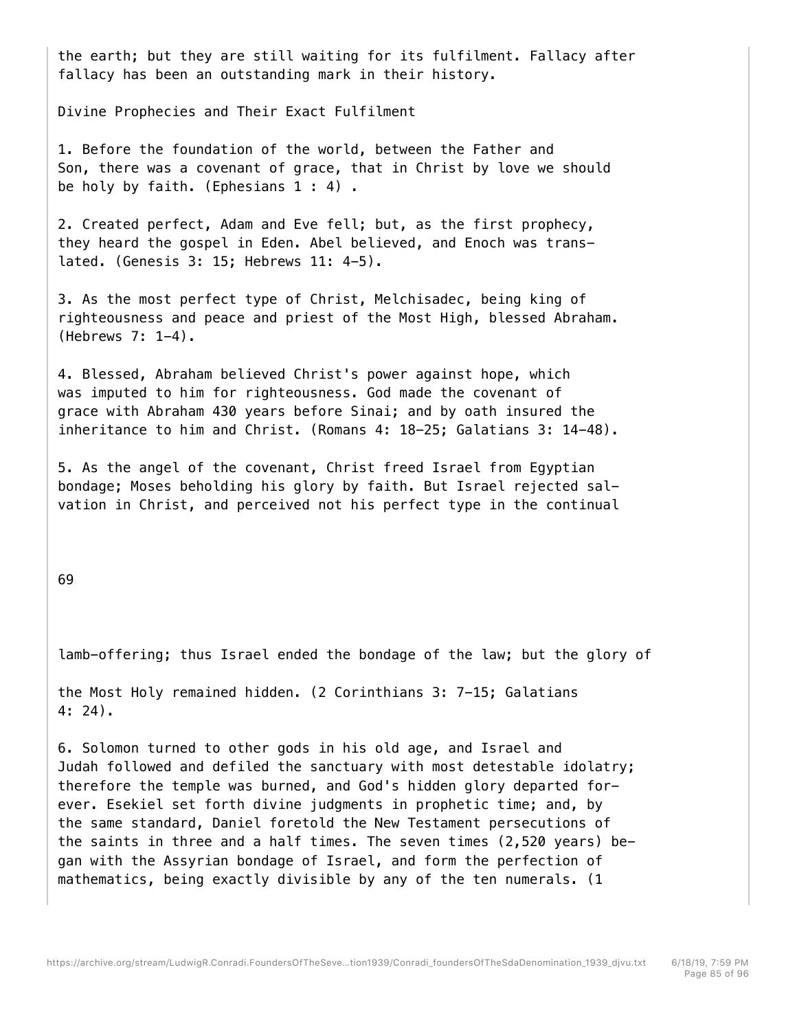the earth; but they are still waiting for its fulfilment. Fallacy after fallacy has been an outstanding mark in their history.

## Divine Prophecies and Their Exact Fulfilment

1. Before the foundation of the world, between the Father and Son, there was a covenant of grace, that in Christ by love we should be holy by faith. (Ephesians 1 : 4) .

2. Created perfect, Adam and Eve fell; but, as the first prophecy, they heard the gospel in Eden. Abel believed, and Enoch was translated. (Genesis 3: 15; Hebrews 11: 4-5).

3. As the most perfect type of Christ, Melchisadec, being king of righteousness and peace and priest of the Most High, blessed Abraham. (Hebrews 7: 1-4).

4. Blessed, Abraham believed Christ's power against hope, which was imputed to him for righteousness. God made the covenant of grace with Abraham 430 years before Sinai; and by oath insured the inheritance to him and Christ. (Romans 4: 18-25; Galatians 3: 14-48).

5. As the angel of the covenant, Christ freed Israel from Egyptian bondage; Moses beholding his glory by faith. But Israel rejected salvation in Christ, and perceived not his perfect type in the continual lamb-offering; thus Israel ended the bondage of the law; but the glory of the Most Holy remained hidden. (2 Corinthians 3: 7-15; Galatians 4: 24).

6. Solomon turned to other gods in his old age, and Israel and Judah followed and defiled the sanctuary with most detestable idolatry; therefore the temple was burned, and God's hidden glory departed forever. Esekiel set forth divine judgments in prophetic time; and, by the same standard, Daniel foretold the New Testament persecutions of the saints in three and a half times. The seven times (2,520 years) began with the Assyrian bondage of Israel, and form the perfection of mathematics, being exactly divisible by any of the ten numerals. (1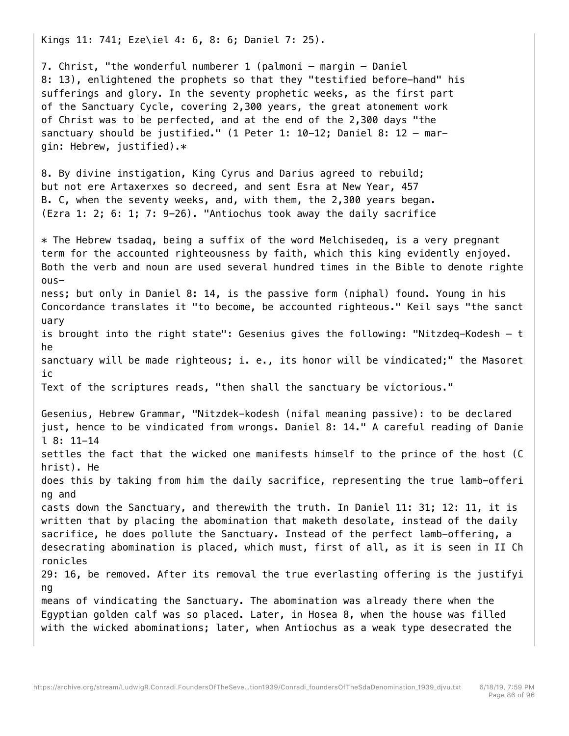Kings 11: 741; Eze\iel 4: 6, 8: 6; Daniel 7: 25).

7. Christ, "the wonderful numberer 1 (palmoni — margin — Daniel 8: 13), enlightened the prophets so that they "testified before-hand" his sufferings and glory. In the seventy prophetic weeks, as the first part of the Sanctuary Cycle, covering 2,300 years, the great atonement work of Christ was to be perfected, and at the end of the 2,300 days "the sanctuary should be justified." (1 Peter 1: 10-12; Daniel 8: 12 — margin: Hebrew, justified).*

8. By divine instigation, King Cyrus and Darius agreed to rebuild; but not ere Artaxerxes so decreed, and sent Esra at New Year, 457 B. C, when the seventy weeks, and, with them, the 2,300 years began. (Ezra 1: 2; 6: 1; 7: 9-26). "Antiochus took away the daily sacrifice

* The Hebrew tsadaq, being a suffix of the word Melchisedeq, is a very pregnant term for the accounted righteousness by faith, which this king evidently enjoyed. Both the verb and noun are used several hundred times in the Bible to denote righteousness; but only in Daniel 8: 14, is the passive form (niphal) found. Young in his Concordance translates it "to become, be accounted righteous." Keil says "the sanctuary is brought into the right state": Gesenius gives the following: "Nitzdeq-Kodesh — the sanctuary will be made righteous; i. e., its honor will be vindicated;" the Masoretic Text of the scriptures reads, "then shall the sanctuary be victorious."

Gesenius, Hebrew Grammar, "Nitzdek-kodesh (nifal meaning passive): to be declared just, hence to be vindicated from wrongs. Daniel 8: 14." A careful reading of Daniel 8: 11-14 settles the fact that the wicked one manifests himself to the prince of the host (Christ). He does this by taking from him the daily sacrifice, representing the true lamb-offering and casts down the Sanctuary, and therewith the truth. In Daniel 11: 31; 12: 11, it is written that by placing the abomination that maketh desolate, instead of the daily sacrifice, he does pollute the Sanctuary. Instead of the perfect lamb-offering, a desecrating abomination is placed, which must, first of all, as it is seen in II Chronicles 29: 16, be removed. After its removal the true everlasting offering is the justifying means of vindicating the Sanctuary. The abomination was already there when the Egyptian golden calf was so placed. Later, in Hosea 8, when the house was filled with the wicked abominations; later, when Antiochus as a weak type desecrated the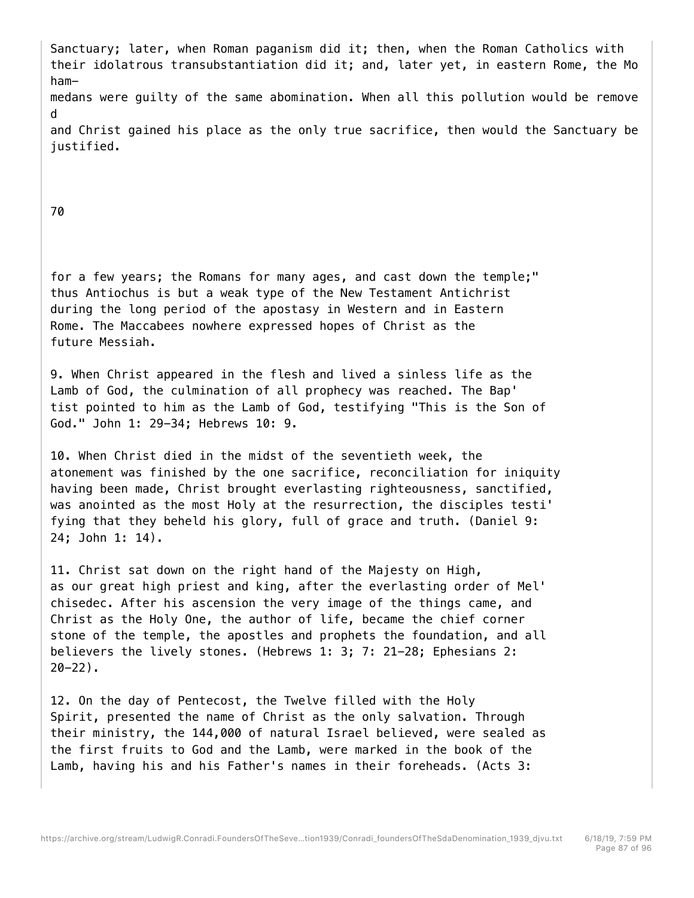Sanctuary; later, when Roman paganism did it; then, when the Roman Catholics with their idolatrous transubstantiation did it; and, later yet, in eastern Rome, the Mohammedans were guilty of the same abomination. When all this pollution would be removed and Christ gained his place as the only true sacrifice, then would the Sanctuary be justified.

for a few years; the Romans for many ages, and cast down the temple;" thus Antiochus is but a weak type of the New Testament Antichrist during the long period of the apostasy in Western and in Eastern Rome. The Maccabees nowhere expressed hopes of Christ as the future Messiah.

9. When Christ appeared in the flesh and lived a sinless life as the Lamb of God, the culmination of all prophecy was reached. The Baptist pointed to him as the Lamb of God, testifying "This is the Son of God." John 1: 29-34; Hebrews 10: 9.

10. When Christ died in the midst of the seventieth week, the atonement was finished by the one sacrifice, reconciliation for iniquity having been made, Christ brought everlasting righteousness, sanctified, was anointed as the most Holy at the resurrection, the disciples testifying that they beheld his glory, full of grace and truth. (Daniel 9: 24; John 1: 14).

11. Christ sat down on the right hand of the Majesty on High, as our great high priest and king, after the everlasting order of Melchisedec. After his ascension the very image of the things came, and Christ as the Holy One, the author of life, became the chief corner stone of the temple, the apostles and prophets the foundation, and all believers the lively stones. (Hebrews 1: 3; 7: 21-28; Ephesians 2: 20-22).

12. On the day of Pentecost, the Twelve filled with the Holy Spirit, presented the name of Christ as the only salvation. Through their ministry, the 144,000 of natural Israel believed, were sealed as the first fruits to God and the Lamb, were marked in the book of the Lamb, having his and his Father's names in their foreheads. (Acts 3: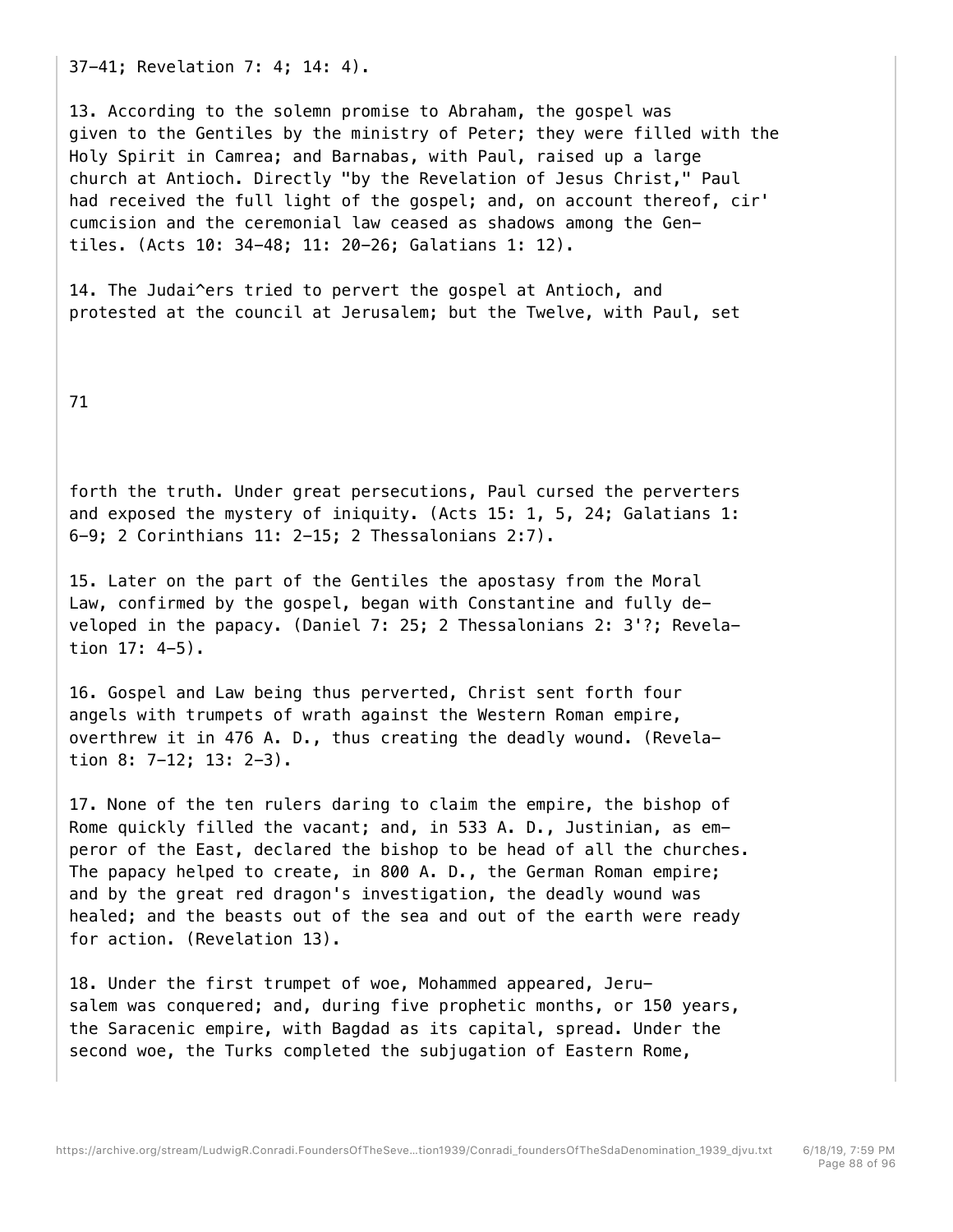37-41; Revelation 7: 4; 14: 4).

13. According to the solemn promise to Abraham, the gospel was given to the Gentiles by the ministry of Peter; they were filled with the Holy Spirit in Camrea; and Barnabas, with Paul, raised up a large church at Antioch. Directly "by the Revelation of Jesus Christ," Paul had received the full light of the gospel; and, on account thereof, cir' cumcision and the ceremonial law ceased as shadows among the Gentiles. (Acts 10: 34-48; 11: 20-26; Galatians 1: 12).

14. The Judai^ers tried to pervert the gospel at Antioch, and protested at the council at Jerusalem; but the Twelve, with Paul, set forth the truth. Under great persecutions, Paul cursed the perverters and exposed the mystery of iniquity. (Acts 15: 1, 5, 24; Galatians 1: 6-9; 2 Corinthians 11: 2-15; 2 Thessalonians 2:7).

15. Later on the part of the Gentiles the apostasy from the Moral Law, confirmed by the gospel, began with Constantine and fully developed in the papacy. (Daniel 7: 25; 2 Thessalonians 2: 3'?; Revelation 17: 4-5).

16. Gospel and Law being thus perverted, Christ sent forth four angels with trumpets of wrath against the Western Roman empire, overthrew it in 476 A. D., thus creating the deadly wound. (Revelation 8: 7-12; 13: 2-3).

17. None of the ten rulers daring to claim the empire, the bishop of Rome quickly filled the vacant; and, in 533 A. D., Justinian, as emperor of the East, declared the bishop to be head of all the churches. The papacy helped to create, in 800 A. D., the German Roman empire; and by the great red dragon's investigation, the deadly wound was healed; and the beasts out of the sea and out of the earth were ready for action. (Revelation 13).

18. Under the first trumpet of woe, Mohammed appeared, Jerusalem was conquered; and, during five prophetic months, or 150 years, the Saracenic empire, with Bagdad as its capital, spread. Under the second woe, the Turks completed the subjugation of Eastern Rome,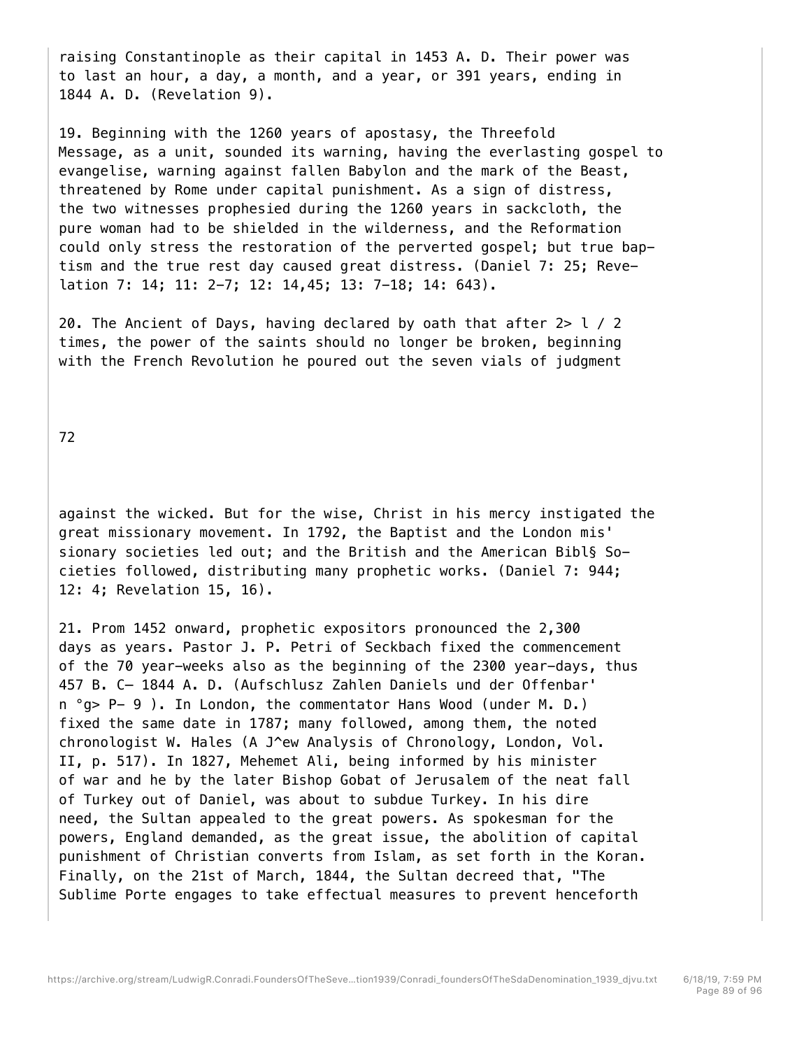raising Constantinople as their capital in 1453 A. D. Their power was to last an hour, a day, a month, and a year, or 391 years, ending in 1844 A. D. (Revelation 9).

19. Beginning with the 1260 years of apostasy, the Threefold Message, as a unit, sounded its warning, having the everlasting gospel to evangelise, warning against fallen Babylon and the mark of the Beast, threatened by Rome under capital punishment. As a sign of distress, the two witnesses prophesied during the 1260 years in sackcloth, the pure woman had to be shielded in the wilderness, and the Reformation could only stress the restoration of the perverted gospel; but true baptism and the true rest day caused great distress. (Daniel 7: 25; Revelation 7: 14; 11: 2-7; 12: 14,45; 13: 7-18; 14: 643).

20. The Ancient of Days, having declared by oath that after 2> l / 2 times, the power of the saints should no longer be broken, beginning with the French Revolution he poured out the seven vials of judgment against the wicked. But for the wise, Christ in his mercy instigated the great missionary movement. In 1792, the Baptist and the London mis' sionary societies led out; and the British and the American Bibl§ Societies followed, distributing many prophetic works. (Daniel 7: 944; 12: 4; Revelation 15, 16).

21. Prom 1452 onward, prophetic expositors pronounced the 2,300 days as years. Pastor J. P. Petri of Seckbach fixed the commencement of the 70 year-weeks also as the beginning of the 2300 year-days, thus 457 B. C- 1844 A. D. (Aufschlusz Zahlen Daniels und der Offenbar' n °g> P- 9 ). In London, the commentator Hans Wood (under M. D.) fixed the same date in 1787; many followed, among them, the noted chronologist W. Hales (A J^ew Analysis of Chronology, London, Vol. II, p. 517). In 1827, Mehemet Ali, being informed by his minister of war and he by the later Bishop Gobat of Jerusalem of the neat fall of Turkey out of Daniel, was about to subdue Turkey. In his dire need, the Sultan appealed to the great powers. As spokesman for the powers, England demanded, as the great issue, the abolition of capital punishment of Christian converts from Islam, as set forth in the Koran. Finally, on the 21st of March, 1844, the Sultan decreed that, "The Sublime Porte engages to take effectual measures to prevent henceforth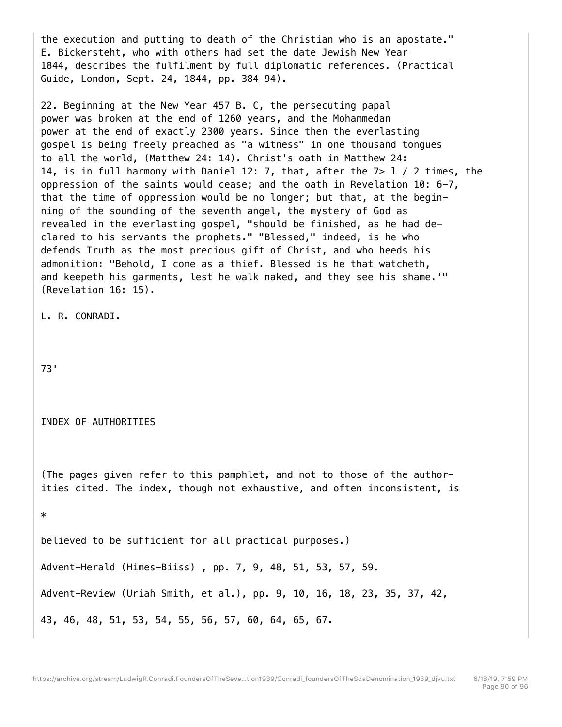the execution and putting to death of the Christian who is an apostate." E. Bickersteht, who with others had set the date Jewish New Year 1844, describes the fulfilment by full diplomatic references. (Practical Guide, London, Sept. 24, 1844, pp. 384-94).

22. Beginning at the New Year 457 B. C, the persecuting papal power was broken at the end of 1260 years, and the Mohammedan power at the end of exactly 2300 years. Since then the everlasting gospel is being freely preached as "a witness" in one thousand tongues to all the world, (Matthew 24: 14). Christ's oath in Matthew 24: 14, is in full harmony with Daniel 12: 7, that, after the 7> l / 2 times, the oppression of the saints would cease; and the oath in Revelation 10: 6-7, that the time of oppression would be no longer; but that, at the beginning of the sounding of the seventh angel, the mystery of God as revealed in the everlasting gospel, "should be finished, as he had declared to his servants the prophets." "Blessed," indeed, is he who defends Truth as the most precious gift of Christ, and who heeds his admonition: "Behold, I come as a thief. Blessed is he that watcheth, and keepeth his garments, lest he walk naked, and they see his shame.'" (Revelation 16: 15).

L. R. CONRADI.

# INDEX OF AUTHORITIES

(The pages given refer to this pamphlet, and not to those of the authorities cited. The index, though not exhaustive, and often inconsistent, is

*

believed to be sufficient for all practical purposes.)

Advent-Herald (Himes-Biiss) , pp. 7, 9, 48, 51, 53, 57, 59.

Advent-Review (Uriah Smith, et al.), pp. 9, 10, 16, 18, 23, 35, 37, 42,

43, 46, 48, 51, 53, 54, 55, 56, 57, 60, 64, 65, 67.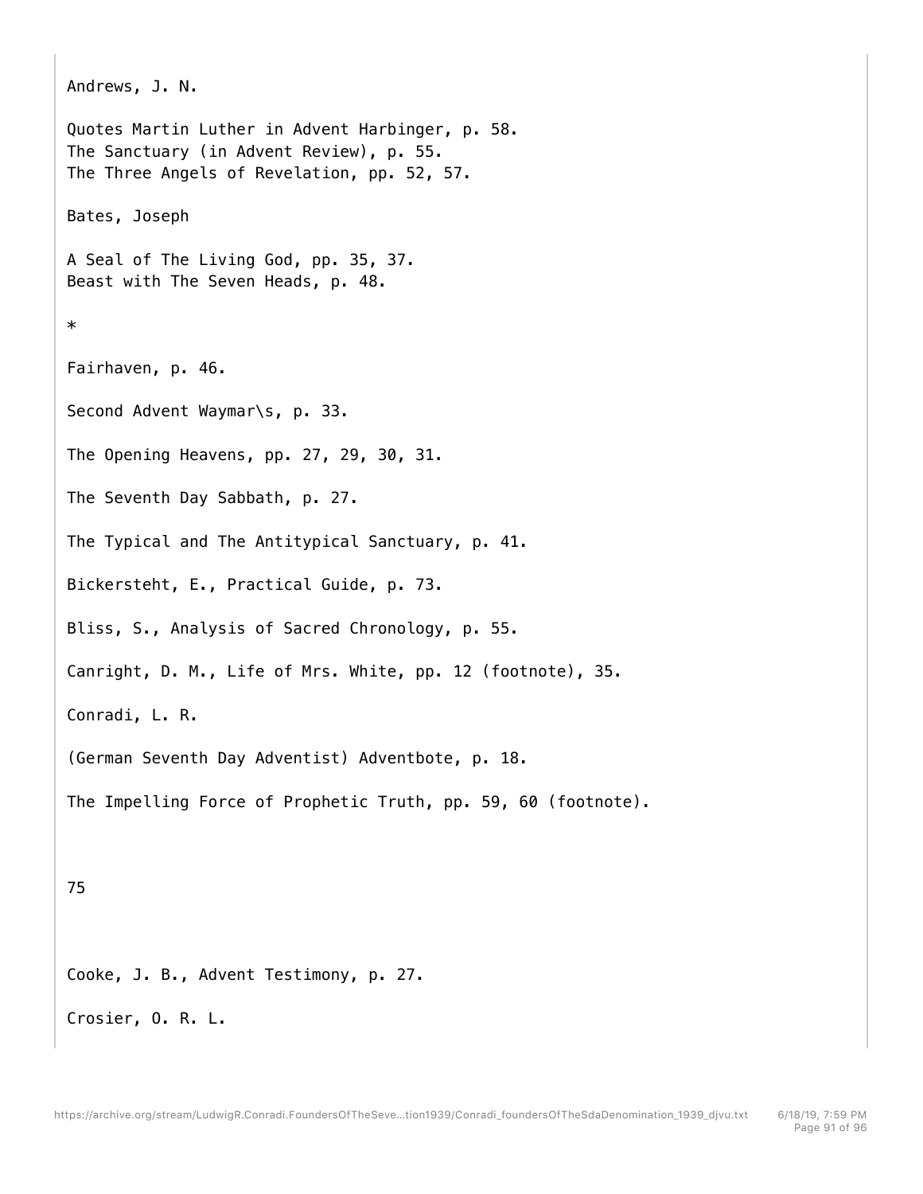Andrews, J. N.

Quotes Martin Luther in Advent Harbinger, p. 58.
The Sanctuary (in Advent Review), p. 55.
The Three Angels of Revelation, pp. 52, 57.

Bates, Joseph

A Seal of The Living God, pp. 35, 37.
Beast with The Seven Heads, p. 48.

*

Fairhaven, p. 46.

Second Advent Waymar\s, p. 33.

The Opening Heavens, pp. 27, 29, 30, 31.

The Seventh Day Sabbath, p. 27.

The Typical and The Antitypical Sanctuary, p. 41.

Bickersteht, E., Practical Guide, p. 73.

Bliss, S., Analysis of Sacred Chronology, p. 55.

Canright, D. M., Life of Mrs. White, pp. 12 (footnote), 35.

Conradi, L. R.

(German Seventh Day Adventist) Adventbote, p. 18.

The Impelling Force of Prophetic Truth, pp. 59, 60 (footnote).

Cooke, J. B., Advent Testimony, p. 27.

Crosier, O. R. L.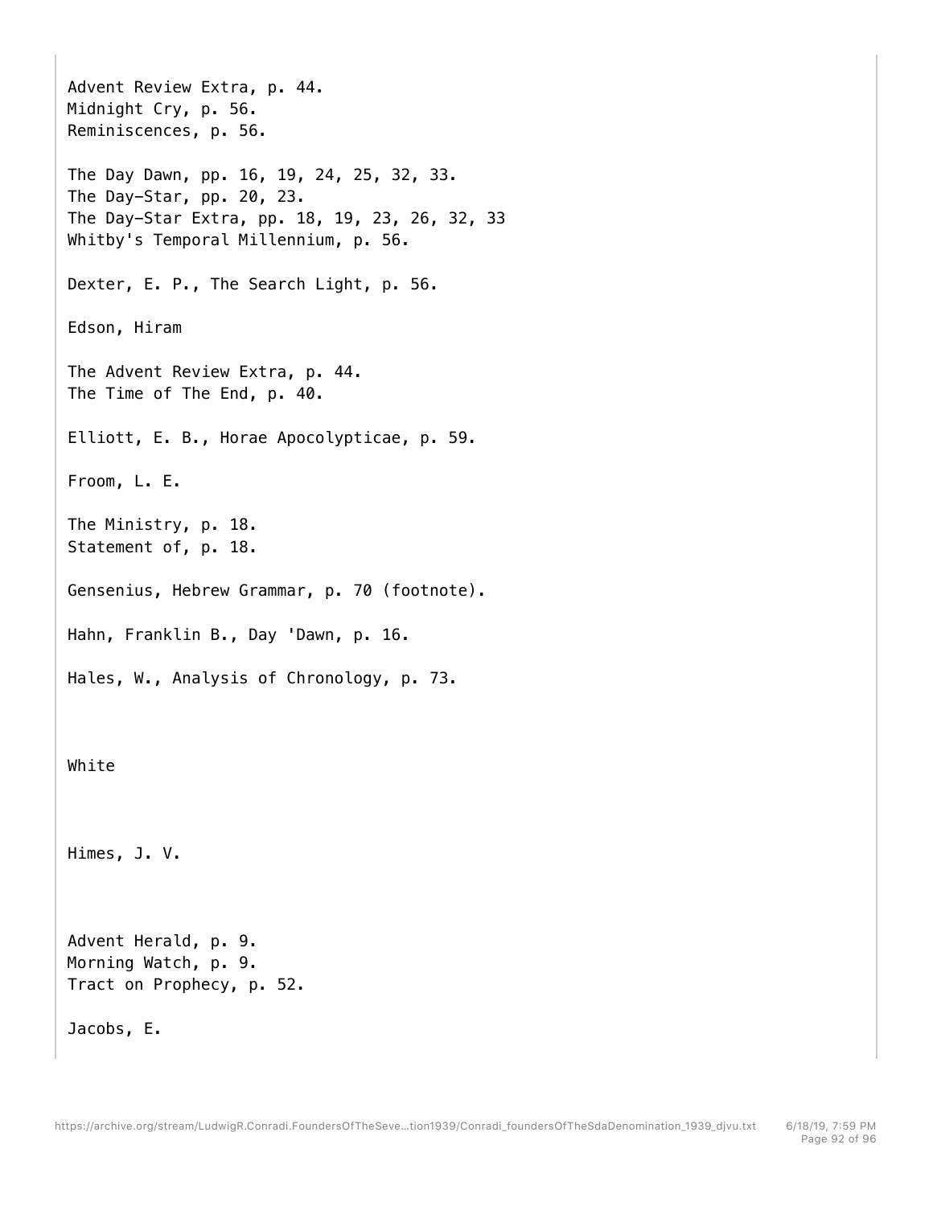Advent Review Extra, p. 44.
Midnight Cry, p. 56.
Reminiscences, p. 56.

The Day Dawn, pp. 16, 19, 24, 25, 32, 33.
The Day-Star, pp. 20, 23.
The Day-Star Extra, pp. 18, 19, 23, 26, 32, 33
Whitby's Temporal Millennium, p. 56.

Dexter, E. P., The Search Light, p. 56.

Edson, Hiram

The Advent Review Extra, p. 44.
The Time of The End, p. 40.

Elliott, E. B., Horae Apocolypticae, p. 59.

Froom, L. E.

The Ministry, p. 18.
Statement of, p. 18.

Gensenius, Hebrew Grammar, p. 70 (footnote).

Hahn, Franklin B., Day 'Dawn, p. 16.

Hales, W., Analysis of Chronology, p. 73.

White

Himes, J. V.

Advent Herald, p. 9.
Morning Watch, p. 9.
Tract on Prophecy, p. 52.

Jacobs, E.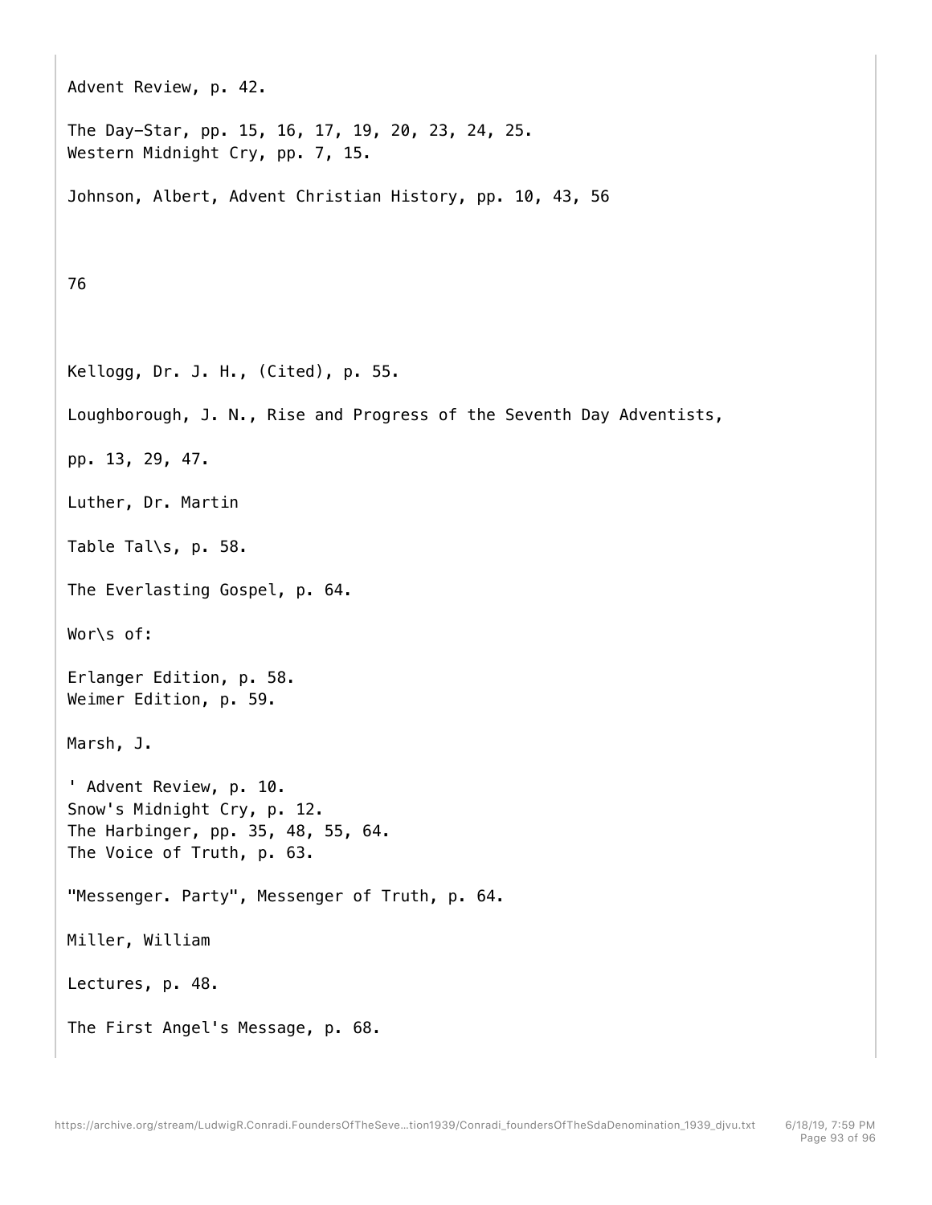Advent Review, p. 42.

The Day-Star, pp. 15, 16, 17, 19, 20, 23, 24, 25.
Western Midnight Cry, pp. 7, 15.

Johnson, Albert, Advent Christian History, pp. 10, 43, 56

76

Kellogg, Dr. J. H., (Cited), p. 55.

Loughborough, J. N., Rise and Progress of the Seventh Day Adventists,

pp. 13, 29, 47.

Luther, Dr. Martin

Table Tal\s, p. 58.

The Everlasting Gospel, p. 64.

Wor\s of:

Erlanger Edition, p. 58.
Weimer Edition, p. 59.

Marsh, J.

' Advent Review, p. 10.
Snow's Midnight Cry, p. 12.
The Harbinger, pp. 35, 48, 55, 64.
The Voice of Truth, p. 63.

"Messenger. Party", Messenger of Truth, p. 64.

Miller, William

Lectures, p. 48.

The First Angel's Message, p. 68.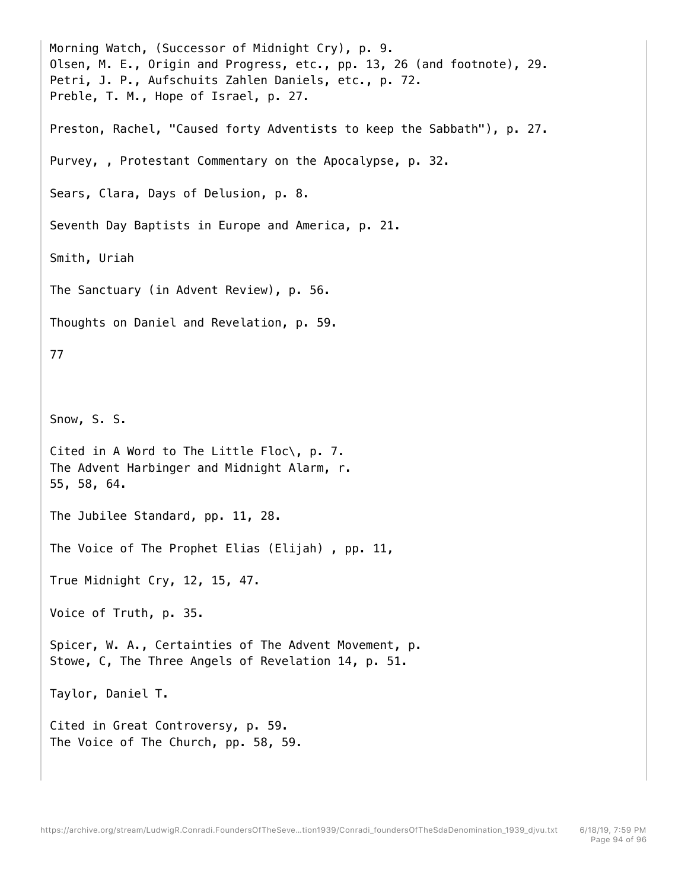Morning Watch, (Successor of Midnight Cry), p. 9.
Olsen, M. E., Origin and Progress, etc., pp. 13, 26 (and footnote), 29.
Petri, J. P., Aufschuits Zahlen Daniels, etc., p. 72.
Preble, T. M., Hope of Israel, p. 27.

Preston, Rachel, "Caused forty Adventists to keep the Sabbath"), p. 27.

Purvey, , Protestant Commentary on the Apocalypse, p. 32.

Sears, Clara, Days of Delusion, p. 8.

Seventh Day Baptists in Europe and America, p. 21.

Smith, Uriah

The Sanctuary (in Advent Review), p. 56.

Thoughts on Daniel and Revelation, p. 59.

Snow, S. S.

Cited in A Word to The Little Floc\, p. 7.
The Advent Harbinger and Midnight Alarm, r.
55, 58, 64.

The Jubilee Standard, pp. 11, 28.

The Voice of The Prophet Elias (Elijah) , pp. 11,

True Midnight Cry, 12, 15, 47.

Voice of Truth, p. 35.

Spicer, W. A., Certainties of The Advent Movement, p.
Stowe, C, The Three Angels of Revelation 14, p. 51.

Taylor, Daniel T.

Cited in Great Controversy, p. 59.
The Voice of The Church, pp. 58, 59.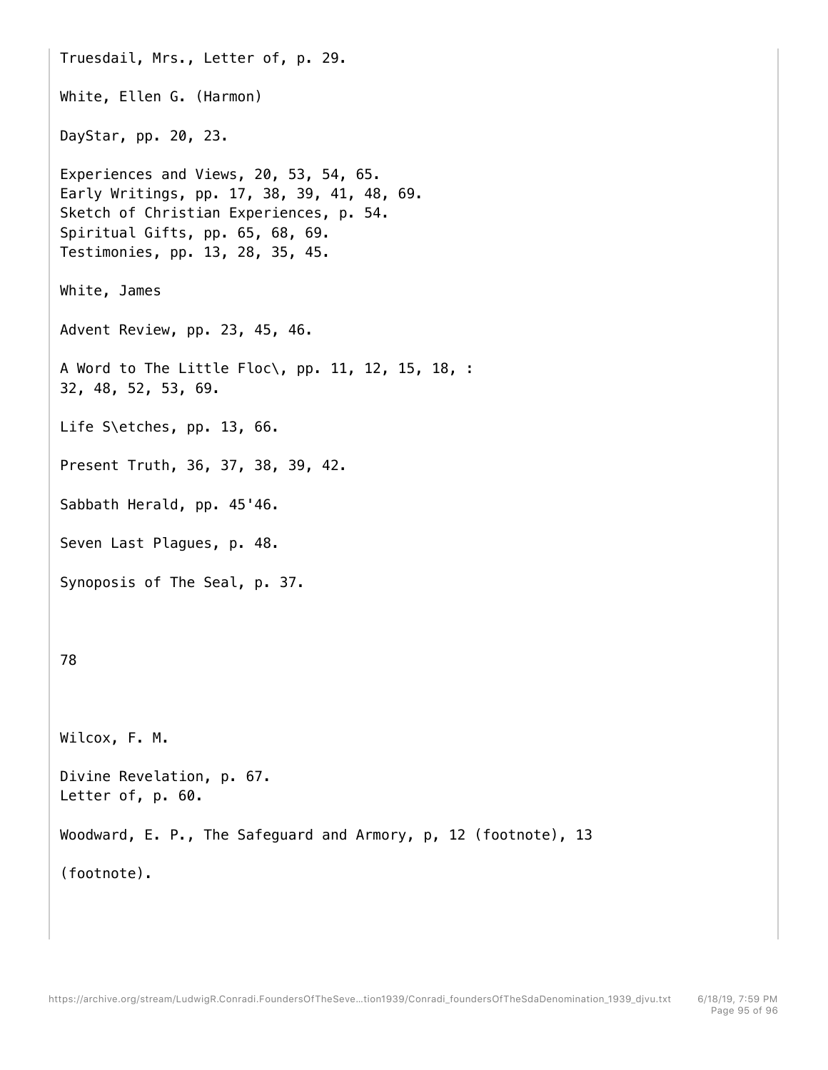Truesdail, Mrs., Letter of, p. 29.

White, Ellen G. (Harmon)

DayStar, pp. 20, 23.

Experiences and Views, 20, 53, 54, 65.
Early Writings, pp. 17, 38, 39, 41, 48, 69.
Sketch of Christian Experiences, p. 54.
Spiritual Gifts, pp. 65, 68, 69.
Testimonies, pp. 13, 28, 35, 45.

White, James

Advent Review, pp. 23, 45, 46.

A Word to The Little Floc\, pp. 11, 12, 15, 18, :
32, 48, 52, 53, 69.

Life S\etches, pp. 13, 66.

Present Truth, 36, 37, 38, 39, 42.

Sabbath Herald, pp. 45'46.

Seven Last Plagues, p. 48.

Synoposis of The Seal, p. 37.

Wilcox, F. M.

Divine Revelation, p. 67.
Letter of, p. 60.

Woodward, E. P., The Safeguard and Armory, p, 12 (footnote), 13

(footnote).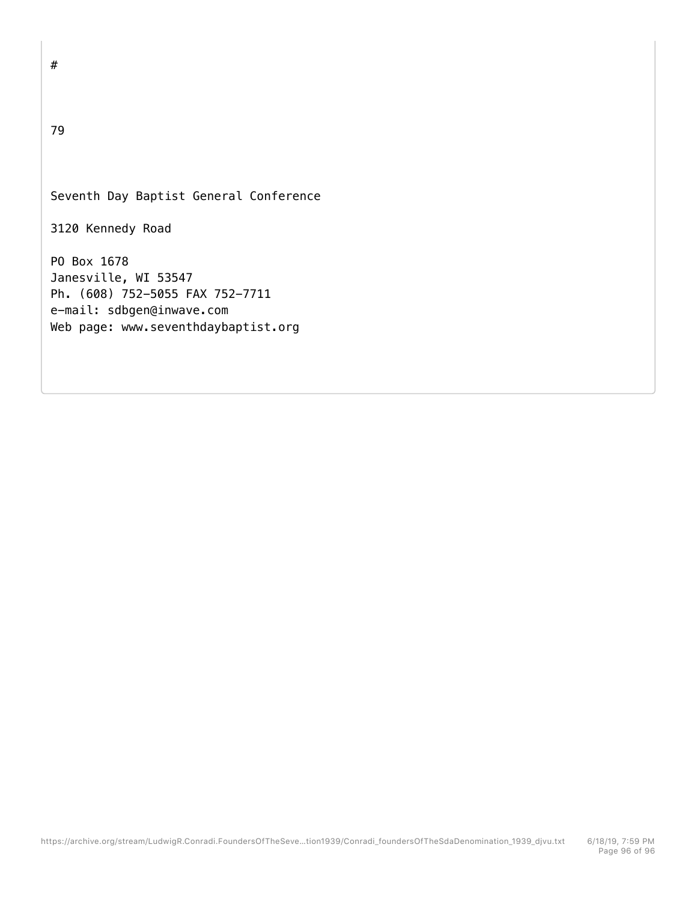#

Seventh Day Baptist General Conference

3120 Kennedy Road

PO Box 1678
Janesville, WI 53547
Ph. (608) 752-5055 FAX 752-7711
e-mail: sdbgen@inwave.com
Web page: www.seventhdaybaptist.org